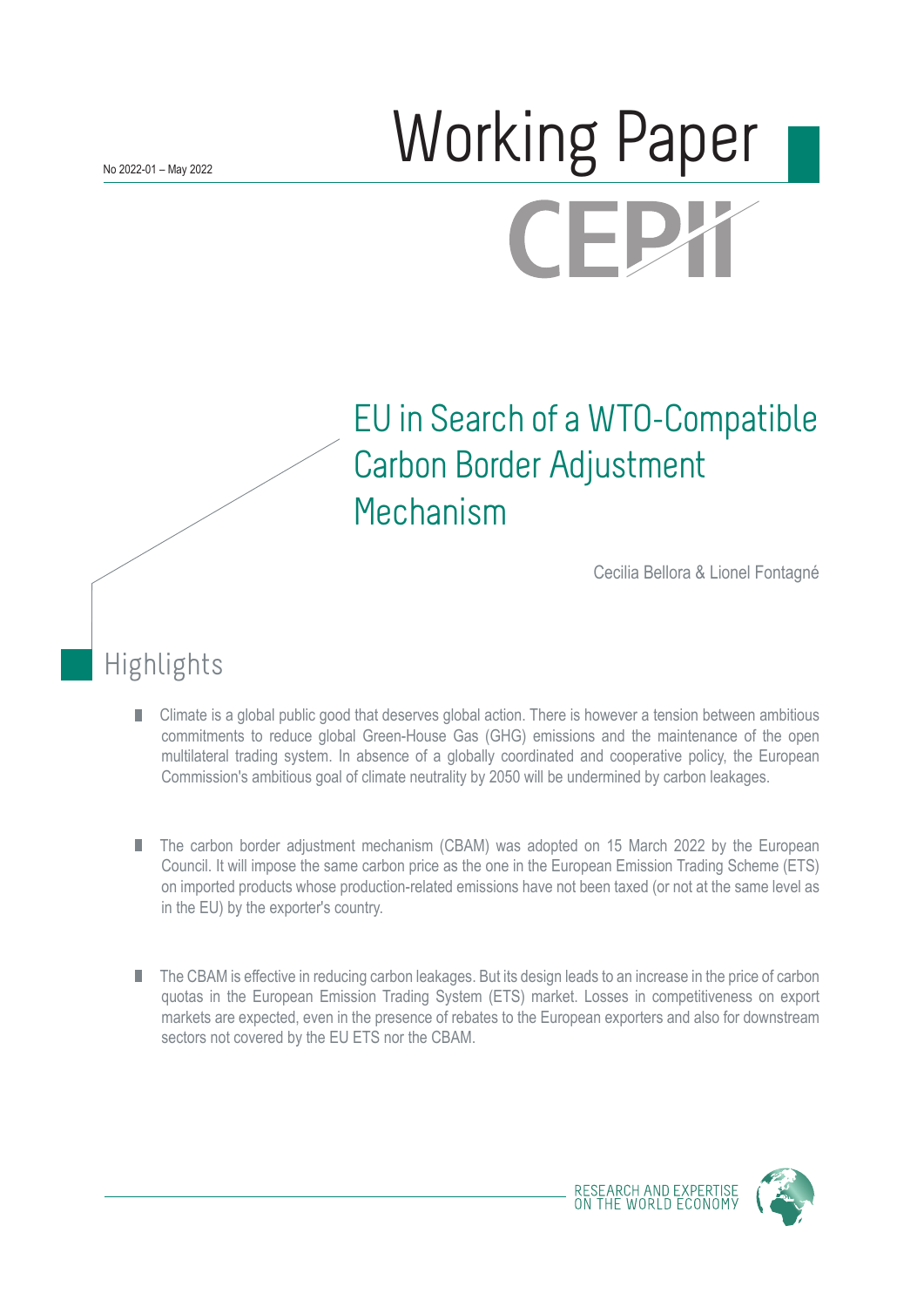No 2022-01 – May 2022

# Working Paper

# EU in Search of a WTO-Compatible Carbon Border Adjustment Mechanism

Cecilia Bellora & Lionel Fontagné

## Highlights

- Climate is a global public good that deserves global action. There is however a tension between ambitious commitments to reduce global Green-House Gas (GHG) emissions and the maintenance of the open multilateral trading system. In absence of a globally coordinated and cooperative policy, the European Commission's ambitious goal of climate neutrality by 2050 will be undermined by carbon leakages.

- The carbon border adjustment mechanism (CBAM) was adopted on 15 March 2022 by the European Council. It will impose the same carbon price as the one in the European Emission Trading Scheme (ETS) on imported products whose production-related emissions have not been taxed (or not at the same level as in the EU) by the exporter's country.

- The CBAM is effective in reducing carbon leakages. But its design leads to an increase in the price of carbon quotas in the European Emission Trading System (ETS) market. Losses in competitiveness on export markets are expected, even in the presence of rebates to the European exporters and also for downstream sectors not covered by the EU ETS nor the CBAM.

RESEARCH AND EXPERTISE ON THE WORLD ECONOMY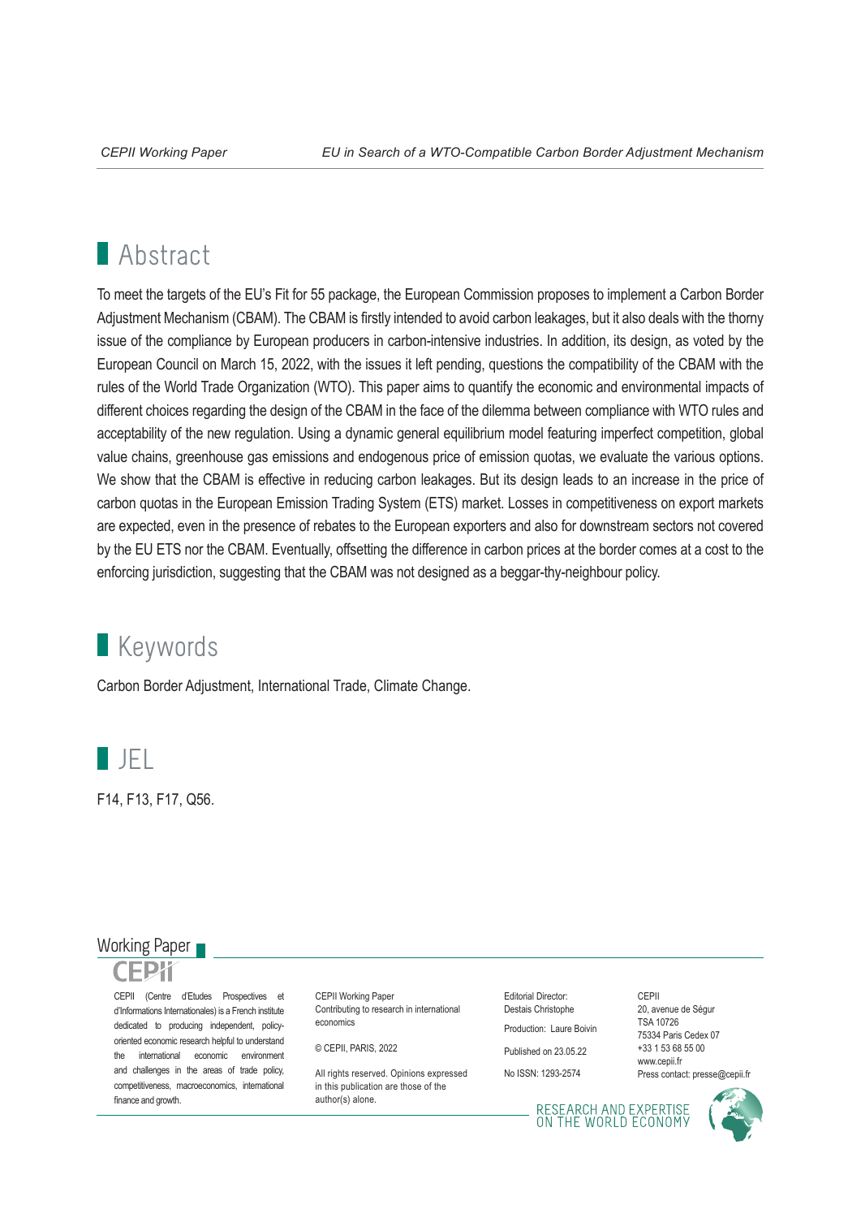## Abstract

To meet the targets of the EU's Fit for 55 package, the European Commission proposes to implement a Carbon Border Adjustment Mechanism (CBAM). The CBAM is firstly intended to avoid carbon leakages, but it also deals with the thorny issue of the compliance by European producers in carbon-intensive industries. In addition, its design, as voted by the European Council on March 15, 2022, with the issues it left pending, questions the compatibility of the CBAM with the rules of the World Trade Organization (WTO). This paper aims to quantify the economic and environmental impacts of different choices regarding the design of the CBAM in the face of the dilemma between compliance with WTO rules and acceptability of the new regulation. Using a dynamic general equilibrium model featuring imperfect competition, global value chains, greenhouse gas emissions and endogenous price of emission quotas, we evaluate the various options. We show that the CBAM is effective in reducing carbon leakages. But its design leads to an increase in the price of carbon quotas in the European Emission Trading System (ETS) market. Losses in competitiveness on export markets are expected, even in the presence of rebates to the European exporters and also for downstream sectors not covered by the EU ETS nor the CBAM. Eventually, offsetting the difference in carbon prices at the border comes at a cost to the enforcing jurisdiction, suggesting that the CBAM was not designed as a beggar-thy-neighbour policy.

## Keywords

Carbon Border Adjustment, International Trade, Climate Change.

## JEL

F14, F13, F17, Q56.

Working Paper

CEPII

CEPII (Centre d'Etudes Prospectives et d'Informations Internationales) is a French institute dedicated to producing independent, policy-oriented economic research helpful to understand the international economic environment and challenges in the areas of trade policy, competitiveness, macroeconomics, international finance and growth.

CEPII Working Paper
Contributing to research in international economics

© CEPII, PARIS, 2022

All rights reserved. Opinions expressed in this publication are those of the author(s) alone.

Editorial Director: Destais Christophe

Production: Laure Boivin

Published on 23.05.22

No ISSN: 1293-2574

CEPII
20, avenue de Ségur
TSA 10726
75334 Paris Cedex 07
+33 1 53 68 55 00
www.cepii.fr
Press contact: presse@cepii.fr

RESEARCH AND EXPERTISE ON THE WORLD ECONOMY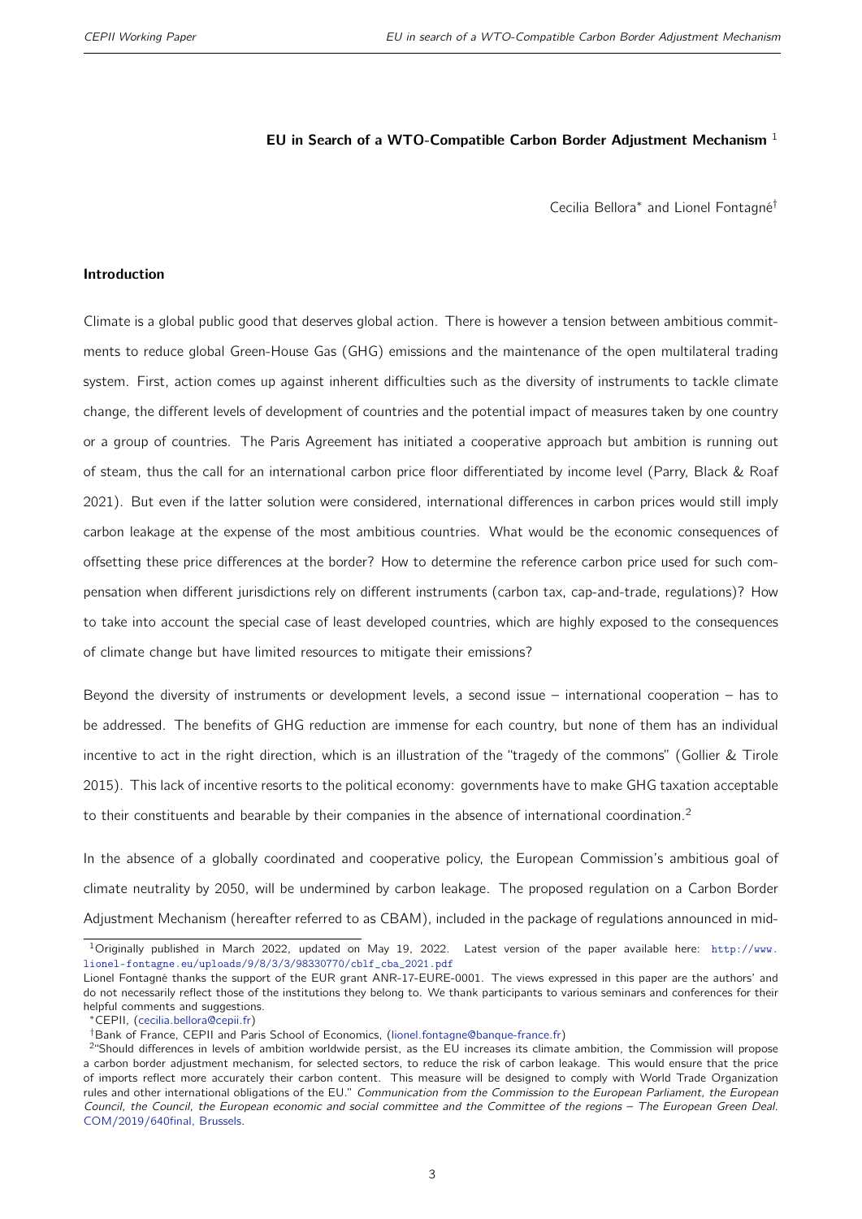# EU in Search of a WTO-Compatible Carbon Border Adjustment Mechanism [1]

Cecilia Bellora* and Lionel Fontagné†

## Introduction

Climate is a global public good that deserves global action. There is however a tension between ambitious commitments to reduce global Green-House Gas (GHG) emissions and the maintenance of the open multilateral trading system. First, action comes up against inherent difficulties such as the diversity of instruments to tackle climate change, the different levels of development of countries and the potential impact of measures taken by one country or a group of countries. The Paris Agreement has initiated a cooperative approach but ambition is running out of steam, thus the call for an international carbon price floor differentiated by income level (Parry, Black & Roaf 2021). But even if the latter solution were considered, international differences in carbon prices would still imply carbon leakage at the expense of the most ambitious countries. What would be the economic consequences of offsetting these price differences at the border? How to determine the reference carbon price used for such compensation when different jurisdictions rely on different instruments (carbon tax, cap-and-trade, regulations)? How to take into account the special case of least developed countries, which are highly exposed to the consequences of climate change but have limited resources to mitigate their emissions?

Beyond the diversity of instruments or development levels, a second issue – international cooperation – has to be addressed. The benefits of GHG reduction are immense for each country, but none of them has an individual incentive to act in the right direction, which is an illustration of the "tragedy of the commons" (Gollier & Tirole 2015). This lack of incentive resorts to the political economy: governments have to make GHG taxation acceptable to their constituents and bearable by their companies in the absence of international coordination.[2]

In the absence of a globally coordinated and cooperative policy, the European Commission's ambitious goal of climate neutrality by 2050, will be undermined by carbon leakage. The proposed regulation on a Carbon Border Adjustment Mechanism (hereafter referred to as CBAM), included in the package of regulations announced in mid-

---

[1] Originally published in March 2022, updated on May 19, 2022. Latest version of the paper available here: http://www.lionel-fontagne.eu/uploads/9/8/3/3/98330770/cblf_cba_2021.pdf

Lionel Fontagné thanks the support of the EUR grant ANR-17-EURE-0001. The views expressed in this paper are the authors' and do not necessarily reflect those of the institutions they belong to. We thank participants to various seminars and conferences for their helpful comments and suggestions.

*CEPII, (cecilia.bellora@cepii.fr)

†Bank of France, CEPII and Paris School of Economics, (lionel.fontagne@banque-france.fr)

[2] "Should differences in levels of ambition worldwide persist, as the EU increases its climate ambition, the Commission will propose a carbon border adjustment mechanism, for selected sectors, to reduce the risk of carbon leakage. This would ensure that the price of imports reflect more accurately their carbon content. This measure will be designed to comply with World Trade Organization rules and other international obligations of the EU." *Communication from the Commission to the European Parliament, the European Council, the Council, the European economic and social committee and the Committee of the regions – The European Green Deal.* COM/2019/640final, Brussels.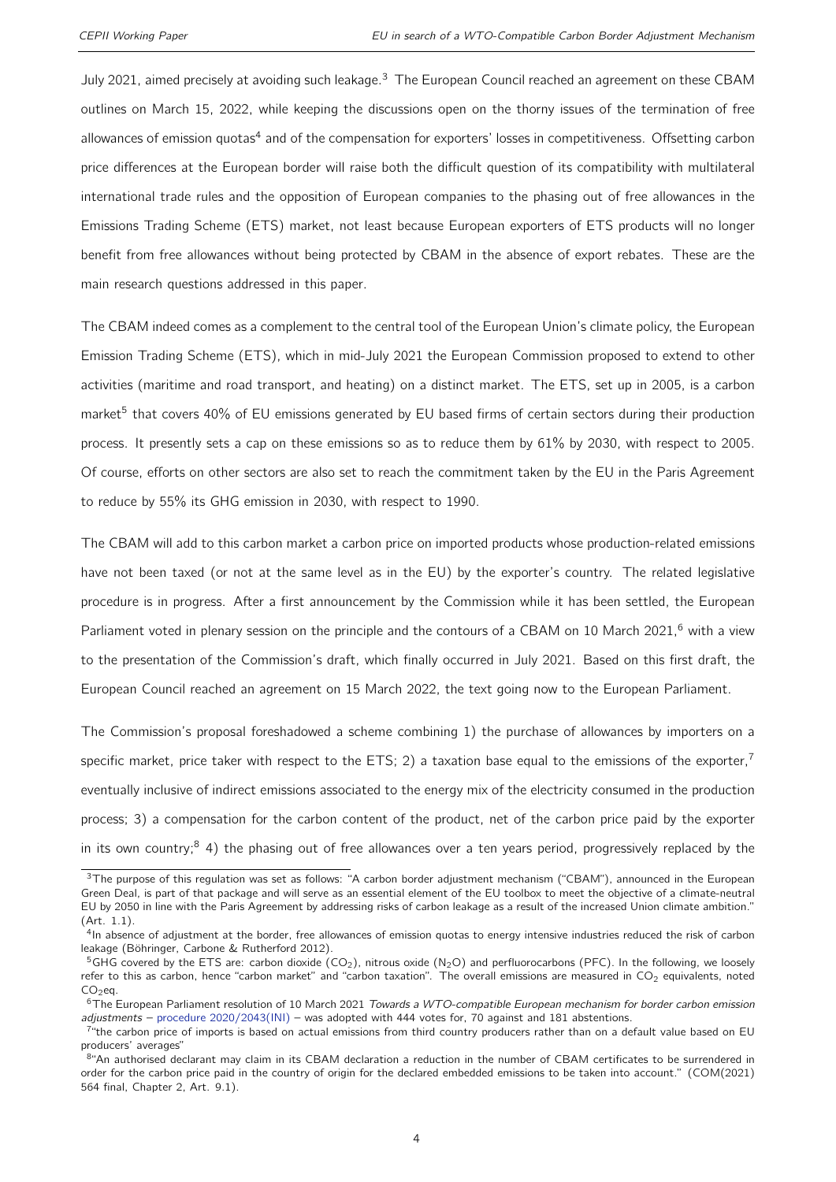July 2021, aimed precisely at avoiding such leakage.[3] The European Council reached an agreement on these CBAM outlines on March 15, 2022, while keeping the discussions open on the thorny issues of the termination of free allowances of emission quotas[4] and of the compensation for exporters' losses in competitiveness. Offsetting carbon price differences at the European border will raise both the difficult question of its compatibility with multilateral international trade rules and the opposition of European companies to the phasing out of free allowances in the Emissions Trading Scheme (ETS) market, not least because European exporters of ETS products will no longer benefit from free allowances without being protected by CBAM in the absence of export rebates. These are the main research questions addressed in this paper.

The CBAM indeed comes as a complement to the central tool of the European Union's climate policy, the European Emission Trading Scheme (ETS), which in mid-July 2021 the European Commission proposed to extend to other activities (maritime and road transport, and heating) on a distinct market. The ETS, set up in 2005, is a carbon market[5] that covers 40% of EU emissions generated by EU based firms of certain sectors during their production process. It presently sets a cap on these emissions so as to reduce them by 61% by 2030, with respect to 2005. Of course, efforts on other sectors are also set to reach the commitment taken by the EU in the Paris Agreement to reduce by 55% its GHG emission in 2030, with respect to 1990.

The CBAM will add to this carbon market a carbon price on imported products whose production-related emissions have not been taxed (or not at the same level as in the EU) by the exporter's country. The related legislative procedure is in progress. After a first announcement by the Commission while it has been settled, the European Parliament voted in plenary session on the principle and the contours of a CBAM on 10 March 2021,[6] with a view to the presentation of the Commission's draft, which finally occurred in July 2021. Based on this first draft, the European Council reached an agreement on 15 March 2022, the text going now to the European Parliament.

The Commission's proposal foreshadowed a scheme combining 1) the purchase of allowances by importers on a specific market, price taker with respect to the ETS; 2) a taxation base equal to the emissions of the exporter,[7] eventually inclusive of indirect emissions associated to the energy mix of the electricity consumed in the production process; 3) a compensation for the carbon content of the product, net of the carbon price paid by the exporter in its own country;[8] 4) the phasing out of free allowances over a ten years period, progressively replaced by the

---

[3] The purpose of this regulation was set as follows: "A carbon border adjustment mechanism ("CBAM"), announced in the European Green Deal, is part of that package and will serve as an essential element of the EU toolbox to meet the objective of a climate-neutral EU by 2050 in line with the Paris Agreement by addressing risks of carbon leakage as a result of the increased Union climate ambition." (Art. 1.1).

[4] In absence of adjustment at the border, free allowances of emission quotas to energy intensive industries reduced the risk of carbon leakage (Böhringer, Carbone & Rutherford 2012).

[5] GHG covered by the ETS are: carbon dioxide ($CO_2$), nitrous oxide ($N_2O$) and perfluorocarbons (PFC). In the following, we loosely refer to this as carbon, hence "carbon market" and "carbon taxation". The overall emissions are measured in $CO_2$ equivalents, noted $CO_2$eq.

[6] The European Parliament resolution of 10 March 2021 *Towards a WTO-compatible European mechanism for border carbon emission adjustments* – procedure 2020/2043(INI) – was adopted with 444 votes for, 70 against and 181 abstentions.

[7] "the carbon price of imports is based on actual emissions from third country producers rather than on a default value based on EU producers' averages"

[8] "An authorised declarant may claim in its CBAM declaration a reduction in the number of CBAM certificates to be surrendered in order for the carbon price paid in the country of origin for the declared embedded emissions to be taken into account." (COM(2021) 564 final, Chapter 2, Art. 9.1).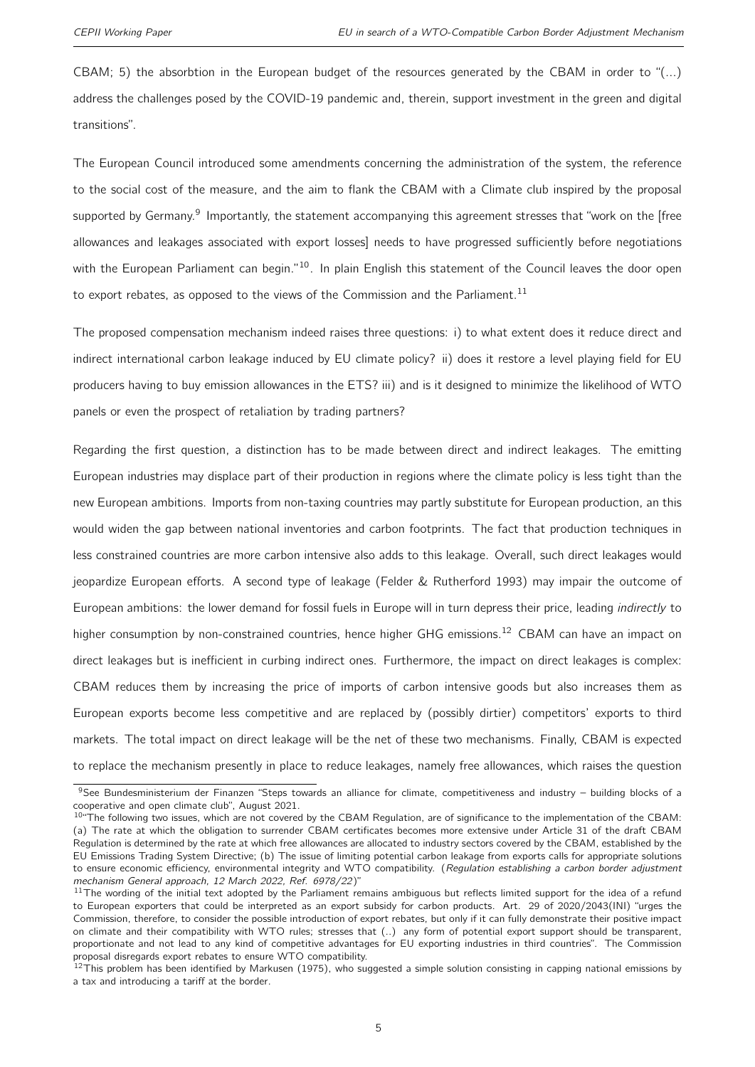CBAM; 5) the absorbtion in the European budget of the resources generated by the CBAM in order to "(...) address the challenges posed by the COVID-19 pandemic and, therein, support investment in the green and digital transitions".

The European Council introduced some amendments concerning the administration of the system, the reference to the social cost of the measure, and the aim to flank the CBAM with a Climate club inspired by the proposal supported by Germany.[9] Importantly, the statement accompanying this agreement stresses that "work on the [free allowances and leakages associated with export losses] needs to have progressed sufficiently before negotiations with the European Parliament can begin."[10]. In plain English this statement of the Council leaves the door open to export rebates, as opposed to the views of the Commission and the Parliament.[11]

The proposed compensation mechanism indeed raises three questions: i) to what extent does it reduce direct and indirect international carbon leakage induced by EU climate policy? ii) does it restore a level playing field for EU producers having to buy emission allowances in the ETS? iii) and is it designed to minimize the likelihood of WTO panels or even the prospect of retaliation by trading partners?

Regarding the first question, a distinction has to be made between direct and indirect leakages. The emitting European industries may displace part of their production in regions where the climate policy is less tight than the new European ambitions. Imports from non-taxing countries may partly substitute for European production, an this would widen the gap between national inventories and carbon footprints. The fact that production techniques in less constrained countries are more carbon intensive also adds to this leakage. Overall, such direct leakages would jeopardize European efforts. A second type of leakage (Felder & Rutherford 1993) may impair the outcome of European ambitions: the lower demand for fossil fuels in Europe will in turn depress their price, leading *indirectly* to higher consumption by non-constrained countries, hence higher GHG emissions.[12] CBAM can have an impact on direct leakages but is inefficient in curbing indirect ones. Furthermore, the impact on direct leakages is complex: CBAM reduces them by increasing the price of imports of carbon intensive goods but also increases them as European exports become less competitive and are replaced by (possibly dirtier) competitors' exports to third markets. The total impact on direct leakage will be the net of these two mechanisms. Finally, CBAM is expected to replace the mechanism presently in place to reduce leakages, namely free allowances, which raises the question

---

[9] See Bundesministerium der Finanzen "Steps towards an alliance for climate, competitiveness and industry – building blocks of a cooperative and open climate club", August 2021.

[10] "The following two issues, which are not covered by the CBAM Regulation, are of significance to the implementation of the CBAM: (a) The rate at which the obligation to surrender CBAM certificates becomes more extensive under Article 31 of the draft CBAM Regulation is determined by the rate at which free allowances are allocated to industry sectors covered by the CBAM, established by the EU Emissions Trading System Directive; (b) The issue of limiting potential carbon leakage from exports calls for appropriate solutions to ensure economic efficiency, environmental integrity and WTO compatibility. (*Regulation establishing a carbon border adjustment mechanism General approach, 12 March 2022, Ref. 6978/22*)"

[11] The wording of the initial text adopted by the Parliament remains ambiguous but reflects limited support for the idea of a refund to European exporters that could be interpreted as an export subsidy for carbon products. Art. 29 of 2020/2043(INI) "urges the Commission, therefore, to consider the possible introduction of export rebates, but only if it can fully demonstrate their positive impact on climate and their compatibility with WTO rules; stresses that (..) any form of potential export support should be transparent, proportionate and not lead to any kind of competitive advantages for EU exporting industries in third countries". The Commission proposal disregards export rebates to ensure WTO compatibility.

[12] This problem has been identified by Markusen (1975), who suggested a simple solution consisting in capping national emissions by a tax and introducing a tariff at the border.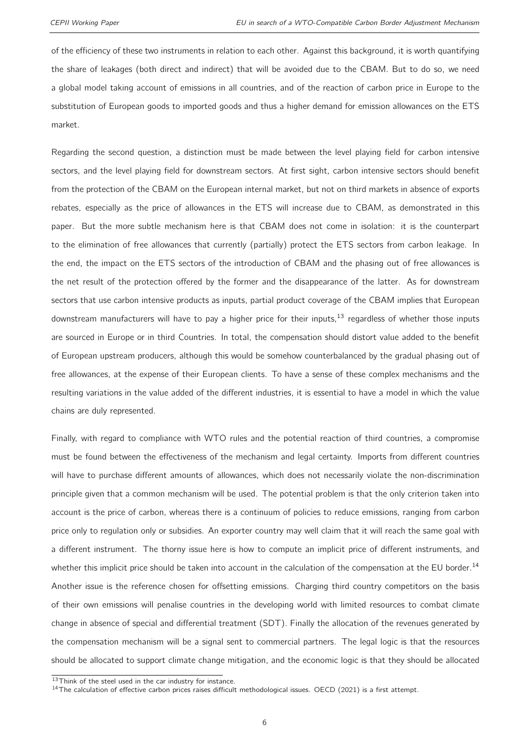of the efficiency of these two instruments in relation to each other. Against this background, it is worth quantifying the share of leakages (both direct and indirect) that will be avoided due to the CBAM. But to do so, we need a global model taking account of emissions in all countries, and of the reaction of carbon price in Europe to the substitution of European goods to imported goods and thus a higher demand for emission allowances on the ETS market.

Regarding the second question, a distinction must be made between the level playing field for carbon intensive sectors, and the level playing field for downstream sectors. At first sight, carbon intensive sectors should benefit from the protection of the CBAM on the European internal market, but not on third markets in absence of exports rebates, especially as the price of allowances in the ETS will increase due to CBAM, as demonstrated in this paper. But the more subtle mechanism here is that CBAM does not come in isolation: it is the counterpart to the elimination of free allowances that currently (partially) protect the ETS sectors from carbon leakage. In the end, the impact on the ETS sectors of the introduction of CBAM and the phasing out of free allowances is the net result of the protection offered by the former and the disappearance of the latter. As for downstream sectors that use carbon intensive products as inputs, partial product coverage of the CBAM implies that European downstream manufacturers will have to pay a higher price for their inputs,[13] regardless of whether those inputs are sourced in Europe or in third Countries. In total, the compensation should distort value added to the benefit of European upstream producers, although this would be somehow counterbalanced by the gradual phasing out of free allowances, at the expense of their European clients. To have a sense of these complex mechanisms and the resulting variations in the value added of the different industries, it is essential to have a model in which the value chains are duly represented.

Finally, with regard to compliance with WTO rules and the potential reaction of third countries, a compromise must be found between the effectiveness of the mechanism and legal certainty. Imports from different countries will have to purchase different amounts of allowances, which does not necessarily violate the non-discrimination principle given that a common mechanism will be used. The potential problem is that the only criterion taken into account is the price of carbon, whereas there is a continuum of policies to reduce emissions, ranging from carbon price only to regulation only or subsidies. An exporter country may well claim that it will reach the same goal with a different instrument. The thorny issue here is how to compute an implicit price of different instruments, and whether this implicit price should be taken into account in the calculation of the compensation at the EU border.[14] Another issue is the reference chosen for offsetting emissions. Charging third country competitors on the basis of their own emissions will penalise countries in the developing world with limited resources to combat climate change in absence of special and differential treatment (SDT). Finally the allocation of the revenues generated by the compensation mechanism will be a signal sent to commercial partners. The legal logic is that the resources should be allocated to support climate change mitigation, and the economic logic is that they should be allocated

[13] Think of the steel used in the car industry for instance.

[14] The calculation of effective carbon prices raises difficult methodological issues. OECD (2021) is a first attempt.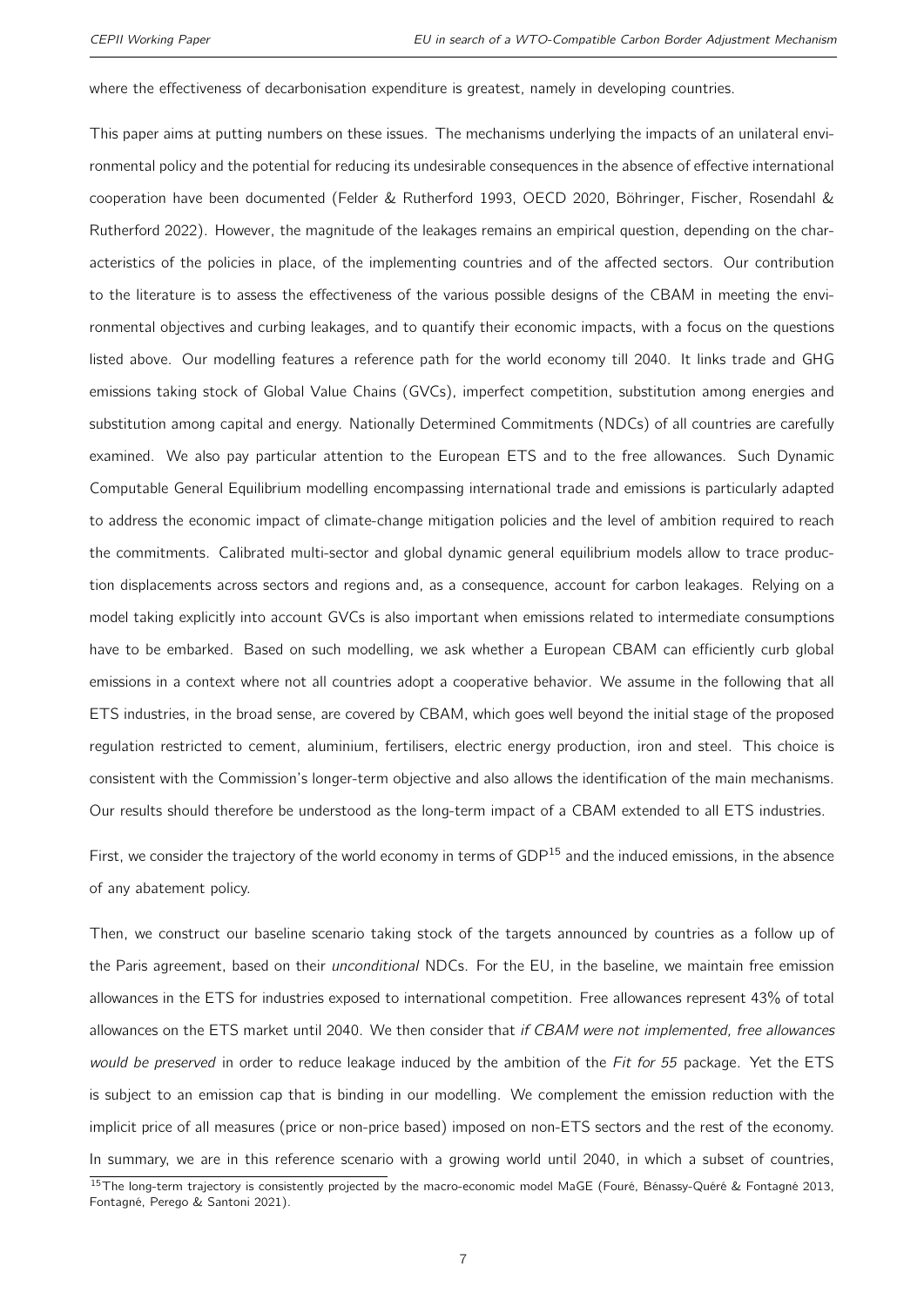where the effectiveness of decarbonisation expenditure is greatest, namely in developing countries.

This paper aims at putting numbers on these issues. The mechanisms underlying the impacts of an unilateral environmental policy and the potential for reducing its undesirable consequences in the absence of effective international cooperation have been documented (Felder & Rutherford 1993, OECD 2020, Böhringer, Fischer, Rosendahl & Rutherford 2022). However, the magnitude of the leakages remains an empirical question, depending on the characteristics of the policies in place, of the implementing countries and of the affected sectors. Our contribution to the literature is to assess the effectiveness of the various possible designs of the CBAM in meeting the environmental objectives and curbing leakages, and to quantify their economic impacts, with a focus on the questions listed above. Our modelling features a reference path for the world economy till 2040. It links trade and GHG emissions taking stock of Global Value Chains (GVCs), imperfect competition, substitution among energies and substitution among capital and energy. Nationally Determined Commitments (NDCs) of all countries are carefully examined. We also pay particular attention to the European ETS and to the free allowances. Such Dynamic Computable General Equilibrium modelling encompassing international trade and emissions is particularly adapted to address the economic impact of climate-change mitigation policies and the level of ambition required to reach the commitments. Calibrated multi-sector and global dynamic general equilibrium models allow to trace production displacements across sectors and regions and, as a consequence, account for carbon leakages. Relying on a model taking explicitly into account GVCs is also important when emissions related to intermediate consumptions have to be embarked. Based on such modelling, we ask whether a European CBAM can efficiently curb global emissions in a context where not all countries adopt a cooperative behavior. We assume in the following that all ETS industries, in the broad sense, are covered by CBAM, which goes well beyond the initial stage of the proposed regulation restricted to cement, aluminium, fertilisers, electric energy production, iron and steel. This choice is consistent with the Commission's longer-term objective and also allows the identification of the main mechanisms. Our results should therefore be understood as the long-term impact of a CBAM extended to all ETS industries.

First, we consider the trajectory of the world economy in terms of GDP[15] and the induced emissions, in the absence of any abatement policy.

Then, we construct our baseline scenario taking stock of the targets announced by countries as a follow up of the Paris agreement, based on their *unconditional* NDCs. For the EU, in the baseline, we maintain free emission allowances in the ETS for industries exposed to international competition. Free allowances represent 43% of total allowances on the ETS market until 2040. We then consider that *if CBAM were not implemented, free allowances would be preserved* in order to reduce leakage induced by the ambition of the *Fit for 55* package. Yet the ETS is subject to an emission cap that is binding in our modelling. We complement the emission reduction with the implicit price of all measures (price or non-price based) imposed on non-ETS sectors and the rest of the economy. In summary, we are in this reference scenario with a growing world until 2040, in which a subset of countries,

[15] The long-term trajectory is consistently projected by the macro-economic model MaGE (Fouré, Bénassy-Quéré & Fontagné 2013, Fontagné, Perego & Santoni 2021).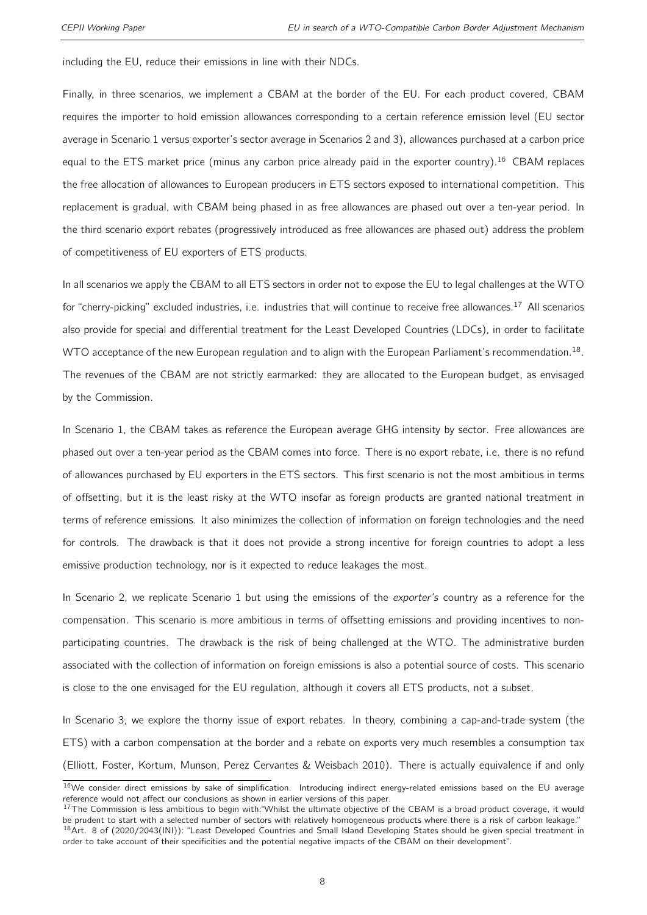including the EU, reduce their emissions in line with their NDCs.

Finally, in three scenarios, we implement a CBAM at the border of the EU. For each product covered, CBAM requires the importer to hold emission allowances corresponding to a certain reference emission level (EU sector average in Scenario 1 versus exporter's sector average in Scenarios 2 and 3), allowances purchased at a carbon price equal to the ETS market price (minus any carbon price already paid in the exporter country).[16] CBAM replaces the free allocation of allowances to European producers in ETS sectors exposed to international competition. This replacement is gradual, with CBAM being phased in as free allowances are phased out over a ten-year period. In the third scenario export rebates (progressively introduced as free allowances are phased out) address the problem of competitiveness of EU exporters of ETS products.

In all scenarios we apply the CBAM to all ETS sectors in order not to expose the EU to legal challenges at the WTO for "cherry-picking" excluded industries, i.e. industries that will continue to receive free allowances.[17] All scenarios also provide for special and differential treatment for the Least Developed Countries (LDCs), in order to facilitate WTO acceptance of the new European regulation and to align with the European Parliament's recommendation.[18]. The revenues of the CBAM are not strictly earmarked: they are allocated to the European budget, as envisaged by the Commission.

In Scenario 1, the CBAM takes as reference the European average GHG intensity by sector. Free allowances are phased out over a ten-year period as the CBAM comes into force. There is no export rebate, i.e. there is no refund of allowances purchased by EU exporters in the ETS sectors. This first scenario is not the most ambitious in terms of offsetting, but it is the least risky at the WTO insofar as foreign products are granted national treatment in terms of reference emissions. It also minimizes the collection of information on foreign technologies and the need for controls. The drawback is that it does not provide a strong incentive for foreign countries to adopt a less emissive production technology, nor is it expected to reduce leakages the most.

In Scenario 2, we replicate Scenario 1 but using the emissions of the *exporter's* country as a reference for the compensation. This scenario is more ambitious in terms of offsetting emissions and providing incentives to non-participating countries. The drawback is the risk of being challenged at the WTO. The administrative burden associated with the collection of information on foreign emissions is also a potential source of costs. This scenario is close to the one envisaged for the EU regulation, although it covers all ETS products, not a subset.

In Scenario 3, we explore the thorny issue of export rebates. In theory, combining a cap-and-trade system (the ETS) with a carbon compensation at the border and a rebate on exports very much resembles a consumption tax (Elliott, Foster, Kortum, Munson, Perez Cervantes & Weisbach 2010). There is actually equivalence if and only

[16] We consider direct emissions by sake of simplification. Introducing indirect energy-related emissions based on the EU average reference would not affect our conclusions as shown in earlier versions of this paper.

[17] The Commission is less ambitious to begin with:"Whilst the ultimate objective of the CBAM is a broad product coverage, it would be prudent to start with a selected number of sectors with relatively homogeneous products where there is a risk of carbon leakage."

[18] Art. 8 of (2020/2043(INI)): "Least Developed Countries and Small Island Developing States should be given special treatment in order to take account of their specificities and the potential negative impacts of the CBAM on their development".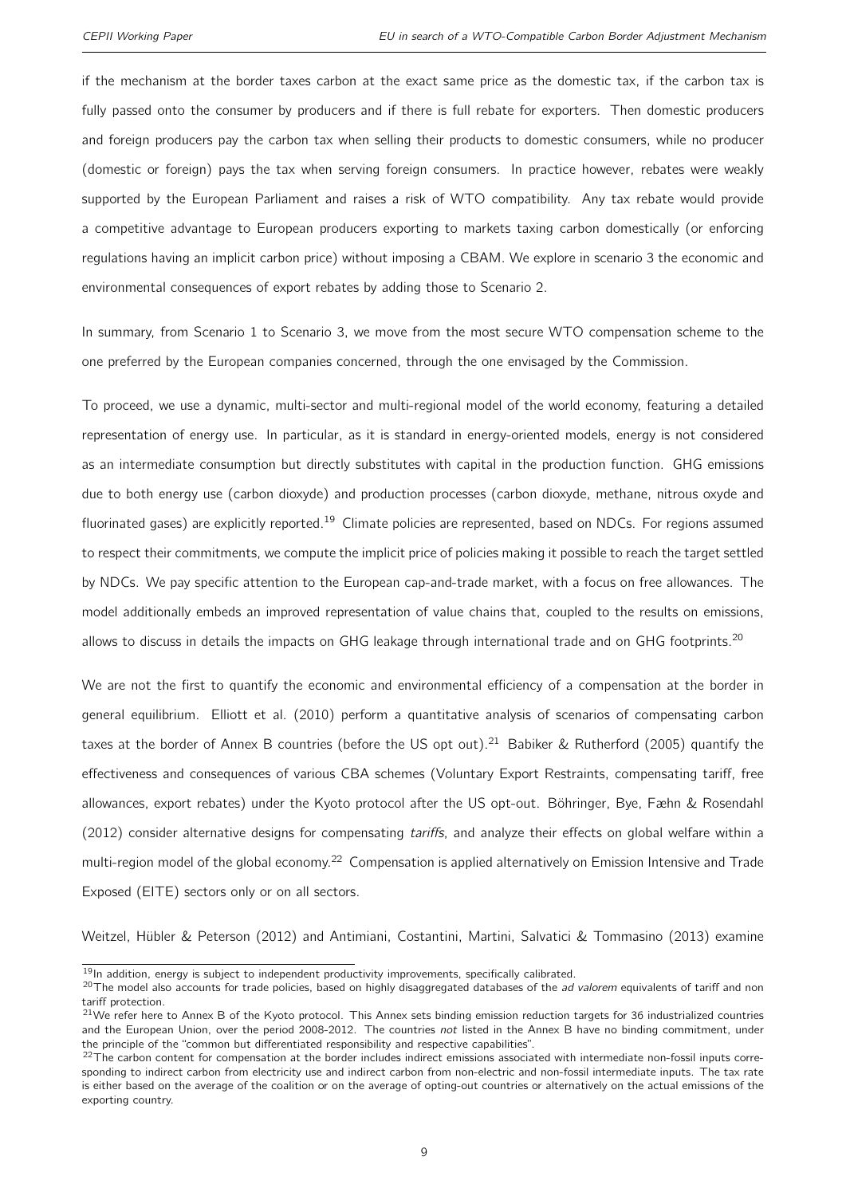if the mechanism at the border taxes carbon at the exact same price as the domestic tax, if the carbon tax is fully passed onto the consumer by producers and if there is full rebate for exporters. Then domestic producers and foreign producers pay the carbon tax when selling their products to domestic consumers, while no producer (domestic or foreign) pays the tax when serving foreign consumers. In practice however, rebates were weakly supported by the European Parliament and raises a risk of WTO compatibility. Any tax rebate would provide a competitive advantage to European producers exporting to markets taxing carbon domestically (or enforcing regulations having an implicit carbon price) without imposing a CBAM. We explore in scenario 3 the economic and environmental consequences of export rebates by adding those to Scenario 2.

In summary, from Scenario 1 to Scenario 3, we move from the most secure WTO compensation scheme to the one preferred by the European companies concerned, through the one envisaged by the Commission.

To proceed, we use a dynamic, multi-sector and multi-regional model of the world economy, featuring a detailed representation of energy use. In particular, as it is standard in energy-oriented models, energy is not considered as an intermediate consumption but directly substitutes with capital in the production function. GHG emissions due to both energy use (carbon dioxyde) and production processes (carbon dioxyde, methane, nitrous oxyde and fluorinated gases) are explicitly reported.[19] Climate policies are represented, based on NDCs. For regions assumed to respect their commitments, we compute the implicit price of policies making it possible to reach the target settled by NDCs. We pay specific attention to the European cap-and-trade market, with a focus on free allowances. The model additionally embeds an improved representation of value chains that, coupled to the results on emissions, allows to discuss in details the impacts on GHG leakage through international trade and on GHG footprints.[20]

We are not the first to quantify the economic and environmental efficiency of a compensation at the border in general equilibrium. Elliott et al. (2010) perform a quantitative analysis of scenarios of compensating carbon taxes at the border of Annex B countries (before the US opt out).[21] Babiker & Rutherford (2005) quantify the effectiveness and consequences of various CBA schemes (Voluntary Export Restraints, compensating tariff, free allowances, export rebates) under the Kyoto protocol after the US opt-out. Böhringer, Bye, Fæhn & Rosendahl (2012) consider alternative designs for compensating *tariffs*, and analyze their effects on global welfare within a multi-region model of the global economy.[22] Compensation is applied alternatively on Emission Intensive and Trade Exposed (EITE) sectors only or on all sectors.

Weitzel, Hübler & Peterson (2012) and Antimiani, Costantini, Martini, Salvatici & Tommasino (2013) examine

---

[19] In addition, energy is subject to independent productivity improvements, specifically calibrated.

[20] The model also accounts for trade policies, based on highly disaggregated databases of the *ad valorem* equivalents of tariff and non tariff protection.

[21] We refer here to Annex B of the Kyoto protocol. This Annex sets binding emission reduction targets for 36 industrialized countries and the European Union, over the period 2008-2012. The countries *not* listed in the Annex B have no binding commitment, under the principle of the "common but differentiated responsibility and respective capabilities".

[22] The carbon content for compensation at the border includes indirect emissions associated with intermediate non-fossil inputs corresponding to indirect carbon from electricity use and indirect carbon from non-electric and non-fossil intermediate inputs. The tax rate is either based on the average of the coalition or on the average of opting-out countries or alternatively on the actual emissions of the exporting country.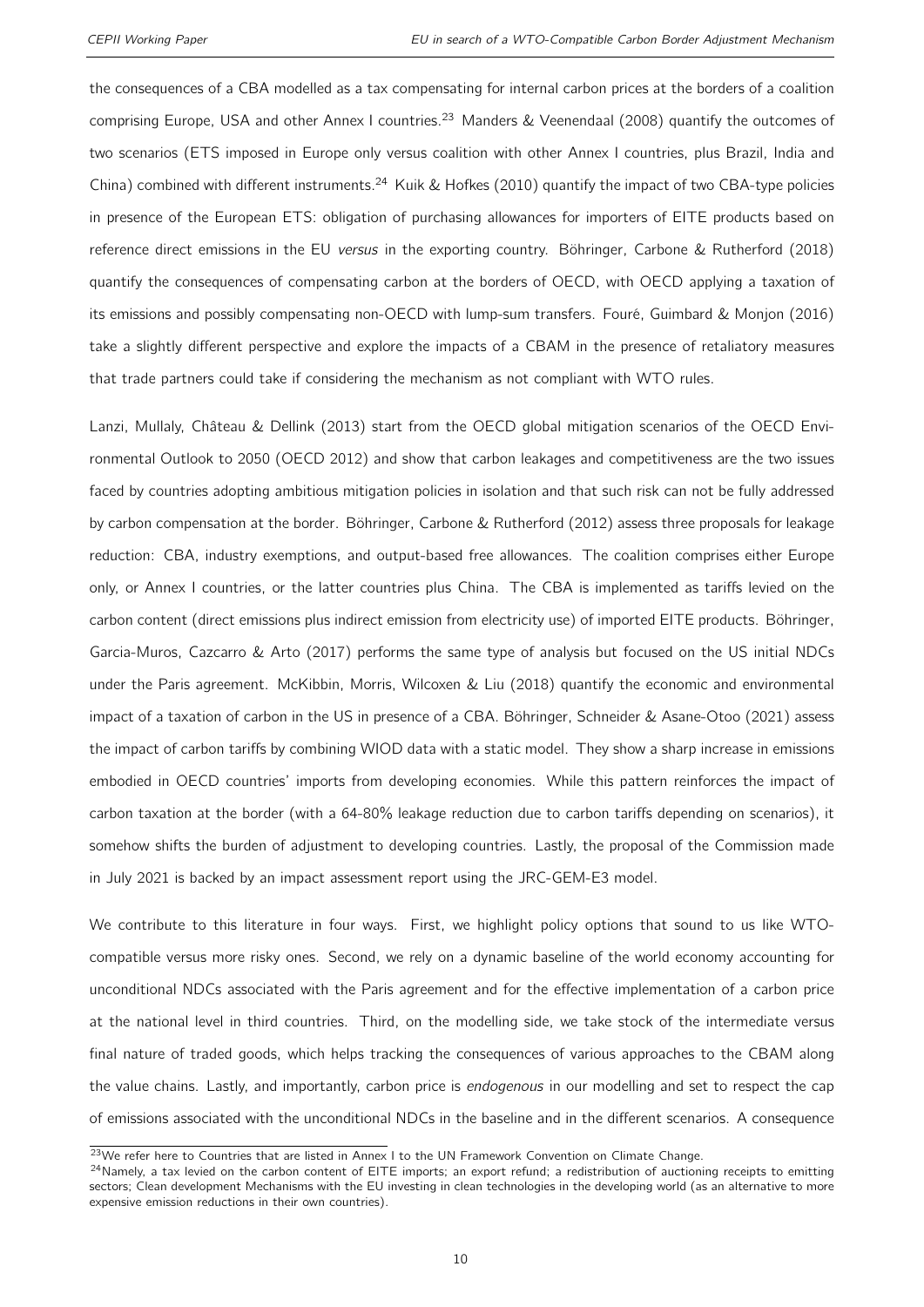the consequences of a CBA modelled as a tax compensating for internal carbon prices at the borders of a coalition comprising Europe, USA and other Annex I countries.[23] Manders & Veenendaal (2008) quantify the outcomes of two scenarios (ETS imposed in Europe only versus coalition with other Annex I countries, plus Brazil, India and China) combined with different instruments.[24] Kuik & Hofkes (2010) quantify the impact of two CBA-type policies in presence of the European ETS: obligation of purchasing allowances for importers of EITE products based on reference direct emissions in the EU *versus* in the exporting country. Böhringer, Carbone & Rutherford (2018) quantify the consequences of compensating carbon at the borders of OECD, with OECD applying a taxation of its emissions and possibly compensating non-OECD with lump-sum transfers. Fouré, Guimbard & Monjon (2016) take a slightly different perspective and explore the impacts of a CBAM in the presence of retaliatory measures that trade partners could take if considering the mechanism as not compliant with WTO rules.

Lanzi, Mullaly, Château & Dellink (2013) start from the OECD global mitigation scenarios of the OECD Environmental Outlook to 2050 (OECD 2012) and show that carbon leakages and competitiveness are the two issues faced by countries adopting ambitious mitigation policies in isolation and that such risk can not be fully addressed by carbon compensation at the border. Böhringer, Carbone & Rutherford (2012) assess three proposals for leakage reduction: CBA, industry exemptions, and output-based free allowances. The coalition comprises either Europe only, or Annex I countries, or the latter countries plus China. The CBA is implemented as tariffs levied on the carbon content (direct emissions plus indirect emission from electricity use) of imported EITE products. Böhringer, Garcia-Muros, Cazcarro & Arto (2017) performs the same type of analysis but focused on the US initial NDCs under the Paris agreement. McKibbin, Morris, Wilcoxen & Liu (2018) quantify the economic and environmental impact of a taxation of carbon in the US in presence of a CBA. Böhringer, Schneider & Asane-Otoo (2021) assess the impact of carbon tariffs by combining WIOD data with a static model. They show a sharp increase in emissions embodied in OECD countries' imports from developing economies. While this pattern reinforces the impact of carbon taxation at the border (with a 64-80% leakage reduction due to carbon tariffs depending on scenarios), it somehow shifts the burden of adjustment to developing countries. Lastly, the proposal of the Commission made in July 2021 is backed by an impact assessment report using the JRC-GEM-E3 model.

We contribute to this literature in four ways. First, we highlight policy options that sound to us like WTO-compatible versus more risky ones. Second, we rely on a dynamic baseline of the world economy accounting for unconditional NDCs associated with the Paris agreement and for the effective implementation of a carbon price at the national level in third countries. Third, on the modelling side, we take stock of the intermediate versus final nature of traded goods, which helps tracking the consequences of various approaches to the CBAM along the value chains. Lastly, and importantly, carbon price is *endogenous* in our modelling and set to respect the cap of emissions associated with the unconditional NDCs in the baseline and in the different scenarios. A consequence

[23] We refer here to Countries that are listed in Annex I to the UN Framework Convention on Climate Change.

[24] Namely, a tax levied on the carbon content of EITE imports; an export refund; a redistribution of auctioning receipts to emitting sectors; Clean development Mechanisms with the EU investing in clean technologies in the developing world (as an alternative to more expensive emission reductions in their own countries).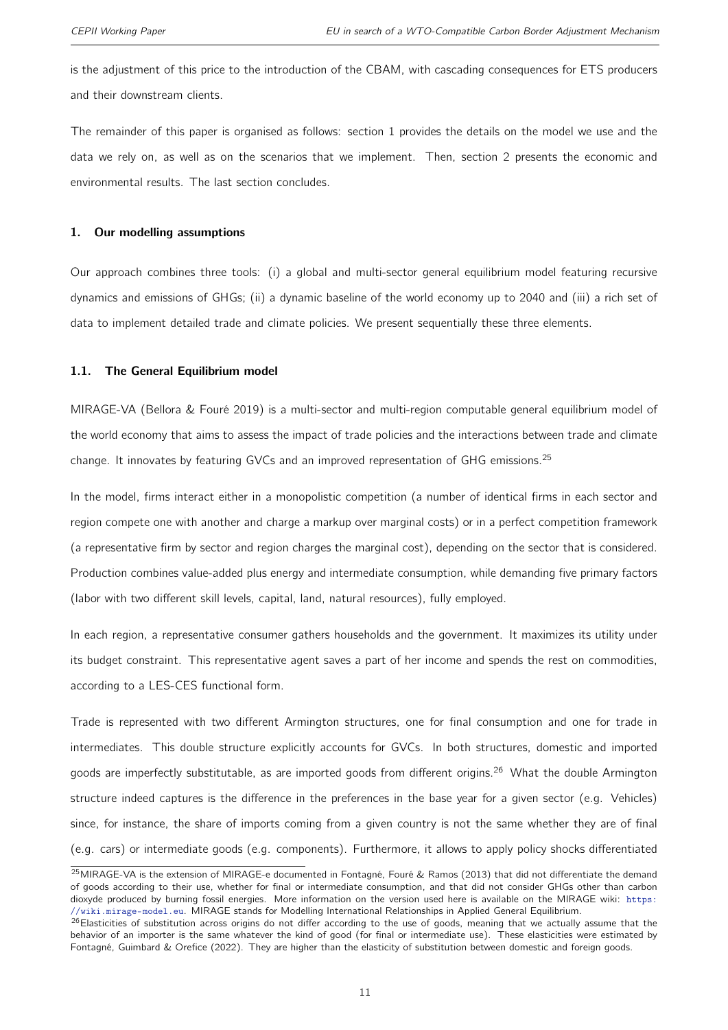is the adjustment of this price to the introduction of the CBAM, with cascading consequences for ETS producers and their downstream clients.

The remainder of this paper is organised as follows: section 1 provides the details on the model we use and the data we rely on, as well as on the scenarios that we implement. Then, section 2 presents the economic and environmental results. The last section concludes.

## 1. Our modelling assumptions

Our approach combines three tools: (i) a global and multi-sector general equilibrium model featuring recursive dynamics and emissions of GHGs; (ii) a dynamic baseline of the world economy up to 2040 and (iii) a rich set of data to implement detailed trade and climate policies. We present sequentially these three elements.

### 1.1. The General Equilibrium model

MIRAGE-VA (Bellora & Fouré 2019) is a multi-sector and multi-region computable general equilibrium model of the world economy that aims to assess the impact of trade policies and the interactions between trade and climate change. It innovates by featuring GVCs and an improved representation of GHG emissions.[25]

In the model, firms interact either in a monopolistic competition (a number of identical firms in each sector and region compete one with another and charge a markup over marginal costs) or in a perfect competition framework (a representative firm by sector and region charges the marginal cost), depending on the sector that is considered. Production combines value-added plus energy and intermediate consumption, while demanding five primary factors (labor with two different skill levels, capital, land, natural resources), fully employed.

In each region, a representative consumer gathers households and the government. It maximizes its utility under its budget constraint. This representative agent saves a part of her income and spends the rest on commodities, according to a LES-CES functional form.

Trade is represented with two different Armington structures, one for final consumption and one for trade in intermediates. This double structure explicitly accounts for GVCs. In both structures, domestic and imported goods are imperfectly substitutable, as are imported goods from different origins.[26] What the double Armington structure indeed captures is the difference in the preferences in the base year for a given sector (e.g. Vehicles) since, for instance, the share of imports coming from a given country is not the same whether they are of final (e.g. cars) or intermediate goods (e.g. components). Furthermore, it allows to apply policy shocks differentiated

---

[25] MIRAGE-VA is the extension of MIRAGE-e documented in Fontagné, Fouré & Ramos (2013) that did not differentiate the demand of goods according to their use, whether for final or intermediate consumption, and that did not consider GHGs other than carbon dioxyde produced by burning fossil energies. More information on the version used here is available on the MIRAGE wiki: https://wiki.mirage-model.eu. MIRAGE stands for Modelling International Relationships in Applied General Equilibrium.

[26] Elasticities of substitution across origins do not differ according to the use of goods, meaning that we actually assume that the behavior of an importer is the same whatever the kind of good (for final or intermediate use). These elasticities were estimated by Fontagné, Guimbard & Orefice (2022). They are higher than the elasticity of substitution between domestic and foreign goods.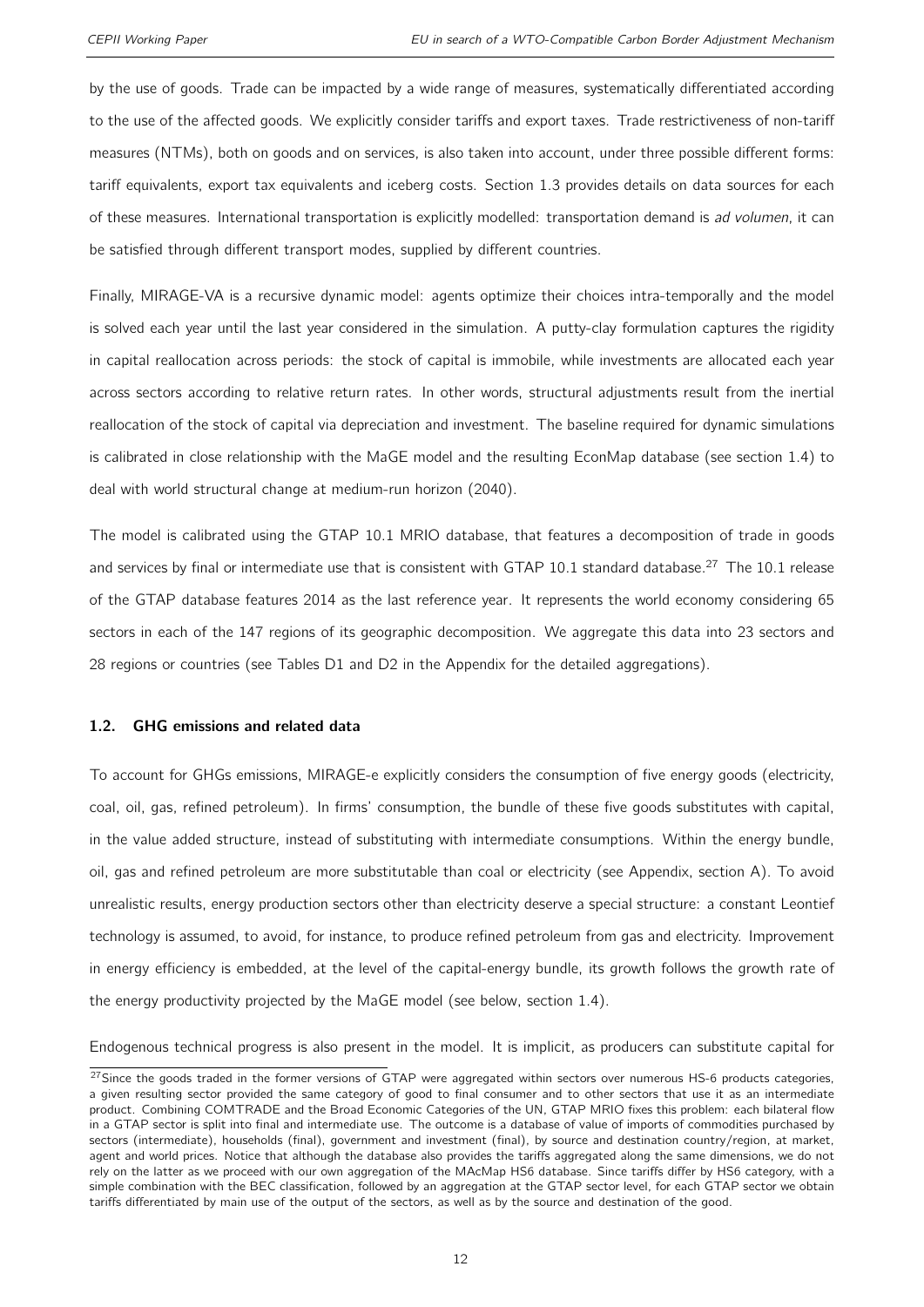by the use of goods. Trade can be impacted by a wide range of measures, systematically differentiated according to the use of the affected goods. We explicitly consider tariffs and export taxes. Trade restrictiveness of non-tariff measures (NTMs), both on goods and on services, is also taken into account, under three possible different forms: tariff equivalents, export tax equivalents and iceberg costs. Section 1.3 provides details on data sources for each of these measures. International transportation is explicitly modelled: transportation demand is *ad volumen*, it can be satisfied through different transport modes, supplied by different countries.

Finally, MIRAGE-VA is a recursive dynamic model: agents optimize their choices intra-temporally and the model is solved each year until the last year considered in the simulation. A putty-clay formulation captures the rigidity in capital reallocation across periods: the stock of capital is immobile, while investments are allocated each year across sectors according to relative return rates. In other words, structural adjustments result from the inertial reallocation of the stock of capital via depreciation and investment. The baseline required for dynamic simulations is calibrated in close relationship with the MaGE model and the resulting EconMap database (see section 1.4) to deal with world structural change at medium-run horizon (2040).

The model is calibrated using the GTAP 10.1 MRIO database, that features a decomposition of trade in goods and services by final or intermediate use that is consistent with GTAP 10.1 standard database.[27] The 10.1 release of the GTAP database features 2014 as the last reference year. It represents the world economy considering 65 sectors in each of the 147 regions of its geographic decomposition. We aggregate this data into 23 sectors and 28 regions or countries (see Tables D1 and D2 in the Appendix for the detailed aggregations).

### 1.2. GHG emissions and related data

To account for GHGs emissions, MIRAGE-e explicitly considers the consumption of five energy goods (electricity, coal, oil, gas, refined petroleum). In firms' consumption, the bundle of these five goods substitutes with capital, in the value added structure, instead of substituting with intermediate consumptions. Within the energy bundle, oil, gas and refined petroleum are more substitutable than coal or electricity (see Appendix, section A). To avoid unrealistic results, energy production sectors other than electricity deserve a special structure: a constant Leontief technology is assumed, to avoid, for instance, to produce refined petroleum from gas and electricity. Improvement in energy efficiency is embedded, at the level of the capital-energy bundle, its growth follows the growth rate of the energy productivity projected by the MaGE model (see below, section 1.4).

Endogenous technical progress is also present in the model. It is implicit, as producers can substitute capital for

[27] Since the goods traded in the former versions of GTAP were aggregated within sectors over numerous HS-6 products categories, a given resulting sector provided the same category of good to final consumer and to other sectors that use it as an intermediate product. Combining COMTRADE and the Broad Economic Categories of the UN, GTAP MRIO fixes this problem: each bilateral flow in a GTAP sector is split into final and intermediate use. The outcome is a database of value of imports of commodities purchased by sectors (intermediate), households (final), government and investment (final), by source and destination country/region, at market, agent and world prices. Notice that although the database also provides the tariffs aggregated along the same dimensions, we do not rely on the latter as we proceed with our own aggregation of the MAcMap HS6 database. Since tariffs differ by HS6 category, with a simple combination with the BEC classification, followed by an aggregation at the GTAP sector level, for each GTAP sector we obtain tariffs differentiated by main use of the output of the sectors, as well as by the source and destination of the good.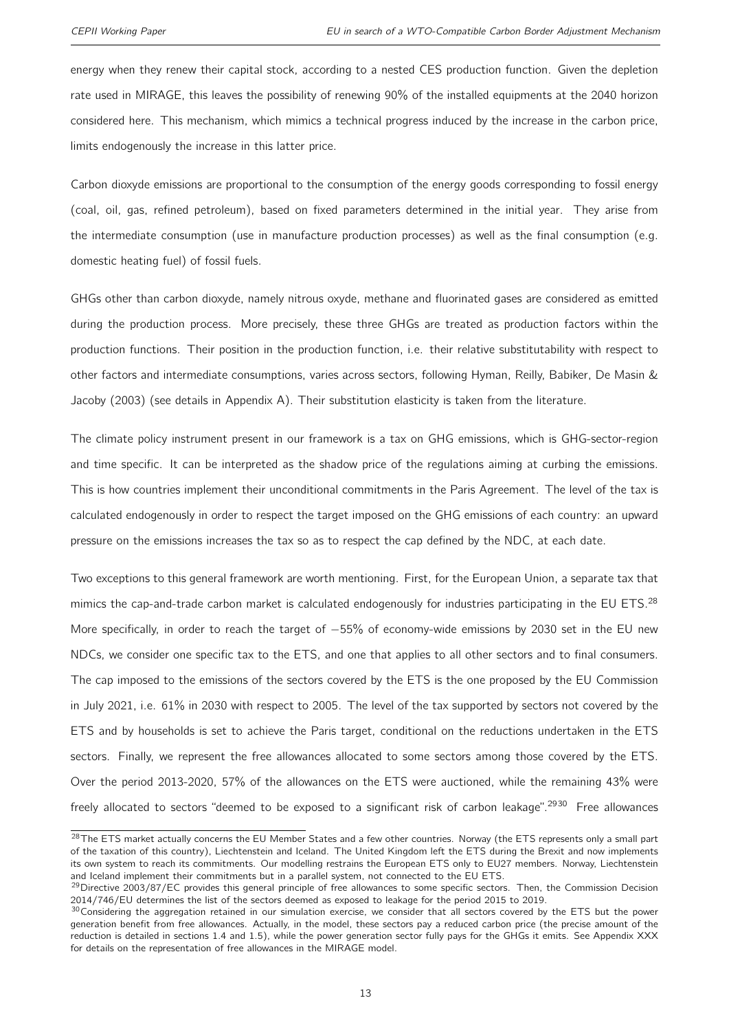energy when they renew their capital stock, according to a nested CES production function. Given the depletion rate used in MIRAGE, this leaves the possibility of renewing 90% of the installed equipments at the 2040 horizon considered here. This mechanism, which mimics a technical progress induced by the increase in the carbon price, limits endogenously the increase in this latter price.

Carbon dioxyde emissions are proportional to the consumption of the energy goods corresponding to fossil energy (coal, oil, gas, refined petroleum), based on fixed parameters determined in the initial year. They arise from the intermediate consumption (use in manufacture production processes) as well as the final consumption (e.g. domestic heating fuel) of fossil fuels.

GHGs other than carbon dioxyde, namely nitrous oxyde, methane and fluorinated gases are considered as emitted during the production process. More precisely, these three GHGs are treated as production factors within the production functions. Their position in the production function, i.e. their relative substitutability with respect to other factors and intermediate consumptions, varies across sectors, following Hyman, Reilly, Babiker, De Masin & Jacoby (2003) (see details in Appendix A). Their substitution elasticity is taken from the literature.

The climate policy instrument present in our framework is a tax on GHG emissions, which is GHG-sector-region and time specific. It can be interpreted as the shadow price of the regulations aiming at curbing the emissions. This is how countries implement their unconditional commitments in the Paris Agreement. The level of the tax is calculated endogenously in order to respect the target imposed on the GHG emissions of each country: an upward pressure on the emissions increases the tax so as to respect the cap defined by the NDC, at each date.

Two exceptions to this general framework are worth mentioning. First, for the European Union, a separate tax that mimics the cap-and-trade carbon market is calculated endogenously for industries participating in the EU ETS.[28] More specifically, in order to reach the target of −55% of economy-wide emissions by 2030 set in the EU new NDCs, we consider one specific tax to the ETS, and one that applies to all other sectors and to final consumers. The cap imposed to the emissions of the sectors covered by the ETS is the one proposed by the EU Commission in July 2021, i.e. 61% in 2030 with respect to 2005. The level of the tax supported by sectors not covered by the ETS and by households is set to achieve the Paris target, conditional on the reductions undertaken in the ETS sectors. Finally, we represent the free allowances allocated to some sectors among those covered by the ETS. Over the period 2013-2020, 57% of the allowances on the ETS were auctioned, while the remaining 43% were freely allocated to sectors "deemed to be exposed to a significant risk of carbon leakage".[29][30] Free allowances

[28] The ETS market actually concerns the EU Member States and a few other countries. Norway (the ETS represents only a small part of the taxation of this country), Liechtenstein and Iceland. The United Kingdom left the ETS during the Brexit and now implements its own system to reach its commitments. Our modelling restrains the European ETS only to EU27 members. Norway, Liechtenstein and Iceland implement their commitments but in a parallel system, not connected to the EU ETS.

[29] Directive 2003/87/EC provides this general principle of free allowances to some specific sectors. Then, the Commission Decision 2014/746/EU determines the list of the sectors deemed as exposed to leakage for the period 2015 to 2019.

[30] Considering the aggregation retained in our simulation exercise, we consider that all sectors covered by the ETS but the power generation benefit from free allowances. Actually, in the model, these sectors pay a reduced carbon price (the precise amount of the reduction is detailed in sections 1.4 and 1.5), while the power generation sector fully pays for the GHGs it emits. See Appendix XXX for details on the representation of free allowances in the MIRAGE model.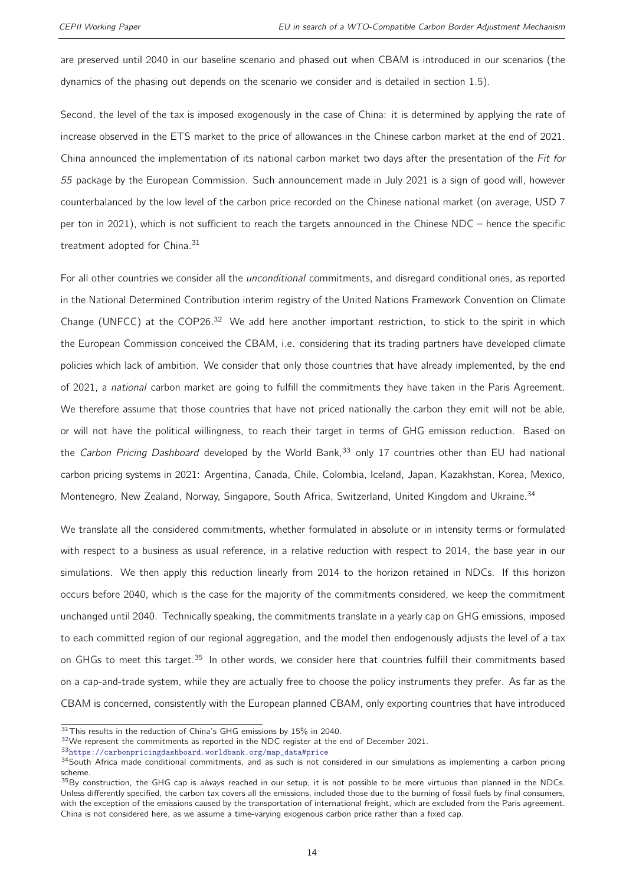are preserved until 2040 in our baseline scenario and phased out when CBAM is introduced in our scenarios (the dynamics of the phasing out depends on the scenario we consider and is detailed in section 1.5).

Second, the level of the tax is imposed exogenously in the case of China: it is determined by applying the rate of increase observed in the ETS market to the price of allowances in the Chinese carbon market at the end of 2021. China announced the implementation of its national carbon market two days after the presentation of the *Fit for 55* package by the European Commission. Such announcement made in July 2021 is a sign of good will, however counterbalanced by the low level of the carbon price recorded on the Chinese national market (on average, USD 7 per ton in 2021), which is not sufficient to reach the targets announced in the Chinese NDC – hence the specific treatment adopted for China.[31]

For all other countries we consider all the *unconditional* commitments, and disregard conditional ones, as reported in the National Determined Contribution interim registry of the United Nations Framework Convention on Climate Change (UNFCC) at the COP26.[32] We add here another important restriction, to stick to the spirit in which the European Commission conceived the CBAM, i.e. considering that its trading partners have developed climate policies which lack of ambition. We consider that only those countries that have already implemented, by the end of 2021, a *national* carbon market are going to fulfill the commitments they have taken in the Paris Agreement. We therefore assume that those countries that have not priced nationally the carbon they emit will not be able, or will not have the political willingness, to reach their target in terms of GHG emission reduction. Based on the *Carbon Pricing Dashboard* developed by the World Bank,[33] only 17 countries other than EU had national carbon pricing systems in 2021: Argentina, Canada, Chile, Colombia, Iceland, Japan, Kazakhstan, Korea, Mexico, Montenegro, New Zealand, Norway, Singapore, South Africa, Switzerland, United Kingdom and Ukraine.[34]

We translate all the considered commitments, whether formulated in absolute or in intensity terms or formulated with respect to a business as usual reference, in a relative reduction with respect to 2014, the base year in our simulations. We then apply this reduction linearly from 2014 to the horizon retained in NDCs. If this horizon occurs before 2040, which is the case for the majority of the commitments considered, we keep the commitment unchanged until 2040. Technically speaking, the commitments translate in a yearly cap on GHG emissions, imposed to each committed region of our regional aggregation, and the model then endogenously adjusts the level of a tax on GHGs to meet this target.[35] In other words, we consider here that countries fulfill their commitments based on a cap-and-trade system, while they are actually free to choose the policy instruments they prefer. As far as the CBAM is concerned, consistently with the European planned CBAM, only exporting countries that have introduced

---

[31] This results in the reduction of China's GHG emissions by 15% in 2040.

[32] We represent the commitments as reported in the NDC register at the end of December 2021.

[33] https://carbonpricingdashboard.worldbank.org/map_data#price

[34] South Africa made conditional commitments, and as such is not considered in our simulations as implementing a carbon pricing scheme.

[35] By construction, the GHG cap is *always* reached in our setup, it is not possible to be more virtuous than planned in the NDCs. Unless differently specified, the carbon tax covers all the emissions, included those due to the burning of fossil fuels by final consumers, with the exception of the emissions caused by the transportation of international freight, which are excluded from the Paris agreement. China is not considered here, as we assume a time-varying exogenous carbon price rather than a fixed cap.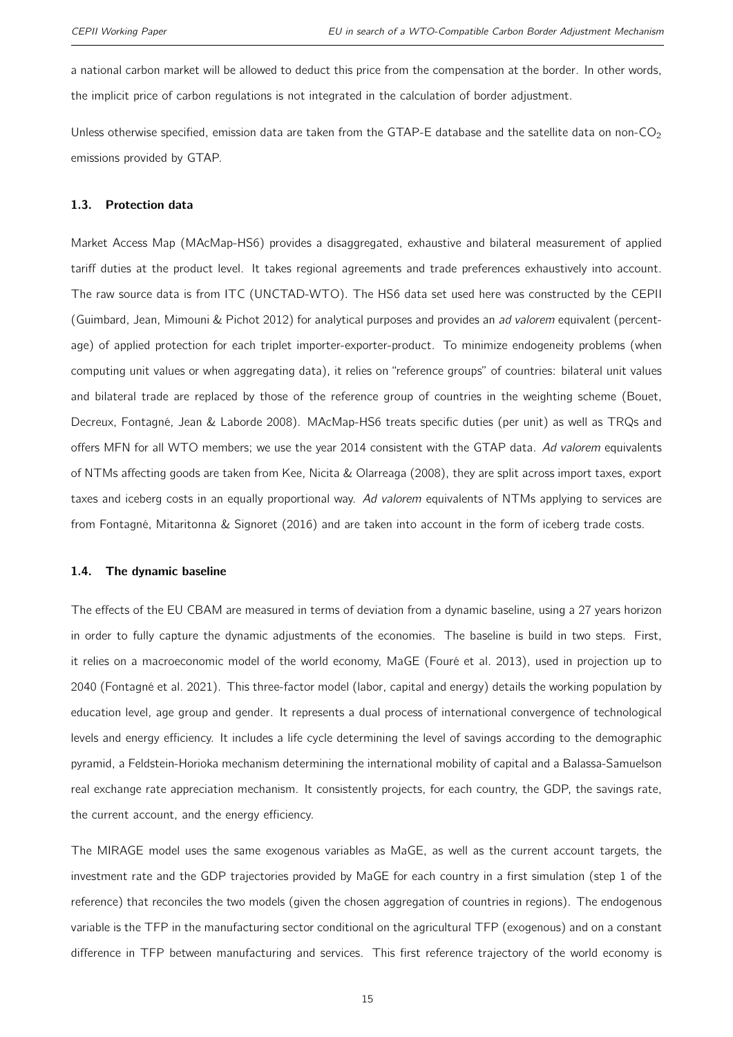a national carbon market will be allowed to deduct this price from the compensation at the border. In other words, the implicit price of carbon regulations is not integrated in the calculation of border adjustment.

Unless otherwise specified, emission data are taken from the GTAP-E database and the satellite data on non-$CO_2$ emissions provided by GTAP.

### 1.3. Protection data

Market Access Map (MAcMap-HS6) provides a disaggregated, exhaustive and bilateral measurement of applied tariff duties at the product level. It takes regional agreements and trade preferences exhaustively into account. The raw source data is from ITC (UNCTAD-WTO). The HS6 data set used here was constructed by the CEPII (Guimbard, Jean, Mimouni & Pichot 2012) for analytical purposes and provides an *ad valorem* equivalent (percentage) of applied protection for each triplet importer-exporter-product. To minimize endogeneity problems (when computing unit values or when aggregating data), it relies on "reference groups" of countries: bilateral unit values and bilateral trade are replaced by those of the reference group of countries in the weighting scheme (Bouet, Decreux, Fontagné, Jean & Laborde 2008). MAcMap-HS6 treats specific duties (per unit) as well as TRQs and offers MFN for all WTO members; we use the year 2014 consistent with the GTAP data. *Ad valorem* equivalents of NTMs affecting goods are taken from Kee, Nicita & Olarreaga (2008), they are split across import taxes, export taxes and iceberg costs in an equally proportional way. *Ad valorem* equivalents of NTMs applying to services are from Fontagné, Mitaritonna & Signoret (2016) and are taken into account in the form of iceberg trade costs.

### 1.4. The dynamic baseline

The effects of the EU CBAM are measured in terms of deviation from a dynamic baseline, using a 27 years horizon in order to fully capture the dynamic adjustments of the economies. The baseline is build in two steps. First, it relies on a macroeconomic model of the world economy, MaGE (Fouré et al. 2013), used in projection up to 2040 (Fontagné et al. 2021). This three-factor model (labor, capital and energy) details the working population by education level, age group and gender. It represents a dual process of international convergence of technological levels and energy efficiency. It includes a life cycle determining the level of savings according to the demographic pyramid, a Feldstein-Horioka mechanism determining the international mobility of capital and a Balassa-Samuelson real exchange rate appreciation mechanism. It consistently projects, for each country, the GDP, the savings rate, the current account, and the energy efficiency.

The MIRAGE model uses the same exogenous variables as MaGE, as well as the current account targets, the investment rate and the GDP trajectories provided by MaGE for each country in a first simulation (step 1 of the reference) that reconciles the two models (given the chosen aggregation of countries in regions). The endogenous variable is the TFP in the manufacturing sector conditional on the agricultural TFP (exogenous) and on a constant difference in TFP between manufacturing and services. This first reference trajectory of the world economy is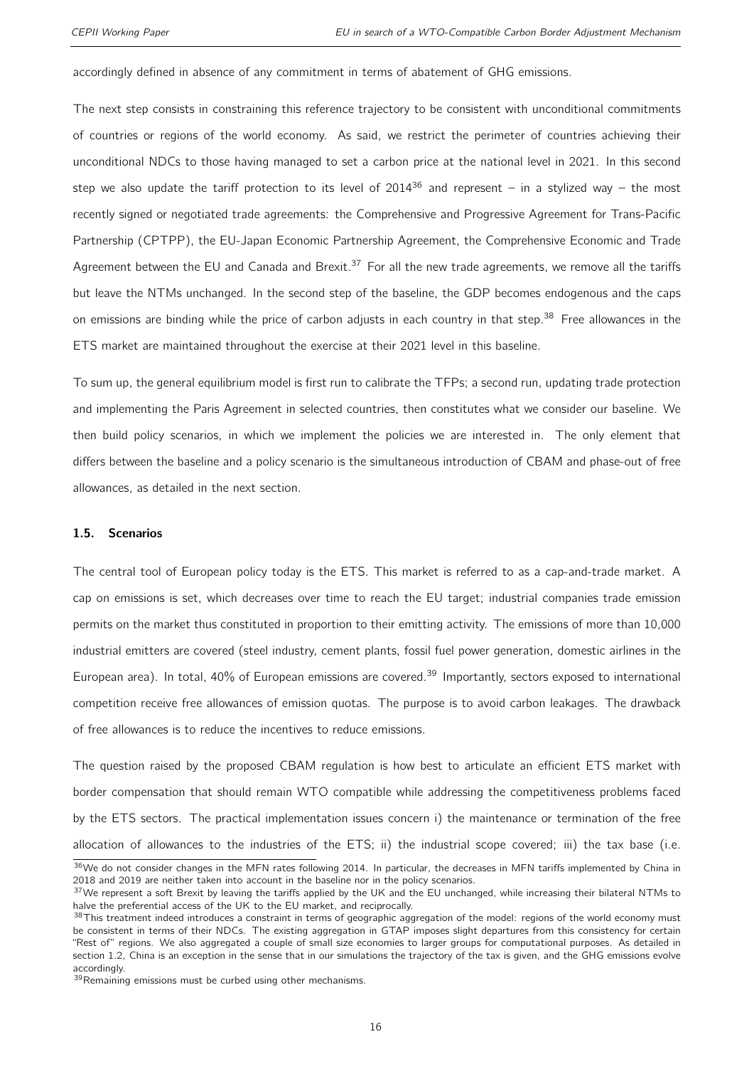accordingly defined in absence of any commitment in terms of abatement of GHG emissions.

The next step consists in constraining this reference trajectory to be consistent with unconditional commitments of countries or regions of the world economy. As said, we restrict the perimeter of countries achieving their unconditional NDCs to those having managed to set a carbon price at the national level in 2021. In this second step we also update the tariff protection to its level of 2014[36] and represent – in a stylized way – the most recently signed or negotiated trade agreements: the Comprehensive and Progressive Agreement for Trans-Pacific Partnership (CPTPP), the EU-Japan Economic Partnership Agreement, the Comprehensive Economic and Trade Agreement between the EU and Canada and Brexit.[37] For all the new trade agreements, we remove all the tariffs but leave the NTMs unchanged. In the second step of the baseline, the GDP becomes endogenous and the caps on emissions are binding while the price of carbon adjusts in each country in that step.[38] Free allowances in the ETS market are maintained throughout the exercise at their 2021 level in this baseline.

To sum up, the general equilibrium model is first run to calibrate the TFPs; a second run, updating trade protection and implementing the Paris Agreement in selected countries, then constitutes what we consider our baseline. We then build policy scenarios, in which we implement the policies we are interested in. The only element that differs between the baseline and a policy scenario is the simultaneous introduction of CBAM and phase-out of free allowances, as detailed in the next section.

### 1.5. Scenarios

The central tool of European policy today is the ETS. This market is referred to as a cap-and-trade market. A cap on emissions is set, which decreases over time to reach the EU target; industrial companies trade emission permits on the market thus constituted in proportion to their emitting activity. The emissions of more than 10,000 industrial emitters are covered (steel industry, cement plants, fossil fuel power generation, domestic airlines in the European area). In total, 40% of European emissions are covered.[39] Importantly, sectors exposed to international competition receive free allowances of emission quotas. The purpose is to avoid carbon leakages. The drawback of free allowances is to reduce the incentives to reduce emissions.

The question raised by the proposed CBAM regulation is how best to articulate an efficient ETS market with border compensation that should remain WTO compatible while addressing the competitiveness problems faced by the ETS sectors. The practical implementation issues concern i) the maintenance or termination of the free allocation of allowances to the industries of the ETS; ii) the industrial scope covered; iii) the tax base (i.e.

[36] We do not consider changes in the MFN rates following 2014. In particular, the decreases in MFN tariffs implemented by China in 2018 and 2019 are neither taken into account in the baseline nor in the policy scenarios.

[37] We represent a soft Brexit by leaving the tariffs applied by the UK and the EU unchanged, while increasing their bilateral NTMs to halve the preferential access of the UK to the EU market, and reciprocally.

[38] This treatment indeed introduces a constraint in terms of geographic aggregation of the model: regions of the world economy must be consistent in terms of their NDCs. The existing aggregation in GTAP imposes slight departures from this consistency for certain "Rest of" regions. We also aggregated a couple of small size economies to larger groups for computational purposes. As detailed in section 1.2, China is an exception in the sense that in our simulations the trajectory of the tax is given, and the GHG emissions evolve accordingly.

[39] Remaining emissions must be curbed using other mechanisms.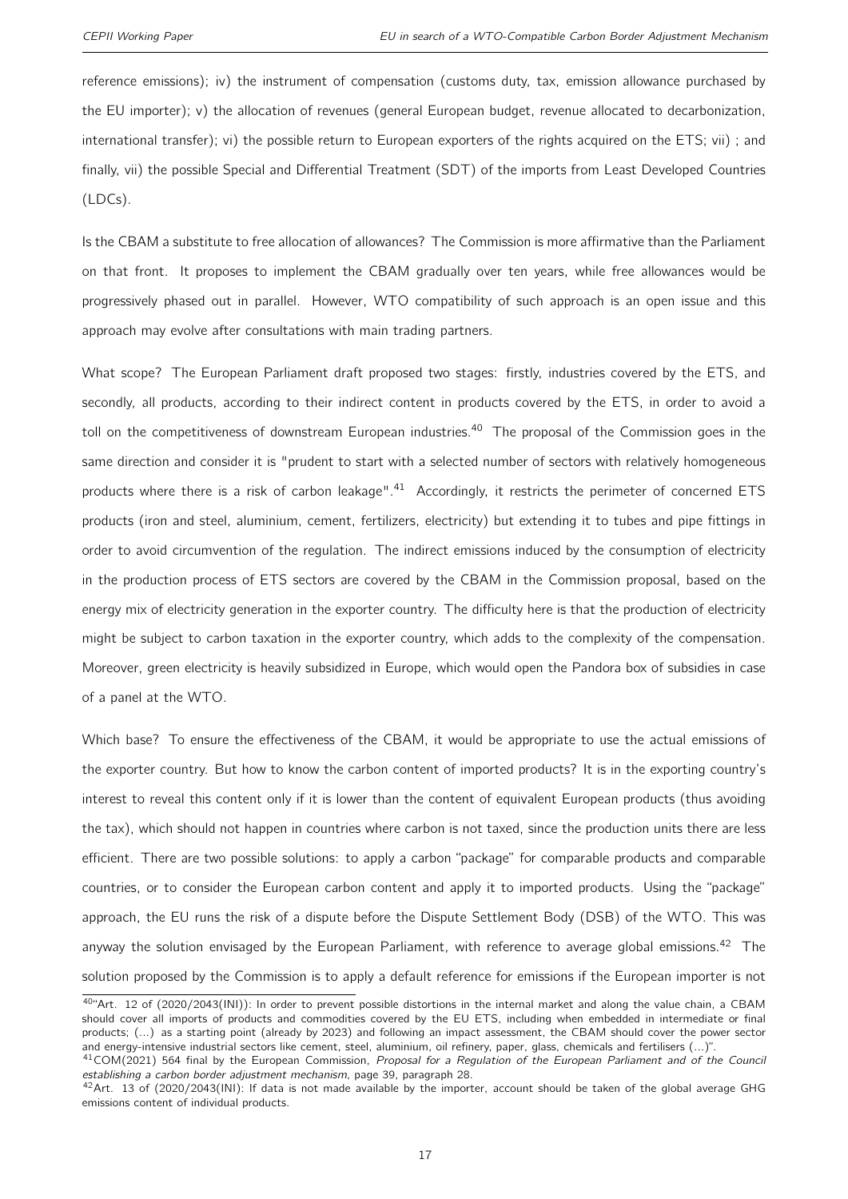reference emissions); iv) the instrument of compensation (customs duty, tax, emission allowance purchased by the EU importer); v) the allocation of revenues (general European budget, revenue allocated to decarbonization, international transfer); vi) the possible return to European exporters of the rights acquired on the ETS; vii) ; and finally, vii) the possible Special and Differential Treatment (SDT) of the imports from Least Developed Countries (LDCs).

Is the CBAM a substitute to free allocation of allowances? The Commission is more affirmative than the Parliament on that front. It proposes to implement the CBAM gradually over ten years, while free allowances would be progressively phased out in parallel. However, WTO compatibility of such approach is an open issue and this approach may evolve after consultations with main trading partners.

What scope? The European Parliament draft proposed two stages: firstly, industries covered by the ETS, and secondly, all products, according to their indirect content in products covered by the ETS, in order to avoid a toll on the competitiveness of downstream European industries.[40] The proposal of the Commission goes in the same direction and consider it is "prudent to start with a selected number of sectors with relatively homogeneous products where there is a risk of carbon leakage".[41] Accordingly, it restricts the perimeter of concerned ETS products (iron and steel, aluminium, cement, fertilizers, electricity) but extending it to tubes and pipe fittings in order to avoid circumvention of the regulation. The indirect emissions induced by the consumption of electricity in the production process of ETS sectors are covered by the CBAM in the Commission proposal, based on the energy mix of electricity generation in the exporter country. The difficulty here is that the production of electricity might be subject to carbon taxation in the exporter country, which adds to the complexity of the compensation. Moreover, green electricity is heavily subsidized in Europe, which would open the Pandora box of subsidies in case of a panel at the WTO.

Which base? To ensure the effectiveness of the CBAM, it would be appropriate to use the actual emissions of the exporter country. But how to know the carbon content of imported products? It is in the exporting country's interest to reveal this content only if it is lower than the content of equivalent European products (thus avoiding the tax), which should not happen in countries where carbon is not taxed, since the production units there are less efficient. There are two possible solutions: to apply a carbon "package" for comparable products and comparable countries, or to consider the European carbon content and apply it to imported products. Using the "package" approach, the EU runs the risk of a dispute before the Dispute Settlement Body (DSB) of the WTO. This was anyway the solution envisaged by the European Parliament, with reference to average global emissions.[42] The solution proposed by the Commission is to apply a default reference for emissions if the European importer is not

[40] "Art. 12 of (2020/2043(INI)): In order to prevent possible distortions in the internal market and along the value chain, a CBAM should cover all imports of products and commodities covered by the EU ETS, including when embedded in intermediate or final products; (...) as a starting point (already by 2023) and following an impact assessment, the CBAM should cover the power sector and energy-intensive industrial sectors like cement, steel, aluminium, oil refinery, paper, glass, chemicals and fertilisers (...)".

[41] COM(2021) 564 final by the European Commission, *Proposal for a Regulation of the European Parliament and of the Council establishing a carbon border adjustment mechanism*, page 39, paragraph 28.

[42] Art. 13 of (2020/2043(INI): If data is not made available by the importer, account should be taken of the global average GHG emissions content of individual products.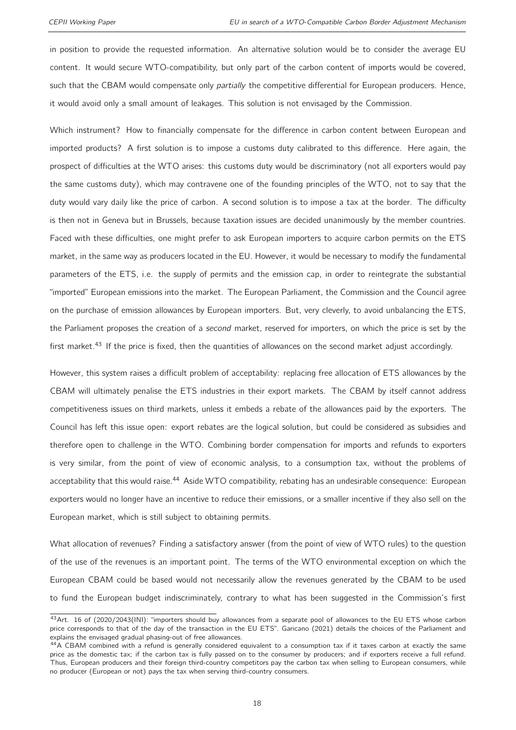in position to provide the requested information. An alternative solution would be to consider the average EU content. It would secure WTO-compatibility, but only part of the carbon content of imports would be covered, such that the CBAM would compensate only *partially* the competitive differential for European producers. Hence, it would avoid only a small amount of leakages. This solution is not envisaged by the Commission.

Which instrument? How to financially compensate for the difference in carbon content between European and imported products? A first solution is to impose a customs duty calibrated to this difference. Here again, the prospect of difficulties at the WTO arises: this customs duty would be discriminatory (not all exporters would pay the same customs duty), which may contravene one of the founding principles of the WTO, not to say that the duty would vary daily like the price of carbon. A second solution is to impose a tax at the border. The difficulty is then not in Geneva but in Brussels, because taxation issues are decided unanimously by the member countries. Faced with these difficulties, one might prefer to ask European importers to acquire carbon permits on the ETS market, in the same way as producers located in the EU. However, it would be necessary to modify the fundamental parameters of the ETS, i.e. the supply of permits and the emission cap, in order to reintegrate the substantial "imported" European emissions into the market. The European Parliament, the Commission and the Council agree on the purchase of emission allowances by European importers. But, very cleverly, to avoid unbalancing the ETS, the Parliament proposes the creation of a *second* market, reserved for importers, on which the price is set by the first market.[43] If the price is fixed, then the quantities of allowances on the second market adjust accordingly.

However, this system raises a difficult problem of acceptability: replacing free allocation of ETS allowances by the CBAM will ultimately penalise the ETS industries in their export markets. The CBAM by itself cannot address competitiveness issues on third markets, unless it embeds a rebate of the allowances paid by the exporters. The Council has left this issue open: export rebates are the logical solution, but could be considered as subsidies and therefore open to challenge in the WTO. Combining border compensation for imports and refunds to exporters is very similar, from the point of view of economic analysis, to a consumption tax, without the problems of acceptability that this would raise.[44] Aside WTO compatibility, rebating has an undesirable consequence: European exporters would no longer have an incentive to reduce their emissions, or a smaller incentive if they also sell on the European market, which is still subject to obtaining permits.

What allocation of revenues? Finding a satisfactory answer (from the point of view of WTO rules) to the question of the use of the revenues is an important point. The terms of the WTO environmental exception on which the European CBAM could be based would not necessarily allow the revenues generated by the CBAM to be used to fund the European budget indiscriminately, contrary to what has been suggested in the Commission's first

---

[43] Art. 16 of (2020/2043(INI): "importers should buy allowances from a separate pool of allowances to the EU ETS whose carbon price corresponds to that of the day of the transaction in the EU ETS". Garicano (2021) details the choices of the Parliament and explains the envisaged gradual phasing-out of free allowances.

[44] A CBAM combined with a refund is generally considered equivalent to a consumption tax if it taxes carbon at exactly the same price as the domestic tax; if the carbon tax is fully passed on to the consumer by producers; and if exporters receive a full refund. Thus, European producers and their foreign third-country competitors pay the carbon tax when selling to European consumers, while no producer (European or not) pays the tax when serving third-country consumers.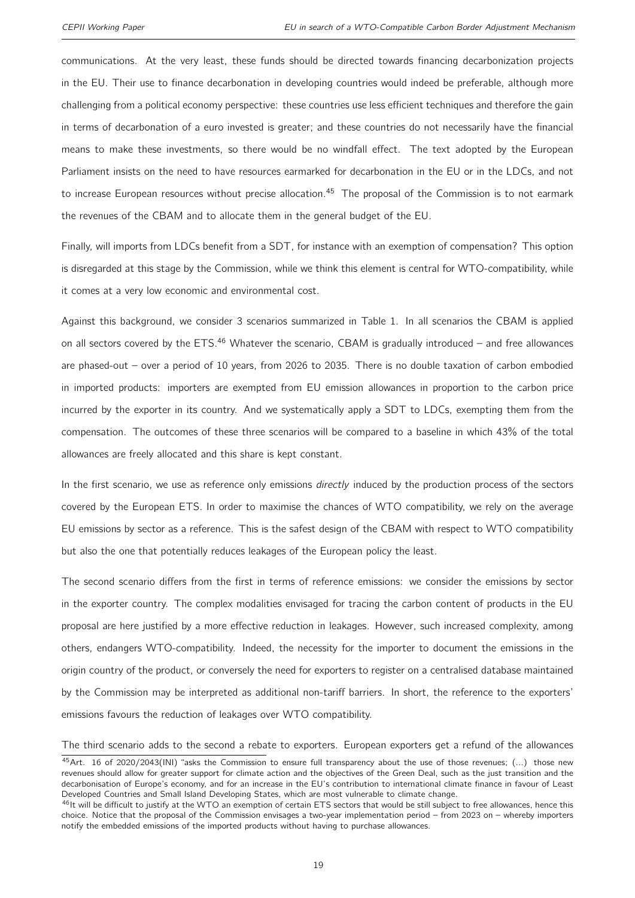communications. At the very least, these funds should be directed towards financing decarbonization projects in the EU. Their use to finance decarbonation in developing countries would indeed be preferable, although more challenging from a political economy perspective: these countries use less efficient techniques and therefore the gain in terms of decarbonation of a euro invested is greater; and these countries do not necessarily have the financial means to make these investments, so there would be no windfall effect. The text adopted by the European Parliament insists on the need to have resources earmarked for decarbonation in the EU or in the LDCs, and not to increase European resources without precise allocation.[45] The proposal of the Commission is to not earmark the revenues of the CBAM and to allocate them in the general budget of the EU.

Finally, will imports from LDCs benefit from a SDT, for instance with an exemption of compensation? This option is disregarded at this stage by the Commission, while we think this element is central for WTO-compatibility, while it comes at a very low economic and environmental cost.

Against this background, we consider 3 scenarios summarized in Table 1. In all scenarios the CBAM is applied on all sectors covered by the ETS.[46] Whatever the scenario, CBAM is gradually introduced – and free allowances are phased-out – over a period of 10 years, from 2026 to 2035. There is no double taxation of carbon embodied in imported products: importers are exempted from EU emission allowances in proportion to the carbon price incurred by the exporter in its country. And we systematically apply a SDT to LDCs, exempting them from the compensation. The outcomes of these three scenarios will be compared to a baseline in which 43% of the total allowances are freely allocated and this share is kept constant.

In the first scenario, we use as reference only emissions *directly* induced by the production process of the sectors covered by the European ETS. In order to maximise the chances of WTO compatibility, we rely on the average EU emissions by sector as a reference. This is the safest design of the CBAM with respect to WTO compatibility but also the one that potentially reduces leakages of the European policy the least.

The second scenario differs from the first in terms of reference emissions: we consider the emissions by sector in the exporter country. The complex modalities envisaged for tracing the carbon content of products in the EU proposal are here justified by a more effective reduction in leakages. However, such increased complexity, among others, endangers WTO-compatibility. Indeed, the necessity for the importer to document the emissions in the origin country of the product, or conversely the need for exporters to register on a centralised database maintained by the Commission may be interpreted as additional non-tariff barriers. In short, the reference to the exporters' emissions favours the reduction of leakages over WTO compatibility.

The third scenario adds to the second a rebate to exporters. European exporters get a refund of the allowances

[45] Art. 16 of 2020/2043(INI) "asks the Commission to ensure full transparency about the use of those revenues; (...) those new revenues should allow for greater support for climate action and the objectives of the Green Deal, such as the just transition and the decarbonisation of Europe's economy, and for an increase in the EU's contribution to international climate finance in favour of Least Developed Countries and Small Island Developing States, which are most vulnerable to climate change.

[46] It will be difficult to justify at the WTO an exemption of certain ETS sectors that would be still subject to free allowances, hence this choice. Notice that the proposal of the Commission envisages a two-year implementation period – from 2023 on – whereby importers notify the embedded emissions of the imported products without having to purchase allowances.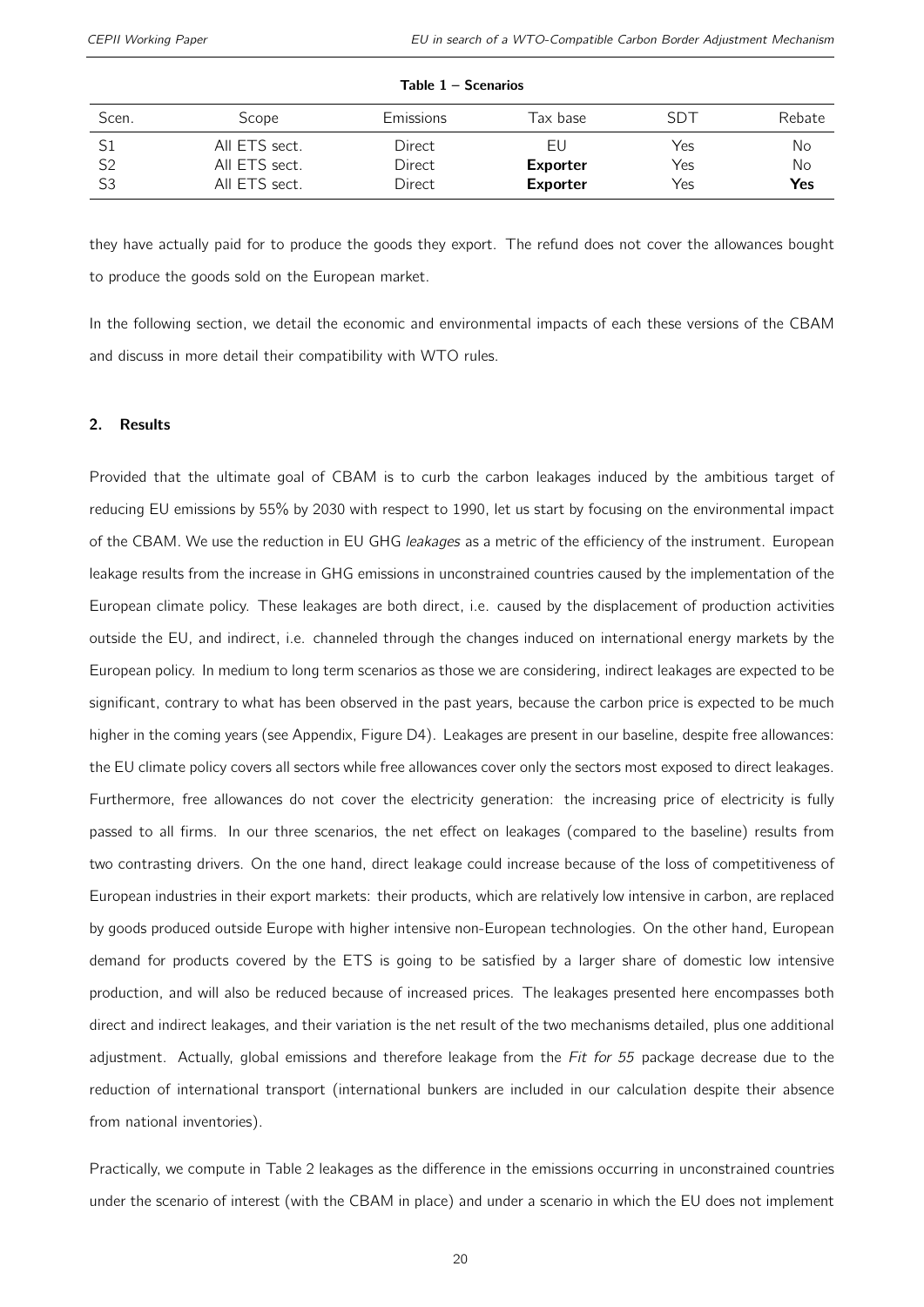**Table 1 – Scenarios**

| Scen. | Scope | Emissions | Tax base | SDT | Rebate |
|---|---|---|---|---|---|
| S1 | All ETS sect. | Direct | EU | Yes | No |
| S2 | All ETS sect. | Direct | **Exporter** | Yes | No |
| S3 | All ETS sect. | Direct | **Exporter** | Yes | **Yes** |

they have actually paid for to produce the goods they export. The refund does not cover the allowances bought to produce the goods sold on the European market.

In the following section, we detail the economic and environmental impacts of each these versions of the CBAM and discuss in more detail their compatibility with WTO rules.

## 2. Results

Provided that the ultimate goal of CBAM is to curb the carbon leakages induced by the ambitious target of reducing EU emissions by 55% by 2030 with respect to 1990, let us start by focusing on the environmental impact of the CBAM. We use the reduction in EU GHG *leakages* as a metric of the efficiency of the instrument. European leakage results from the increase in GHG emissions in unconstrained countries caused by the implementation of the European climate policy. These leakages are both direct, i.e. caused by the displacement of production activities outside the EU, and indirect, i.e. channeled through the changes induced on international energy markets by the European policy. In medium to long term scenarios as those we are considering, indirect leakages are expected to be significant, contrary to what has been observed in the past years, because the carbon price is expected to be much higher in the coming years (see Appendix, Figure D4). Leakages are present in our baseline, despite free allowances: the EU climate policy covers all sectors while free allowances cover only the sectors most exposed to direct leakages. Furthermore, free allowances do not cover the electricity generation: the increasing price of electricity is fully passed to all firms. In our three scenarios, the net effect on leakages (compared to the baseline) results from two contrasting drivers. On the one hand, direct leakage could increase because of the loss of competitiveness of European industries in their export markets: their products, which are relatively low intensive in carbon, are replaced by goods produced outside Europe with higher intensive non-European technologies. On the other hand, European demand for products covered by the ETS is going to be satisfied by a larger share of domestic low intensive production, and will also be reduced because of increased prices. The leakages presented here encompasses both direct and indirect leakages, and their variation is the net result of the two mechanisms detailed, plus one additional adjustment. Actually, global emissions and therefore leakage from the *Fit for 55* package decrease due to the reduction of international transport (international bunkers are included in our calculation despite their absence from national inventories).

Practically, we compute in Table 2 leakages as the difference in the emissions occurring in unconstrained countries under the scenario of interest (with the CBAM in place) and under a scenario in which the EU does not implement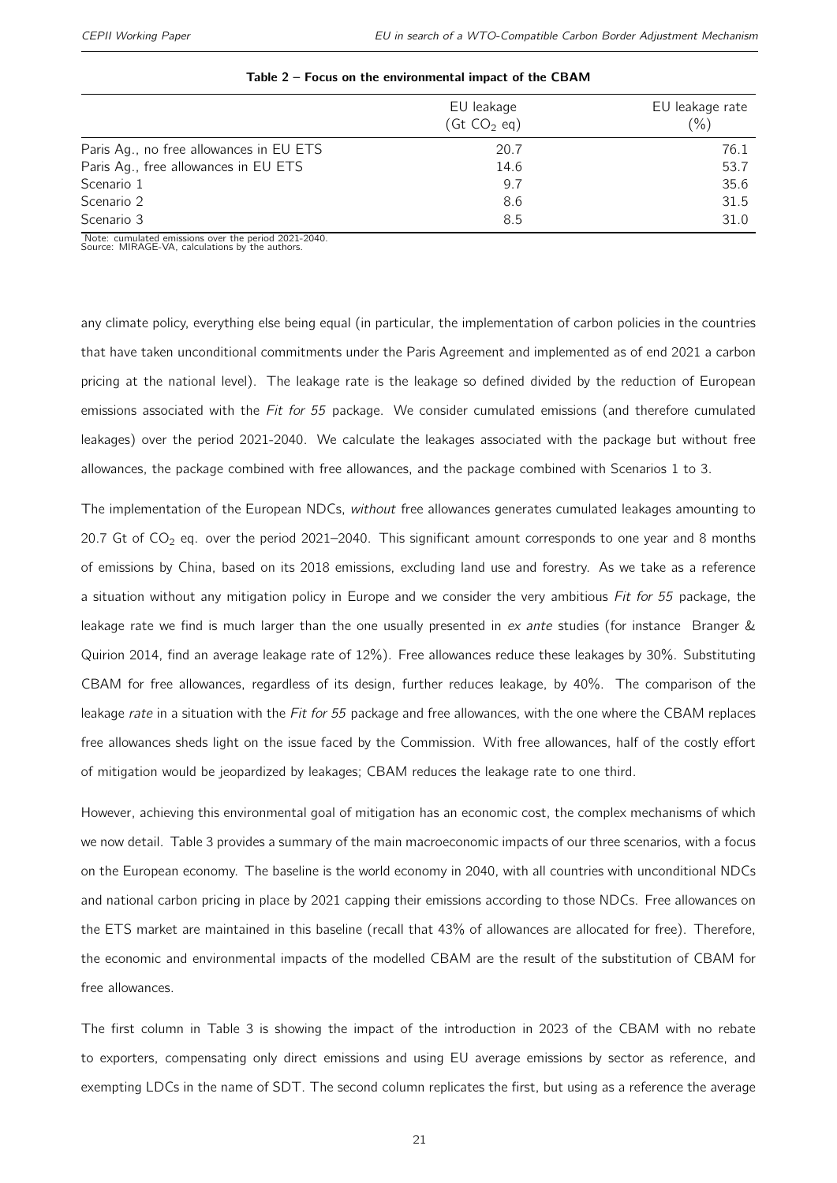**Table 2 – Focus on the environmental impact of the CBAM**

| | EU leakage ($Gt\ CO_2$ eq) | EU leakage rate (%) |
|---|---|---|
| Paris Ag., no free allowances in EU ETS | 20.7 | 76.1 |
| Paris Ag., free allowances in EU ETS | 14.6 | 53.7 |
| Scenario 1 | 9.7 | 35.6 |
| Scenario 2 | 8.6 | 31.5 |
| Scenario 3 | 8.5 | 31.0 |

Note: cumulated emissions over the period 2021-2040.
Source: MIRAGE-VA, calculations by the authors.

any climate policy, everything else being equal (in particular, the implementation of carbon policies in the countries that have taken unconditional commitments under the Paris Agreement and implemented as of end 2021 a carbon pricing at the national level). The leakage rate is the leakage so defined divided by the reduction of European emissions associated with the *Fit for 55* package. We consider cumulated emissions (and therefore cumulated leakages) over the period 2021-2040. We calculate the leakages associated with the package but without free allowances, the package combined with free allowances, and the package combined with Scenarios 1 to 3.

The implementation of the European NDCs, *without* free allowances generates cumulated leakages amounting to 20.7 Gt of $CO_2$ eq. over the period 2021–2040. This significant amount corresponds to one year and 8 months of emissions by China, based on its 2018 emissions, excluding land use and forestry. As we take as a reference a situation without any mitigation policy in Europe and we consider the very ambitious *Fit for 55* package, the leakage rate we find is much larger than the one usually presented in *ex ante* studies (for instance Branger & Quirion 2014, find an average leakage rate of 12%). Free allowances reduce these leakages by 30%. Substituting CBAM for free allowances, regardless of its design, further reduces leakage, by 40%. The comparison of the leakage *rate* in a situation with the *Fit for 55* package and free allowances, with the one where the CBAM replaces free allowances sheds light on the issue faced by the Commission. With free allowances, half of the costly effort of mitigation would be jeopardized by leakages; CBAM reduces the leakage rate to one third.

However, achieving this environmental goal of mitigation has an economic cost, the complex mechanisms of which we now detail. Table 3 provides a summary of the main macroeconomic impacts of our three scenarios, with a focus on the European economy. The baseline is the world economy in 2040, with all countries with unconditional NDCs and national carbon pricing in place by 2021 capping their emissions according to those NDCs. Free allowances on the ETS market are maintained in this baseline (recall that 43% of allowances are allocated for free). Therefore, the economic and environmental impacts of the modelled CBAM are the result of the substitution of CBAM for free allowances.

The first column in Table 3 is showing the impact of the introduction in 2023 of the CBAM with no rebate to exporters, compensating only direct emissions and using EU average emissions by sector as reference, and exempting LDCs in the name of SDT. The second column replicates the first, but using as a reference the average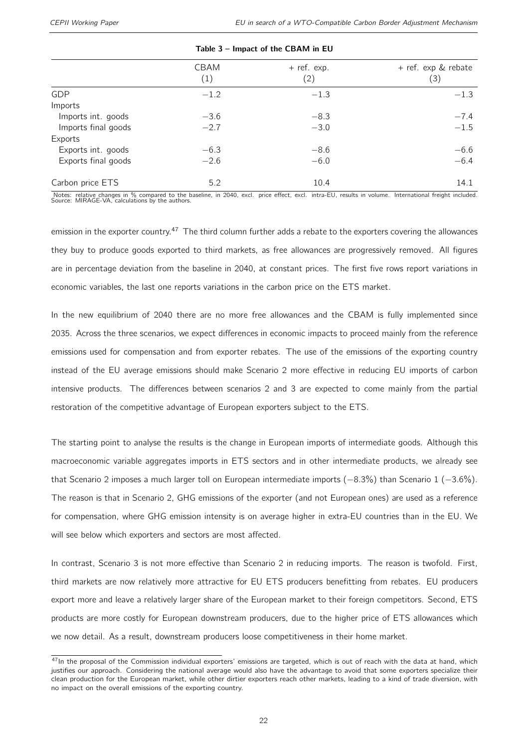**Table 3 – Impact of the CBAM in EU**

| | CBAM (1) | + ref. exp. (2) | + ref. exp & rebate (3) |
|---|---|---|---|
| GDP | −1.2 | −1.3 | −1.3 |
| Imports | | | |
| Imports int. goods | −3.6 | −8.3 | −7.4 |
| Imports final goods | −2.7 | −3.0 | −1.5 |
| Exports | | | |
| Exports int. goods | −6.3 | −8.6 | −6.6 |
| Exports final goods | −2.6 | −6.0 | −6.4 |
| Carbon price ETS | 5.2 | 10.4 | 14.1 |

Notes: relative changes in % compared to the baseline, in 2040, excl. price effect, excl. intra-EU, results in volume. International freight included.
Source: MIRAGE-VA, calculations by the authors.

emission in the exporter country.[47] The third column further adds a rebate to the exporters covering the allowances they buy to produce goods exported to third markets, as free allowances are progressively removed. All figures are in percentage deviation from the baseline in 2040, at constant prices. The first five rows report variations in economic variables, the last one reports variations in the carbon price on the ETS market.

In the new equilibrium of 2040 there are no more free allowances and the CBAM is fully implemented since 2035. Across the three scenarios, we expect differences in economic impacts to proceed mainly from the reference emissions used for compensation and from exporter rebates. The use of the emissions of the exporting country instead of the EU average emissions should make Scenario 2 more effective in reducing EU imports of carbon intensive products. The differences between scenarios 2 and 3 are expected to come mainly from the partial restoration of the competitive advantage of European exporters subject to the ETS.

The starting point to analyse the results is the change in European imports of intermediate goods. Although this macroeconomic variable aggregates imports in ETS sectors and in other intermediate products, we already see that Scenario 2 imposes a much larger toll on European intermediate imports (−8.3%) than Scenario 1 (−3.6%). The reason is that in Scenario 2, GHG emissions of the exporter (and not European ones) are used as a reference for compensation, where GHG emission intensity is on average higher in extra-EU countries than in the EU. We will see below which exporters and sectors are most affected.

In contrast, Scenario 3 is not more effective than Scenario 2 in reducing imports. The reason is twofold. First, third markets are now relatively more attractive for EU ETS producers benefitting from rebates. EU producers export more and leave a relatively larger share of the European market to their foreign competitors. Second, ETS products are more costly for European downstream producers, due to the higher price of ETS allowances which we now detail. As a result, downstream producers loose competitiveness in their home market.

[47] In the proposal of the Commission individual exporters' emissions are targeted, which is out of reach with the data at hand, which justifies our approach. Considering the national average would also have the advantage to avoid that some exporters specialize their clean production for the European market, while other dirtier exporters reach other markets, leading to a kind of trade diversion, with no impact on the overall emissions of the exporting country.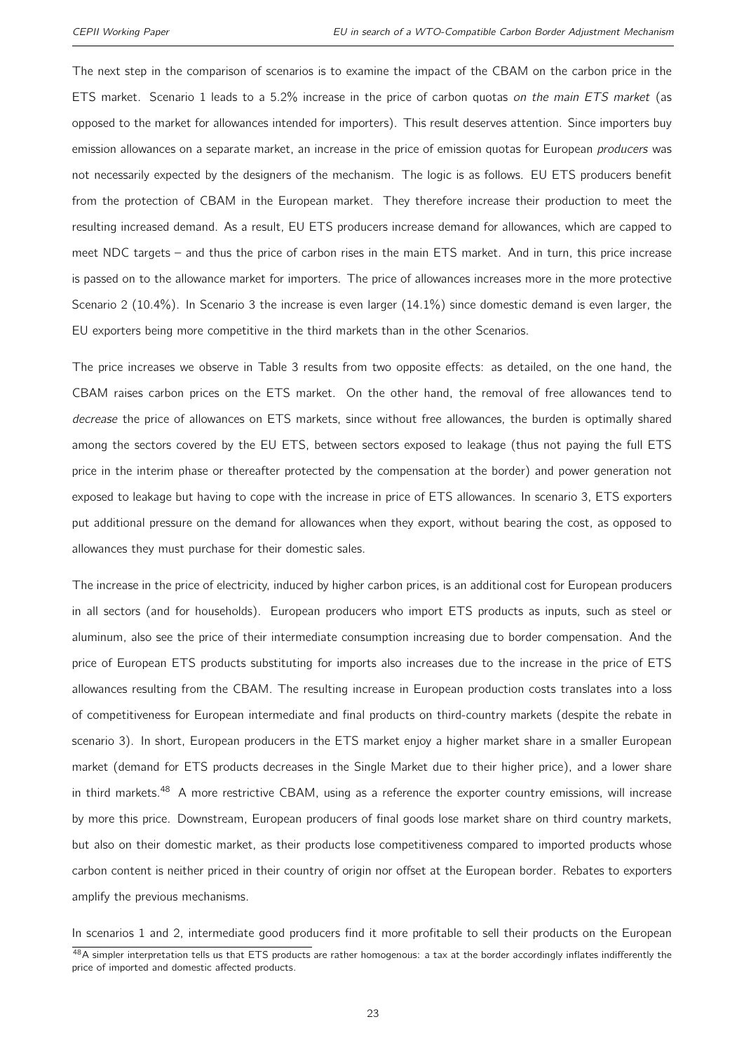The next step in the comparison of scenarios is to examine the impact of the CBAM on the carbon price in the ETS market. Scenario 1 leads to a 5.2% increase in the price of carbon quotas *on the main ETS market* (as opposed to the market for allowances intended for importers). This result deserves attention. Since importers buy emission allowances on a separate market, an increase in the price of emission quotas for European *producers* was not necessarily expected by the designers of the mechanism. The logic is as follows. EU ETS producers benefit from the protection of CBAM in the European market. They therefore increase their production to meet the resulting increased demand. As a result, EU ETS producers increase demand for allowances, which are capped to meet NDC targets – and thus the price of carbon rises in the main ETS market. And in turn, this price increase is passed on to the allowance market for importers. The price of allowances increases more in the more protective Scenario 2 (10.4%). In Scenario 3 the increase is even larger (14.1%) since domestic demand is even larger, the EU exporters being more competitive in the third markets than in the other Scenarios.

The price increases we observe in Table 3 results from two opposite effects: as detailed, on the one hand, the CBAM raises carbon prices on the ETS market. On the other hand, the removal of free allowances tend to *decrease* the price of allowances on ETS markets, since without free allowances, the burden is optimally shared among the sectors covered by the EU ETS, between sectors exposed to leakage (thus not paying the full ETS price in the interim phase or thereafter protected by the compensation at the border) and power generation not exposed to leakage but having to cope with the increase in price of ETS allowances. In scenario 3, ETS exporters put additional pressure on the demand for allowances when they export, without bearing the cost, as opposed to allowances they must purchase for their domestic sales.

The increase in the price of electricity, induced by higher carbon prices, is an additional cost for European producers in all sectors (and for households). European producers who import ETS products as inputs, such as steel or aluminum, also see the price of their intermediate consumption increasing due to border compensation. And the price of European ETS products substituting for imports also increases due to the increase in the price of ETS allowances resulting from the CBAM. The resulting increase in European production costs translates into a loss of competitiveness for European intermediate and final products on third-country markets (despite the rebate in scenario 3). In short, European producers in the ETS market enjoy a higher market share in a smaller European market (demand for ETS products decreases in the Single Market due to their higher price), and a lower share in third markets.[48] A more restrictive CBAM, using as a reference the exporter country emissions, will increase by more this price. Downstream, European producers of final goods lose market share on third country markets, but also on their domestic market, as their products lose competitiveness compared to imported products whose carbon content is neither priced in their country of origin nor offset at the European border. Rebates to exporters amplify the previous mechanisms.

In scenarios 1 and 2, intermediate good producers find it more profitable to sell their products on the European

[48] A simpler interpretation tells us that ETS products are rather homogenous: a tax at the border accordingly inflates indifferently the price of imported and domestic affected products.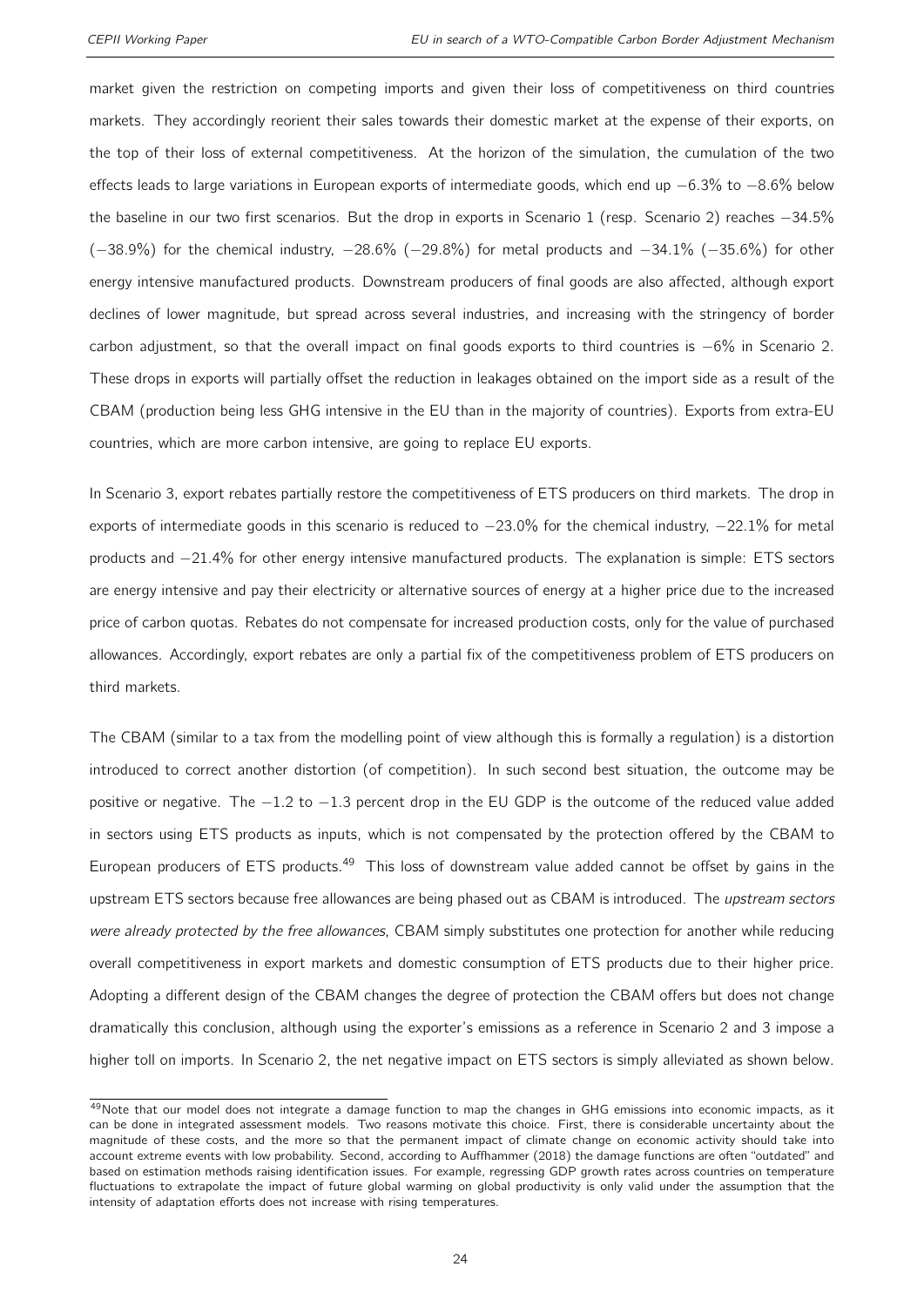market given the restriction on competing imports and given their loss of competitiveness on third countries markets. They accordingly reorient their sales towards their domestic market at the expense of their exports, on the top of their loss of external competitiveness. At the horizon of the simulation, the cumulation of the two effects leads to large variations in European exports of intermediate goods, which end up −6.3% to −8.6% below the baseline in our two first scenarios. But the drop in exports in Scenario 1 (resp. Scenario 2) reaches −34.5% (−38.9%) for the chemical industry, −28.6% (−29.8%) for metal products and −34.1% (−35.6%) for other energy intensive manufactured products. Downstream producers of final goods are also affected, although export declines of lower magnitude, but spread across several industries, and increasing with the stringency of border carbon adjustment, so that the overall impact on final goods exports to third countries is −6% in Scenario 2. These drops in exports will partially offset the reduction in leakages obtained on the import side as a result of the CBAM (production being less GHG intensive in the EU than in the majority of countries). Exports from extra-EU countries, which are more carbon intensive, are going to replace EU exports.

In Scenario 3, export rebates partially restore the competitiveness of ETS producers on third markets. The drop in exports of intermediate goods in this scenario is reduced to −23.0% for the chemical industry, −22.1% for metal products and −21.4% for other energy intensive manufactured products. The explanation is simple: ETS sectors are energy intensive and pay their electricity or alternative sources of energy at a higher price due to the increased price of carbon quotas. Rebates do not compensate for increased production costs, only for the value of purchased allowances. Accordingly, export rebates are only a partial fix of the competitiveness problem of ETS producers on third markets.

The CBAM (similar to a tax from the modelling point of view although this is formally a regulation) is a distortion introduced to correct another distortion (of competition). In such second best situation, the outcome may be positive or negative. The −1.2 to −1.3 percent drop in the EU GDP is the outcome of the reduced value added in sectors using ETS products as inputs, which is not compensated by the protection offered by the CBAM to European producers of ETS products.[49] This loss of downstream value added cannot be offset by gains in the upstream ETS sectors because free allowances are being phased out as CBAM is introduced. The *upstream sectors were already protected by the free allowances*, CBAM simply substitutes one protection for another while reducing overall competitiveness in export markets and domestic consumption of ETS products due to their higher price. Adopting a different design of the CBAM changes the degree of protection the CBAM offers but does not change dramatically this conclusion, although using the exporter's emissions as a reference in Scenario 2 and 3 impose a higher toll on imports. In Scenario 2, the net negative impact on ETS sectors is simply alleviated as shown below.

[49] Note that our model does not integrate a damage function to map the changes in GHG emissions into economic impacts, as it can be done in integrated assessment models. Two reasons motivate this choice. First, there is considerable uncertainty about the magnitude of these costs, and the more so that the permanent impact of climate change on economic activity should take into account extreme events with low probability. Second, according to Auffhammer (2018) the damage functions are often "outdated" and based on estimation methods raising identification issues. For example, regressing GDP growth rates across countries on temperature fluctuations to extrapolate the impact of future global warming on global productivity is only valid under the assumption that the intensity of adaptation efforts does not increase with rising temperatures.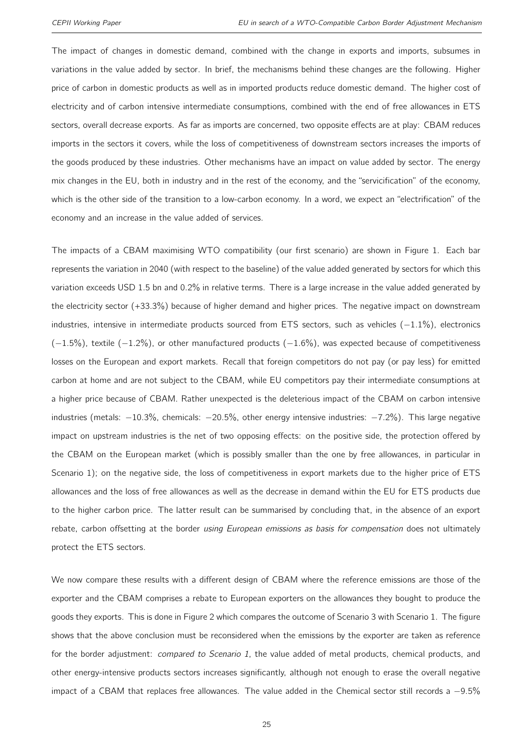The impact of changes in domestic demand, combined with the change in exports and imports, subsumes in variations in the value added by sector. In brief, the mechanisms behind these changes are the following. Higher price of carbon in domestic products as well as in imported products reduce domestic demand. The higher cost of electricity and of carbon intensive intermediate consumptions, combined with the end of free allowances in ETS sectors, overall decrease exports. As far as imports are concerned, two opposite effects are at play: CBAM reduces imports in the sectors it covers, while the loss of competitiveness of downstream sectors increases the imports of the goods produced by these industries. Other mechanisms have an impact on value added by sector. The energy mix changes in the EU, both in industry and in the rest of the economy, and the "servicification" of the economy, which is the other side of the transition to a low-carbon economy. In a word, we expect an "electrification" of the economy and an increase in the value added of services.

The impacts of a CBAM maximising WTO compatibility (our first scenario) are shown in Figure 1. Each bar represents the variation in 2040 (with respect to the baseline) of the value added generated by sectors for which this variation exceeds USD 1.5 bn and 0.2% in relative terms. There is a large increase in the value added generated by the electricity sector (+33.3%) because of higher demand and higher prices. The negative impact on downstream industries, intensive in intermediate products sourced from ETS sectors, such as vehicles (−1.1%), electronics (−1.5%), textile (−1.2%), or other manufactured products (−1.6%), was expected because of competitiveness losses on the European and export markets. Recall that foreign competitors do not pay (or pay less) for emitted carbon at home and are not subject to the CBAM, while EU competitors pay their intermediate consumptions at a higher price because of CBAM. Rather unexpected is the deleterious impact of the CBAM on carbon intensive industries (metals: −10.3%, chemicals: −20.5%, other energy intensive industries: −7.2%). This large negative impact on upstream industries is the net of two opposing effects: on the positive side, the protection offered by the CBAM on the European market (which is possibly smaller than the one by free allowances, in particular in Scenario 1); on the negative side, the loss of competitiveness in export markets due to the higher price of ETS allowances and the loss of free allowances as well as the decrease in demand within the EU for ETS products due to the higher carbon price. The latter result can be summarised by concluding that, in the absence of an export rebate, carbon offsetting at the border *using European emissions as basis for compensation* does not ultimately protect the ETS sectors.

We now compare these results with a different design of CBAM where the reference emissions are those of the exporter and the CBAM comprises a rebate to European exporters on the allowances they bought to produce the goods they exports. This is done in Figure 2 which compares the outcome of Scenario 3 with Scenario 1. The figure shows that the above conclusion must be reconsidered when the emissions by the exporter are taken as reference for the border adjustment: *compared to Scenario 1*, the value added of metal products, chemical products, and other energy-intensive products sectors increases significantly, although not enough to erase the overall negative impact of a CBAM that replaces free allowances. The value added in the Chemical sector still records a −9.5%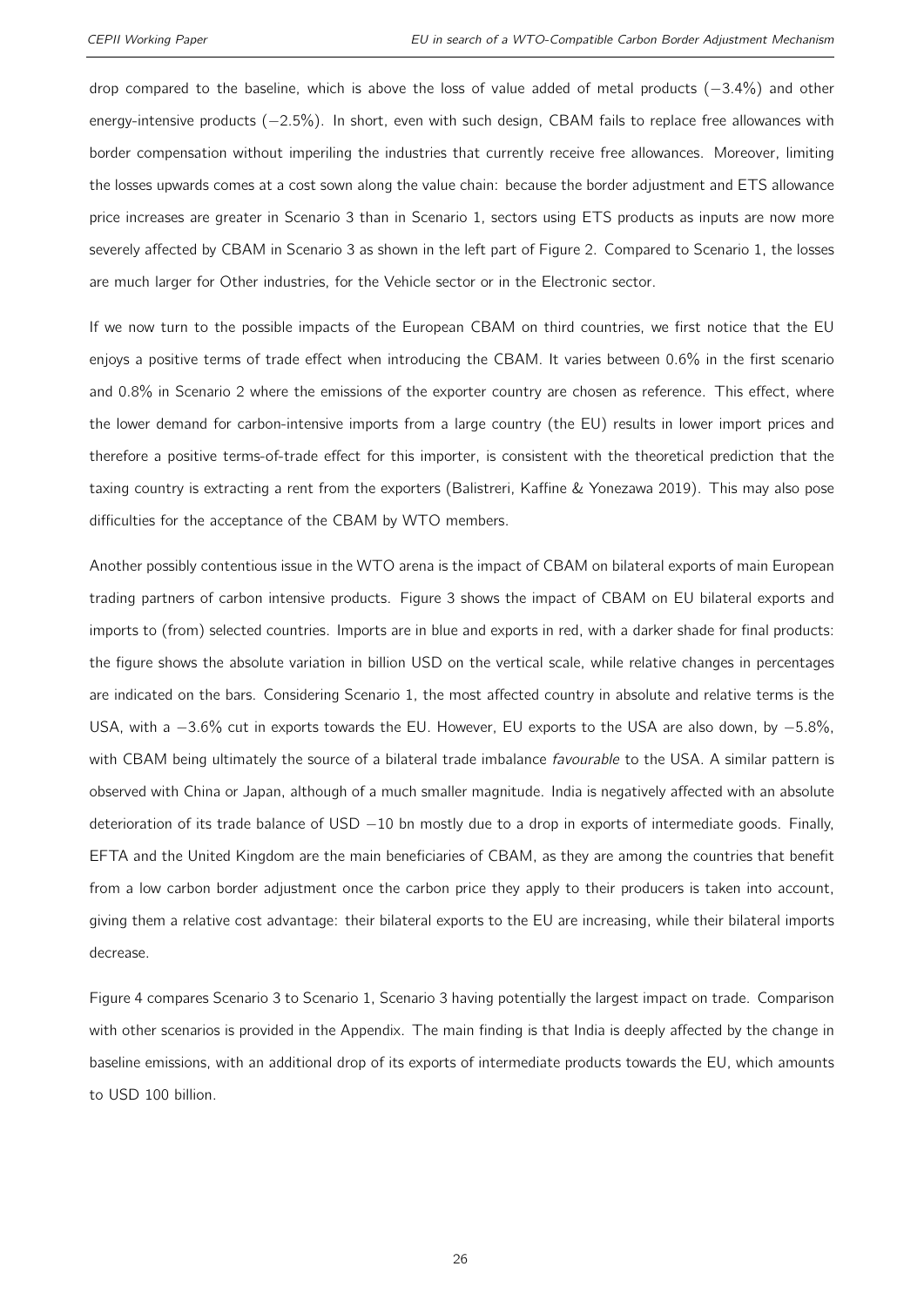drop compared to the baseline, which is above the loss of value added of metal products (−3.4%) and other energy-intensive products (−2.5%). In short, even with such design, CBAM fails to replace free allowances with border compensation without imperiling the industries that currently receive free allowances. Moreover, limiting the losses upwards comes at a cost sown along the value chain: because the border adjustment and ETS allowance price increases are greater in Scenario 3 than in Scenario 1, sectors using ETS products as inputs are now more severely affected by CBAM in Scenario 3 as shown in the left part of Figure 2. Compared to Scenario 1, the losses are much larger for Other industries, for the Vehicle sector or in the Electronic sector.

If we now turn to the possible impacts of the European CBAM on third countries, we first notice that the EU enjoys a positive terms of trade effect when introducing the CBAM. It varies between 0.6% in the first scenario and 0.8% in Scenario 2 where the emissions of the exporter country are chosen as reference. This effect, where the lower demand for carbon-intensive imports from a large country (the EU) results in lower import prices and therefore a positive terms-of-trade effect for this importer, is consistent with the theoretical prediction that the taxing country is extracting a rent from the exporters (Balistreri, Kaffine & Yonezawa 2019). This may also pose difficulties for the acceptance of the CBAM by WTO members.

Another possibly contentious issue in the WTO arena is the impact of CBAM on bilateral exports of main European trading partners of carbon intensive products. Figure 3 shows the impact of CBAM on EU bilateral exports and imports to (from) selected countries. Imports are in blue and exports in red, with a darker shade for final products: the figure shows the absolute variation in billion USD on the vertical scale, while relative changes in percentages are indicated on the bars. Considering Scenario 1, the most affected country in absolute and relative terms is the USA, with a −3.6% cut in exports towards the EU. However, EU exports to the USA are also down, by −5.8%, with CBAM being ultimately the source of a bilateral trade imbalance *favourable* to the USA. A similar pattern is observed with China or Japan, although of a much smaller magnitude. India is negatively affected with an absolute deterioration of its trade balance of USD −10 bn mostly due to a drop in exports of intermediate goods. Finally, EFTA and the United Kingdom are the main beneficiaries of CBAM, as they are among the countries that benefit from a low carbon border adjustment once the carbon price they apply to their producers is taken into account, giving them a relative cost advantage: their bilateral exports to the EU are increasing, while their bilateral imports decrease.

Figure 4 compares Scenario 3 to Scenario 1, Scenario 3 having potentially the largest impact on trade. Comparison with other scenarios is provided in the Appendix. The main finding is that India is deeply affected by the change in baseline emissions, with an additional drop of its exports of intermediate products towards the EU, which amounts to USD 100 billion.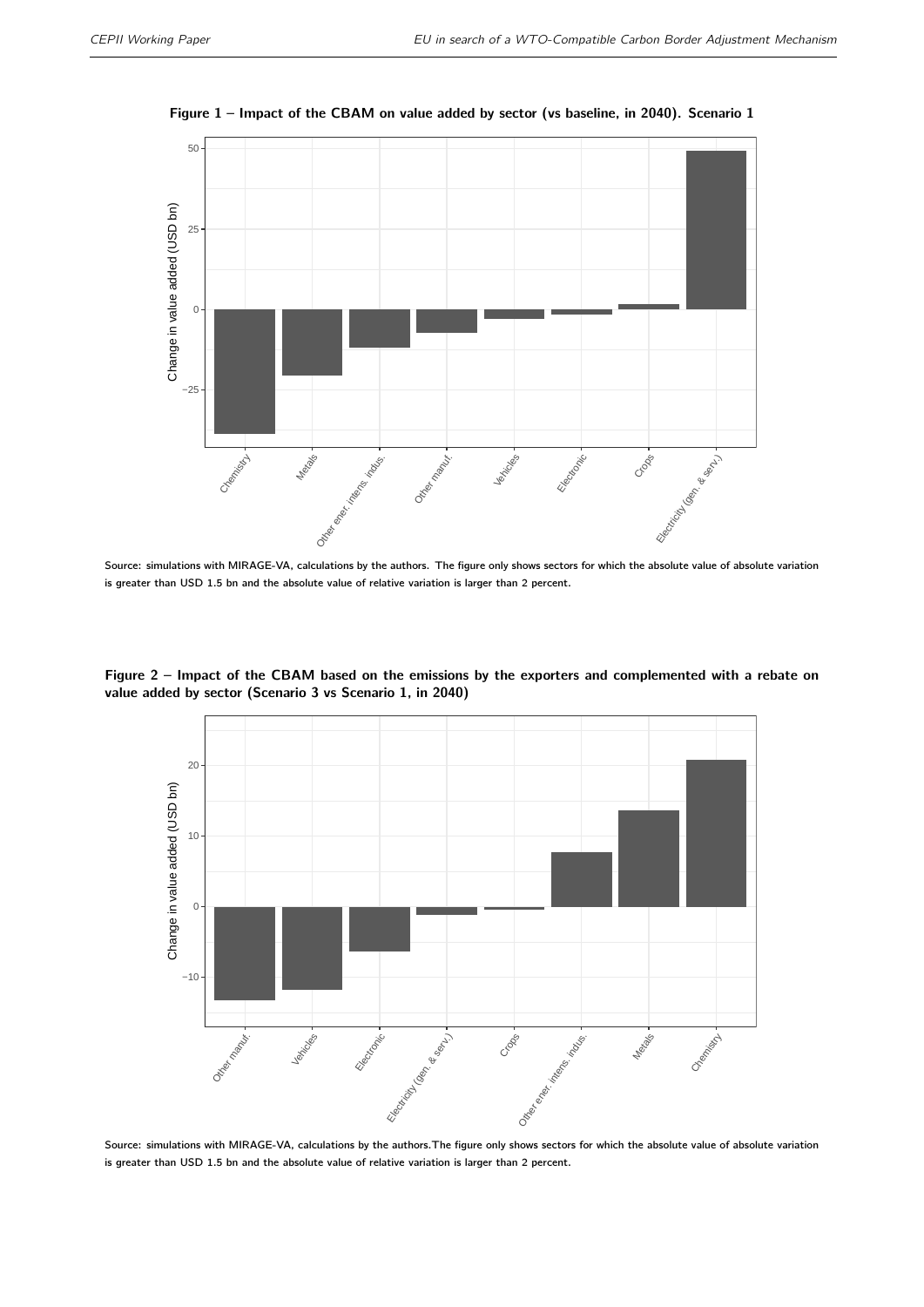**Figure 1 – Impact of the CBAM on value added by sector (vs baseline, in 2040). Scenario 1**

Source: simulations with MIRAGE-VA, calculations by the authors. The figure only shows sectors for which the absolute value of absolute variation is greater than USD 1.5 bn and the absolute value of relative variation is larger than 2 percent.

**Figure 2 – Impact of the CBAM based on the emissions by the exporters and complemented with a rebate on value added by sector (Scenario 3 vs Scenario 1, in 2040)**

Source: simulations with MIRAGE-VA, calculations by the authors.The figure only shows sectors for which the absolute value of absolute variation is greater than USD 1.5 bn and the absolute value of relative variation is larger than 2 percent.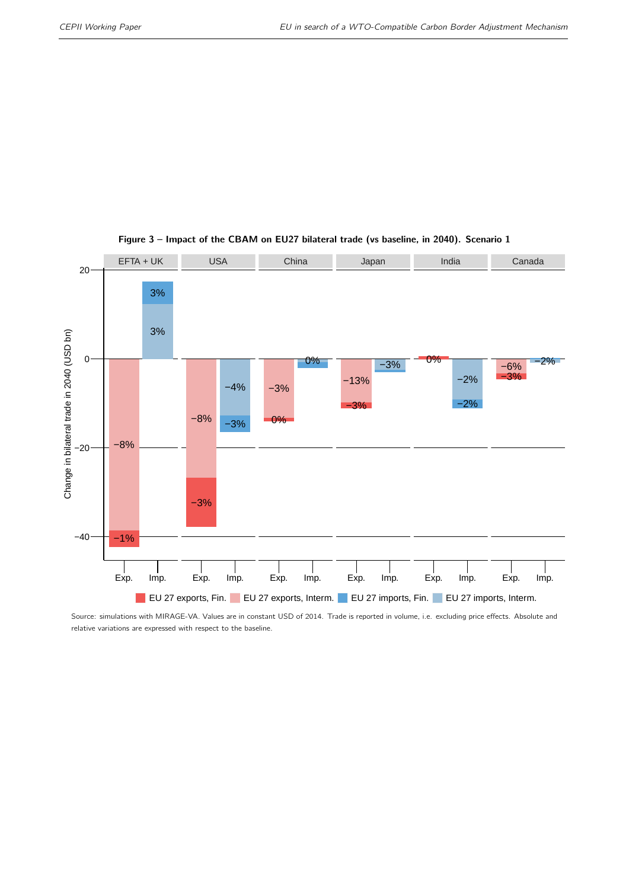**Figure 3 – Impact of the CBAM on EU27 bilateral trade (vs baseline, in 2040). Scenario 1**

Source: simulations with MIRAGE-VA. Values are in constant USD of 2014. Trade is reported in volume, i.e. excluding price effects. Absolute and relative variations are expressed with respect to the baseline.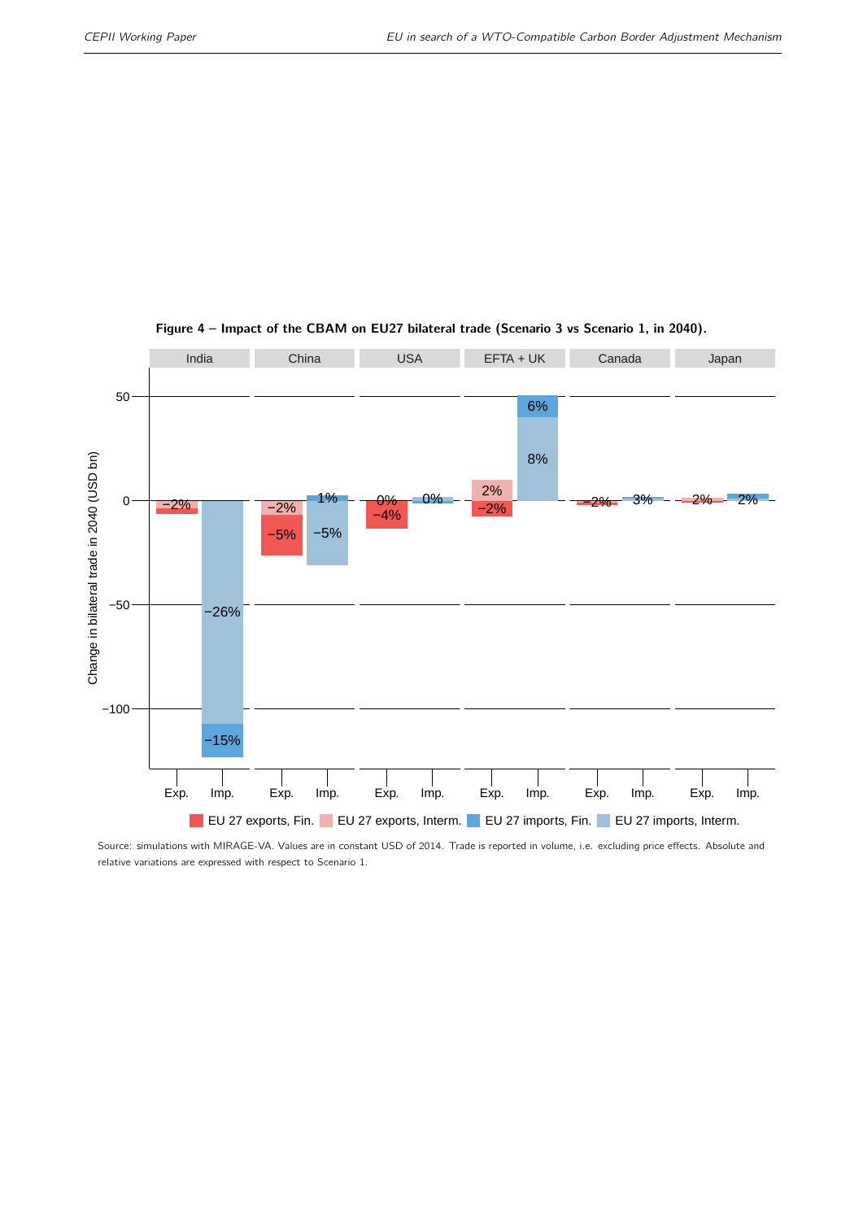**Figure 4 – Impact of the CBAM on EU27 bilateral trade (Scenario 3 vs Scenario 1, in 2040).**

Source: simulations with MIRAGE-VA. Values are in constant USD of 2014. Trade is reported in volume, i.e. excluding price effects. Absolute and relative variations are expressed with respect to Scenario 1.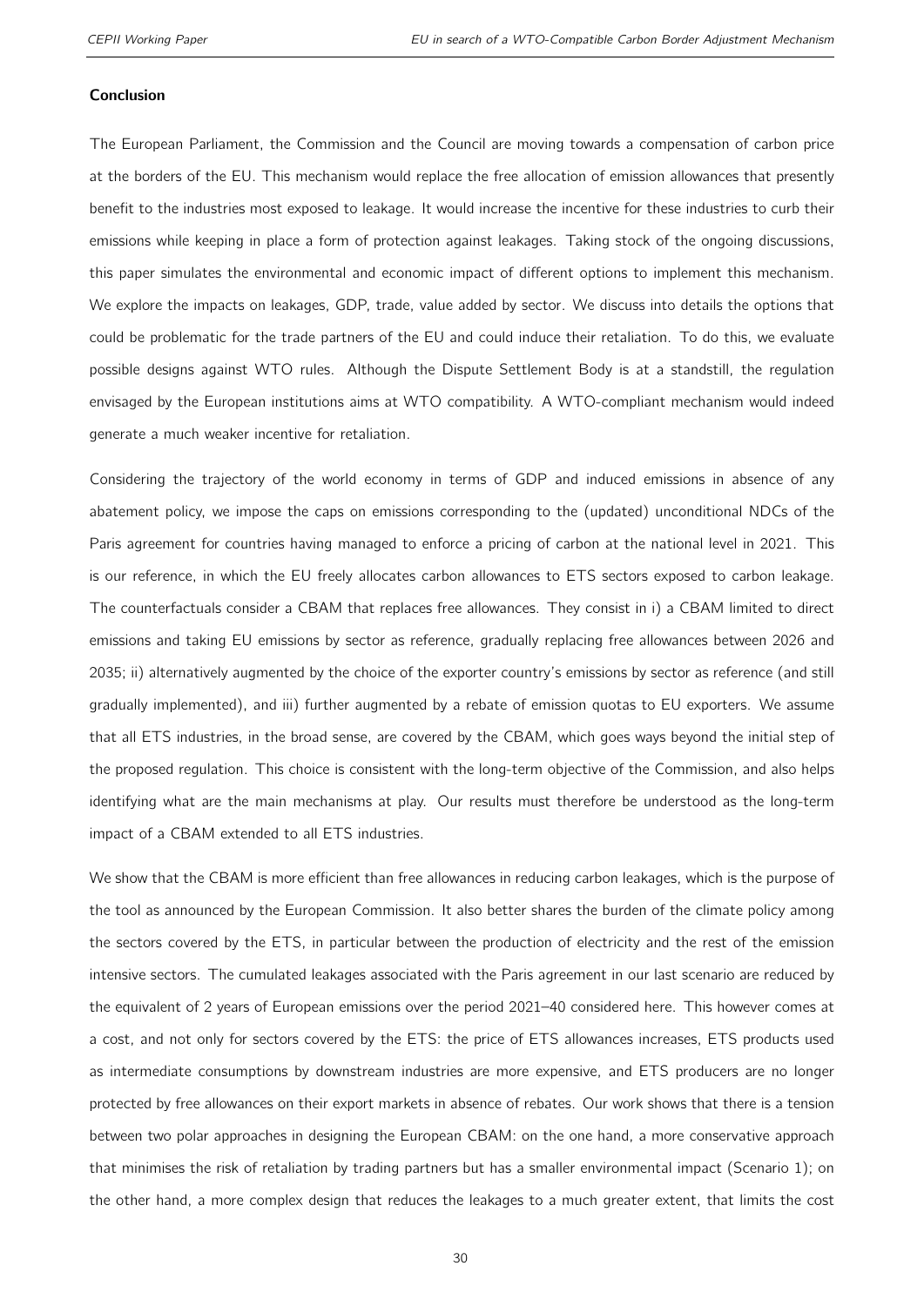## Conclusion

The European Parliament, the Commission and the Council are moving towards a compensation of carbon price at the borders of the EU. This mechanism would replace the free allocation of emission allowances that presently benefit to the industries most exposed to leakage. It would increase the incentive for these industries to curb their emissions while keeping in place a form of protection against leakages. Taking stock of the ongoing discussions, this paper simulates the environmental and economic impact of different options to implement this mechanism. We explore the impacts on leakages, GDP, trade, value added by sector. We discuss into details the options that could be problematic for the trade partners of the EU and could induce their retaliation. To do this, we evaluate possible designs against WTO rules. Although the Dispute Settlement Body is at a standstill, the regulation envisaged by the European institutions aims at WTO compatibility. A WTO-compliant mechanism would indeed generate a much weaker incentive for retaliation.

Considering the trajectory of the world economy in terms of GDP and induced emissions in absence of any abatement policy, we impose the caps on emissions corresponding to the (updated) unconditional NDCs of the Paris agreement for countries having managed to enforce a pricing of carbon at the national level in 2021. This is our reference, in which the EU freely allocates carbon allowances to ETS sectors exposed to carbon leakage. The counterfactuals consider a CBAM that replaces free allowances. They consist in i) a CBAM limited to direct emissions and taking EU emissions by sector as reference, gradually replacing free allowances between 2026 and 2035; ii) alternatively augmented by the choice of the exporter country's emissions by sector as reference (and still gradually implemented), and iii) further augmented by a rebate of emission quotas to EU exporters. We assume that all ETS industries, in the broad sense, are covered by the CBAM, which goes ways beyond the initial step of the proposed regulation. This choice is consistent with the long-term objective of the Commission, and also helps identifying what are the main mechanisms at play. Our results must therefore be understood as the long-term impact of a CBAM extended to all ETS industries.

We show that the CBAM is more efficient than free allowances in reducing carbon leakages, which is the purpose of the tool as announced by the European Commission. It also better shares the burden of the climate policy among the sectors covered by the ETS, in particular between the production of electricity and the rest of the emission intensive sectors. The cumulated leakages associated with the Paris agreement in our last scenario are reduced by the equivalent of 2 years of European emissions over the period 2021–40 considered here. This however comes at a cost, and not only for sectors covered by the ETS: the price of ETS allowances increases, ETS products used as intermediate consumptions by downstream industries are more expensive, and ETS producers are no longer protected by free allowances on their export markets in absence of rebates. Our work shows that there is a tension between two polar approaches in designing the European CBAM: on the one hand, a more conservative approach that minimises the risk of retaliation by trading partners but has a smaller environmental impact (Scenario 1); on the other hand, a more complex design that reduces the leakages to a much greater extent, that limits the cost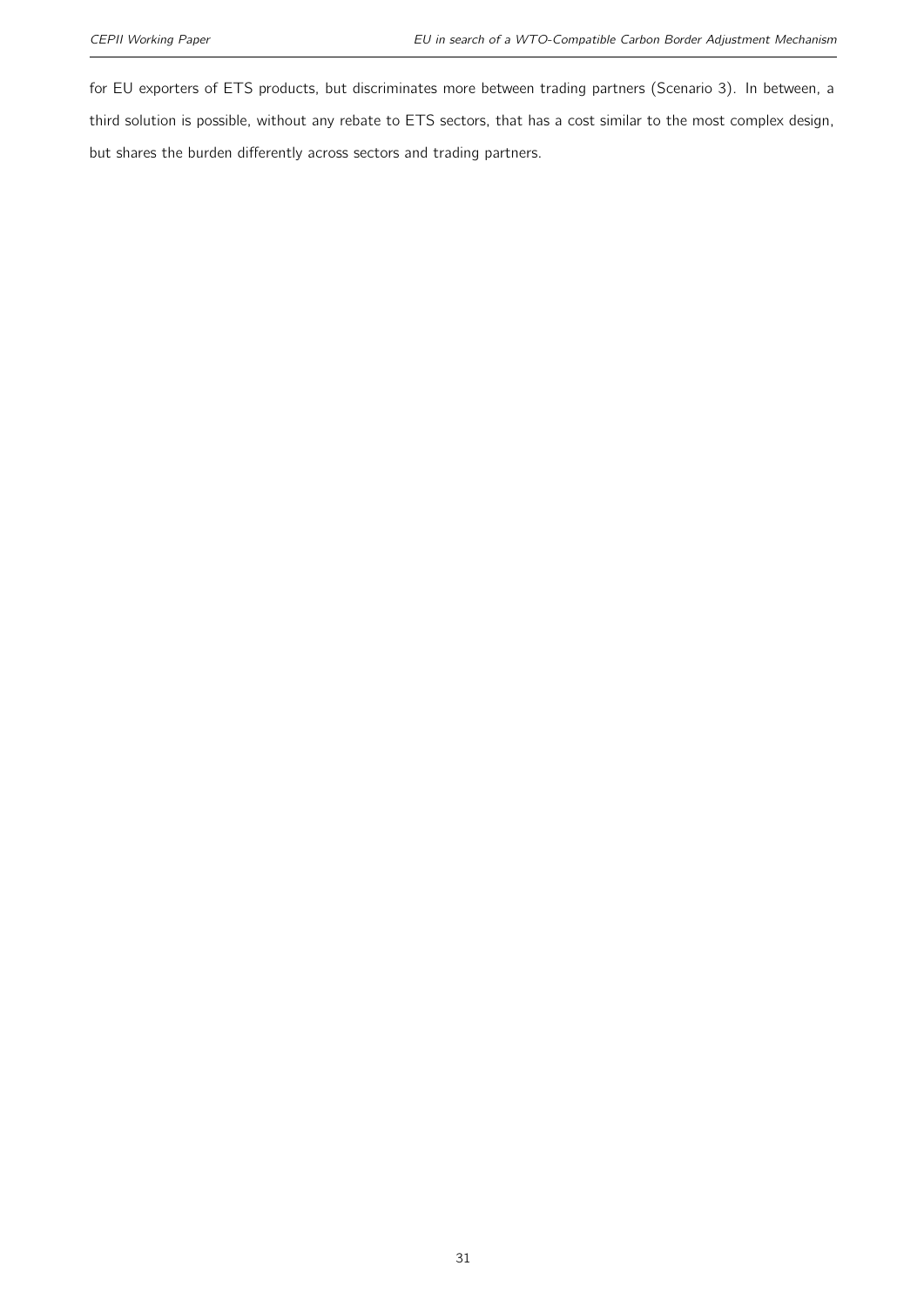for EU exporters of ETS products, but discriminates more between trading partners (Scenario 3). In between, a third solution is possible, without any rebate to ETS sectors, that has a cost similar to the most complex design, but shares the burden differently across sectors and trading partners.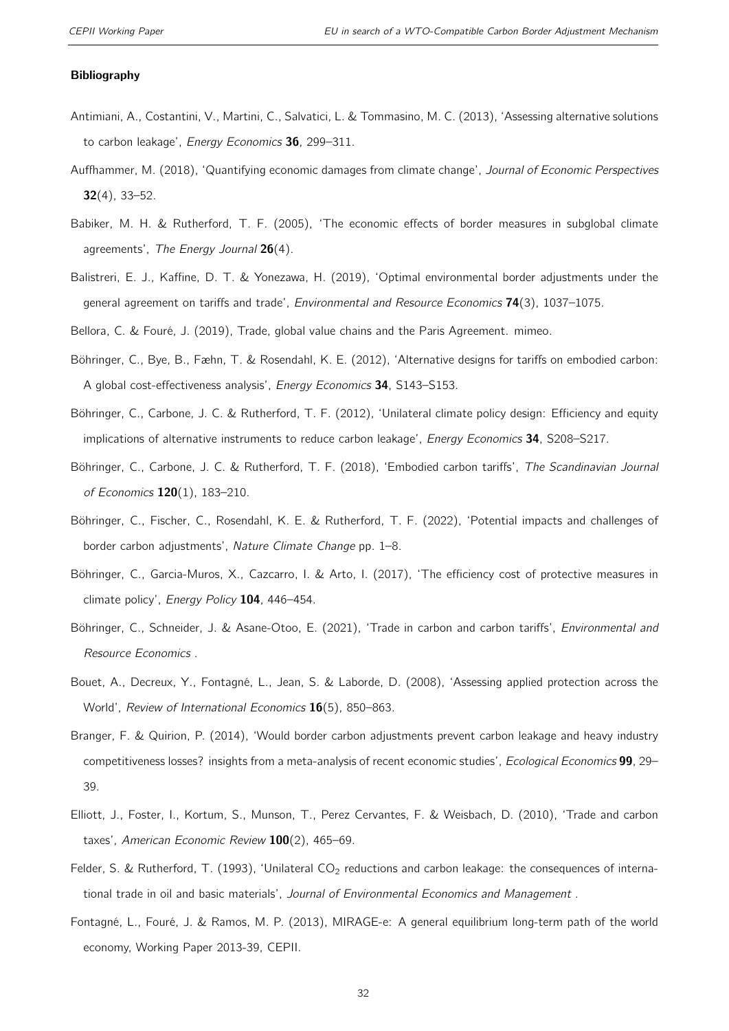#### Bibliography

Antimiani, A., Costantini, V., Martini, C., Salvatici, L. & Tommasino, M. C. (2013), 'Assessing alternative solutions to carbon leakage', *Energy Economics* **36**, 299–311.

Auffhammer, M. (2018), 'Quantifying economic damages from climate change', *Journal of Economic Perspectives* **32**(4), 33–52.

Babiker, M. H. & Rutherford, T. F. (2005), 'The economic effects of border measures in subglobal climate agreements', *The Energy Journal* **26**(4).

Balistreri, E. J., Kaffine, D. T. & Yonezawa, H. (2019), 'Optimal environmental border adjustments under the general agreement on tariffs and trade', *Environmental and Resource Economics* **74**(3), 1037–1075.

Bellora, C. & Fouré, J. (2019), Trade, global value chains and the Paris Agreement. mimeo.

Böhringer, C., Bye, B., Fæhn, T. & Rosendahl, K. E. (2012), 'Alternative designs for tariffs on embodied carbon: A global cost-effectiveness analysis', *Energy Economics* **34**, S143–S153.

Böhringer, C., Carbone, J. C. & Rutherford, T. F. (2012), 'Unilateral climate policy design: Efficiency and equity implications of alternative instruments to reduce carbon leakage', *Energy Economics* **34**, S208–S217.

Böhringer, C., Carbone, J. C. & Rutherford, T. F. (2018), 'Embodied carbon tariffs', *The Scandinavian Journal of Economics* **120**(1), 183–210.

Böhringer, C., Fischer, C., Rosendahl, K. E. & Rutherford, T. F. (2022), 'Potential impacts and challenges of border carbon adjustments', *Nature Climate Change* pp. 1–8.

Böhringer, C., Garcia-Muros, X., Cazcarro, I. & Arto, I. (2017), 'The efficiency cost of protective measures in climate policy', *Energy Policy* **104**, 446–454.

Böhringer, C., Schneider, J. & Asane-Otoo, E. (2021), 'Trade in carbon and carbon tariffs', *Environmental and Resource Economics* .

Bouet, A., Decreux, Y., Fontagné, L., Jean, S. & Laborde, D. (2008), 'Assessing applied protection across the World', *Review of International Economics* **16**(5), 850–863.

Branger, F. & Quirion, P. (2014), 'Would border carbon adjustments prevent carbon leakage and heavy industry competitiveness losses? insights from a meta-analysis of recent economic studies', *Ecological Economics* **99**, 29–39.

Elliott, J., Foster, I., Kortum, S., Munson, T., Perez Cervantes, F. & Weisbach, D. (2010), 'Trade and carbon taxes', *American Economic Review* **100**(2), 465–69.

Felder, S. & Rutherford, T. (1993), 'Unilateral $CO_2$ reductions and carbon leakage: the consequences of international trade in oil and basic materials', *Journal of Environmental Economics and Management* .

Fontagné, L., Fouré, J. & Ramos, M. P. (2013), MIRAGE-e: A general equilibrium long-term path of the world economy, Working Paper 2013-39, CEPII.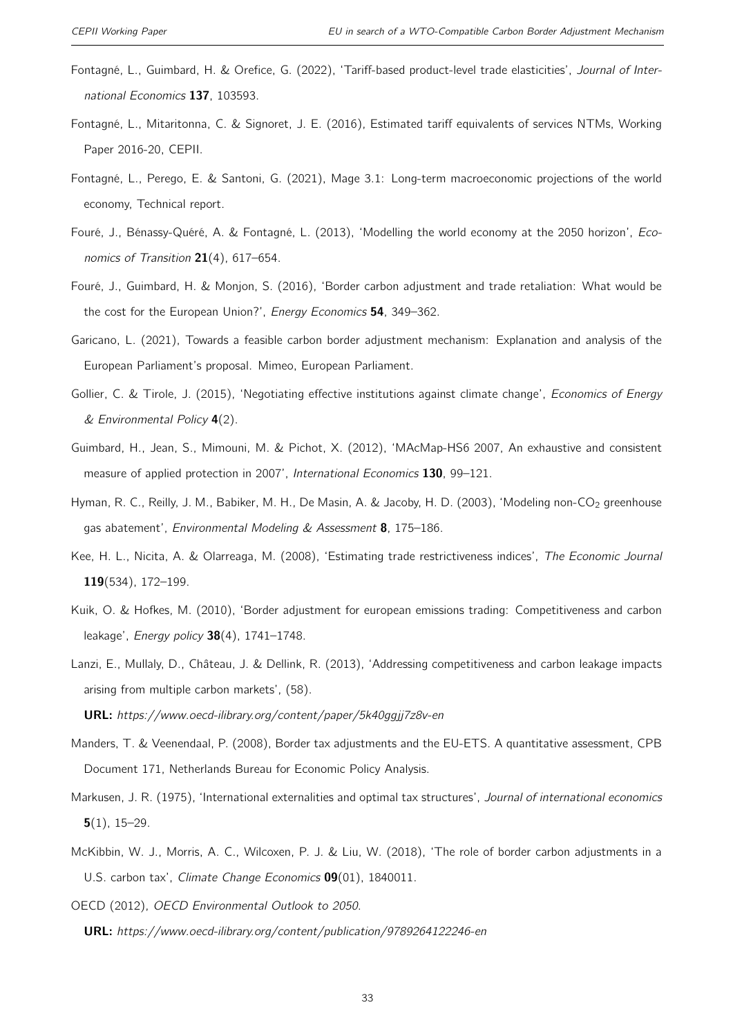Fontagné, L., Guimbard, H. & Orefice, G. (2022), 'Tariff-based product-level trade elasticities', *Journal of International Economics* **137**, 103593.

Fontagné, L., Mitaritonna, C. & Signoret, J. E. (2016), Estimated tariff equivalents of services NTMs, Working Paper 2016-20, CEPII.

Fontagné, L., Perego, E. & Santoni, G. (2021), Mage 3.1: Long-term macroeconomic projections of the world economy, Technical report.

Fouré, J., Bénassy-Quéré, A. & Fontagné, L. (2013), 'Modelling the world economy at the 2050 horizon', *Economics of Transition* **21**(4), 617–654.

Fouré, J., Guimbard, H. & Monjon, S. (2016), 'Border carbon adjustment and trade retaliation: What would be the cost for the European Union?', *Energy Economics* **54**, 349–362.

Garicano, L. (2021), Towards a feasible carbon border adjustment mechanism: Explanation and analysis of the European Parliament's proposal. Mimeo, European Parliament.

Gollier, C. & Tirole, J. (2015), 'Negotiating effective institutions against climate change', *Economics of Energy & Environmental Policy* **4**(2).

Guimbard, H., Jean, S., Mimouni, M. & Pichot, X. (2012), 'MAcMap-HS6 2007, An exhaustive and consistent measure of applied protection in 2007', *International Economics* **130**, 99–121.

Hyman, R. C., Reilly, J. M., Babiker, M. H., De Masin, A. & Jacoby, H. D. (2003), 'Modeling non-$CO_2$ greenhouse gas abatement', *Environmental Modeling & Assessment* **8**, 175–186.

Kee, H. L., Nicita, A. & Olarreaga, M. (2008), 'Estimating trade restrictiveness indices', *The Economic Journal* **119**(534), 172–199.

Kuik, O. & Hofkes, M. (2010), 'Border adjustment for european emissions trading: Competitiveness and carbon leakage', *Energy policy* **38**(4), 1741–1748.

Lanzi, E., Mullaly, D., Château, J. & Dellink, R. (2013), 'Addressing competitiveness and carbon leakage impacts arising from multiple carbon markets', (58).

**URL:** *https://www.oecd-ilibrary.org/content/paper/5k40ggjj7z8v-en*

Manders, T. & Veenendaal, P. (2008), Border tax adjustments and the EU-ETS. A quantitative assessment, CPB Document 171, Netherlands Bureau for Economic Policy Analysis.

Markusen, J. R. (1975), 'International externalities and optimal tax structures', *Journal of international economics* **5**(1), 15–29.

McKibbin, W. J., Morris, A. C., Wilcoxen, P. J. & Liu, W. (2018), 'The role of border carbon adjustments in a U.S. carbon tax', *Climate Change Economics* **09**(01), 1840011.

OECD (2012), *OECD Environmental Outlook to 2050*.

**URL:** *https://www.oecd-ilibrary.org/content/publication/9789264122246-en*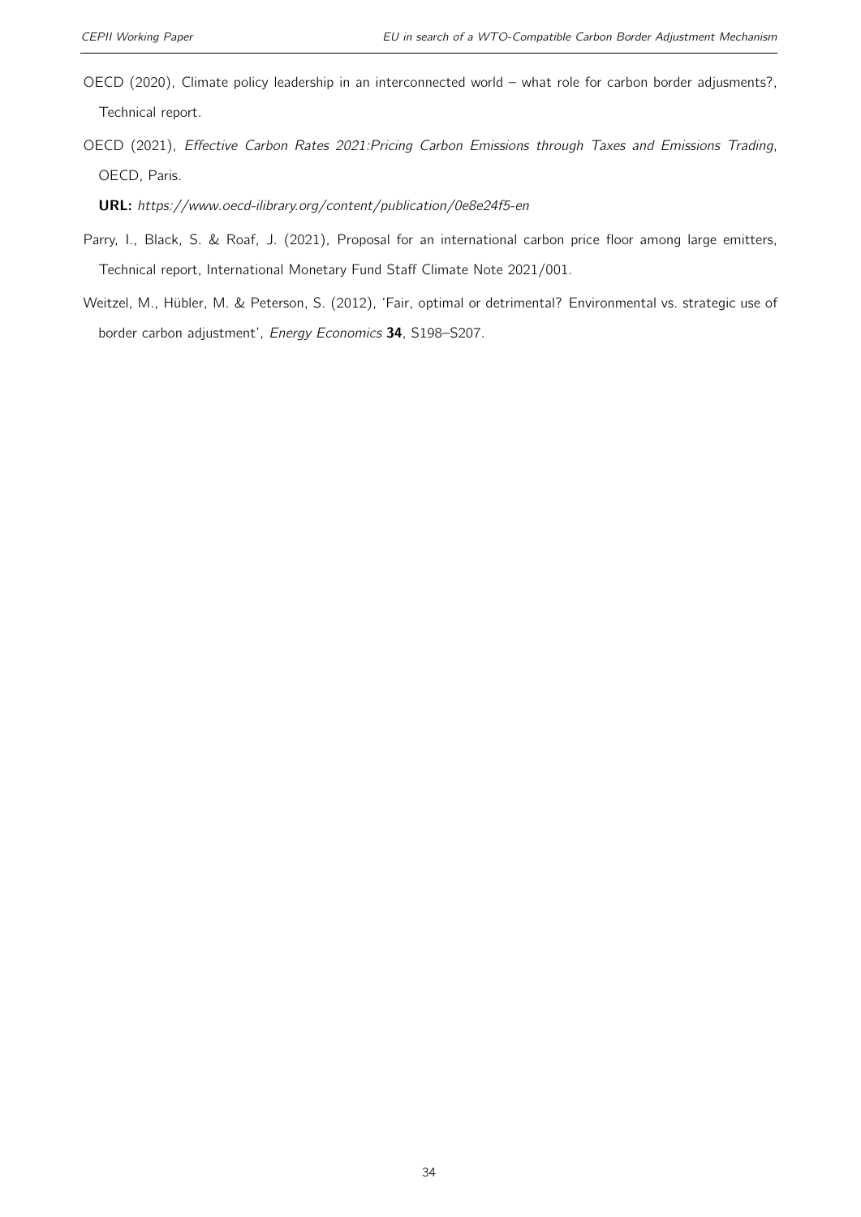OECD (2020), Climate policy leadership in an interconnected world – what role for carbon border adjusments?, Technical report.

OECD (2021), *Effective Carbon Rates 2021:Pricing Carbon Emissions through Taxes and Emissions Trading*, OECD, Paris.

**URL:** *https://www.oecd-ilibrary.org/content/publication/0e8e24f5-en*

Parry, I., Black, S. & Roaf, J. (2021), Proposal for an international carbon price floor among large emitters, Technical report, International Monetary Fund Staff Climate Note 2021/001.

Weitzel, M., Hübler, M. & Peterson, S. (2012), 'Fair, optimal or detrimental? Environmental vs. strategic use of border carbon adjustment', *Energy Economics* **34**, S198–S207.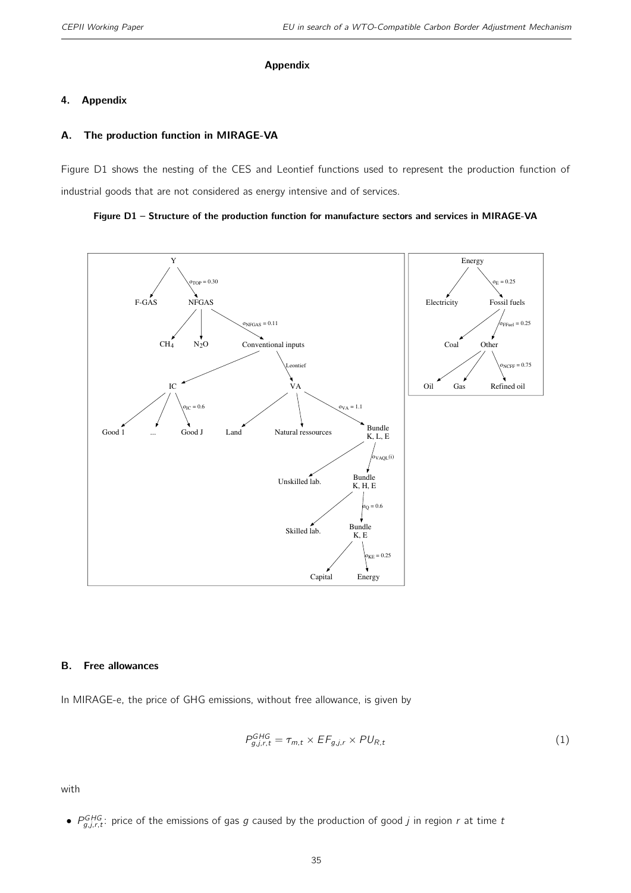**Appendix**

## 4. Appendix

### A. The production function in MIRAGE-VA

Figure D1 shows the nesting of the CES and Leontief functions used to represent the production function of industrial goods that are not considered as energy intensive and of services.

**Figure D1 – Structure of the production function for manufacture sectors and services in MIRAGE-VA**

### B. Free allowances

In MIRAGE-e, the price of GHG emissions, without free allowance, is given by

$$P^{GHG}_{g,j,r,t} = \tau_{m,t} \times EF_{g,j,r} \times PU_{R,t} \tag{1}$$

with

- $P^{GHG}_{g,j,r,t}$: price of the emissions of gas $g$ caused by the production of good $j$ in region $r$ at time $t$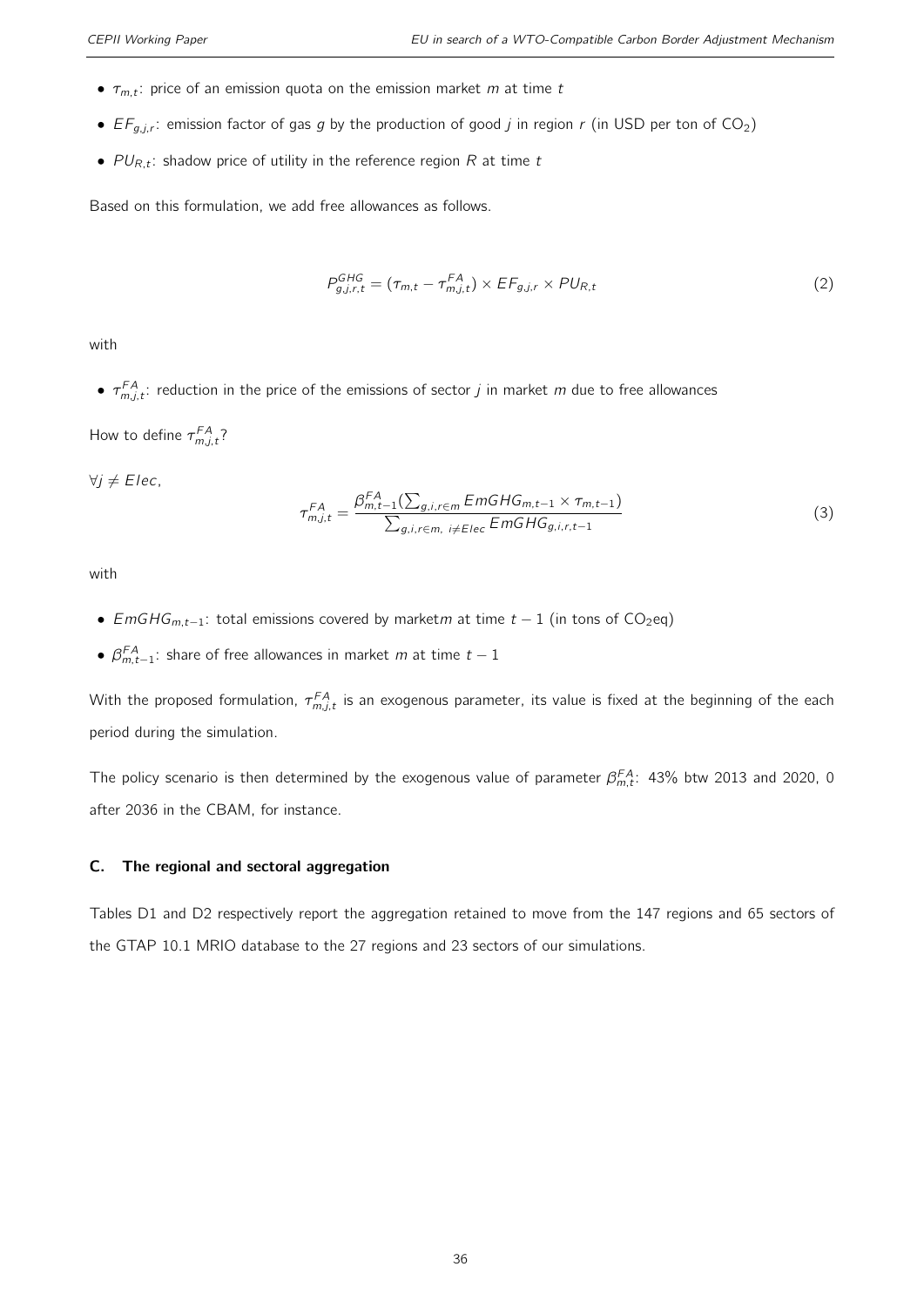- $\tau_{m,t}$: price of an emission quota on the emission market $m$ at time $t$
- $EF_{g,j,r}$: emission factor of gas $g$ by the production of good $j$ in region $r$ (in USD per ton of $CO_2$)
- $PU_{R,t}$: shadow price of utility in the reference region $R$ at time $t$

Based on this formulation, we add free allowances as follows.

$$P^{GHG}_{g,j,r,t} = (\tau_{m,t} - \tau^{FA}_{m,j,t}) \times EF_{g,j,r} \times PU_{R,t} \tag{2}$$

with

- $\tau^{FA}_{m,j,t}$: reduction in the price of the emissions of sector $j$ in market $m$ due to free allowances

How to define $\tau^{FA}_{m,j,t}$?

$\forall j \neq Elec$,

$$\tau^{FA}_{m,j,t} = \frac{\beta^{FA}_{m,t-1}(\sum_{g,i,r \in m} EmGHG_{m,t-1} \times \tau_{m,t-1})}{\sum_{g,i,r \in m,\ i \neq Elec} EmGHG_{g,i,r,t-1}} \tag{3}$$

with

- $EmGHG_{m,t-1}$: total emissions covered by market$m$ at time $t-1$ (in tons of $CO_2$eq)
- $\beta^{FA}_{m,t-1}$: share of free allowances in market $m$ at time $t-1$

With the proposed formulation, $\tau^{FA}_{m,j,t}$ is an exogenous parameter, its value is fixed at the beginning of the each period during the simulation.

The policy scenario is then determined by the exogenous value of parameter $\beta^{FA}_{m,t}$: 43% btw 2013 and 2020, 0 after 2036 in the CBAM, for instance.

### C. The regional and sectoral aggregation

Tables D1 and D2 respectively report the aggregation retained to move from the 147 regions and 65 sectors of the GTAP 10.1 MRIO database to the 27 regions and 23 sectors of our simulations.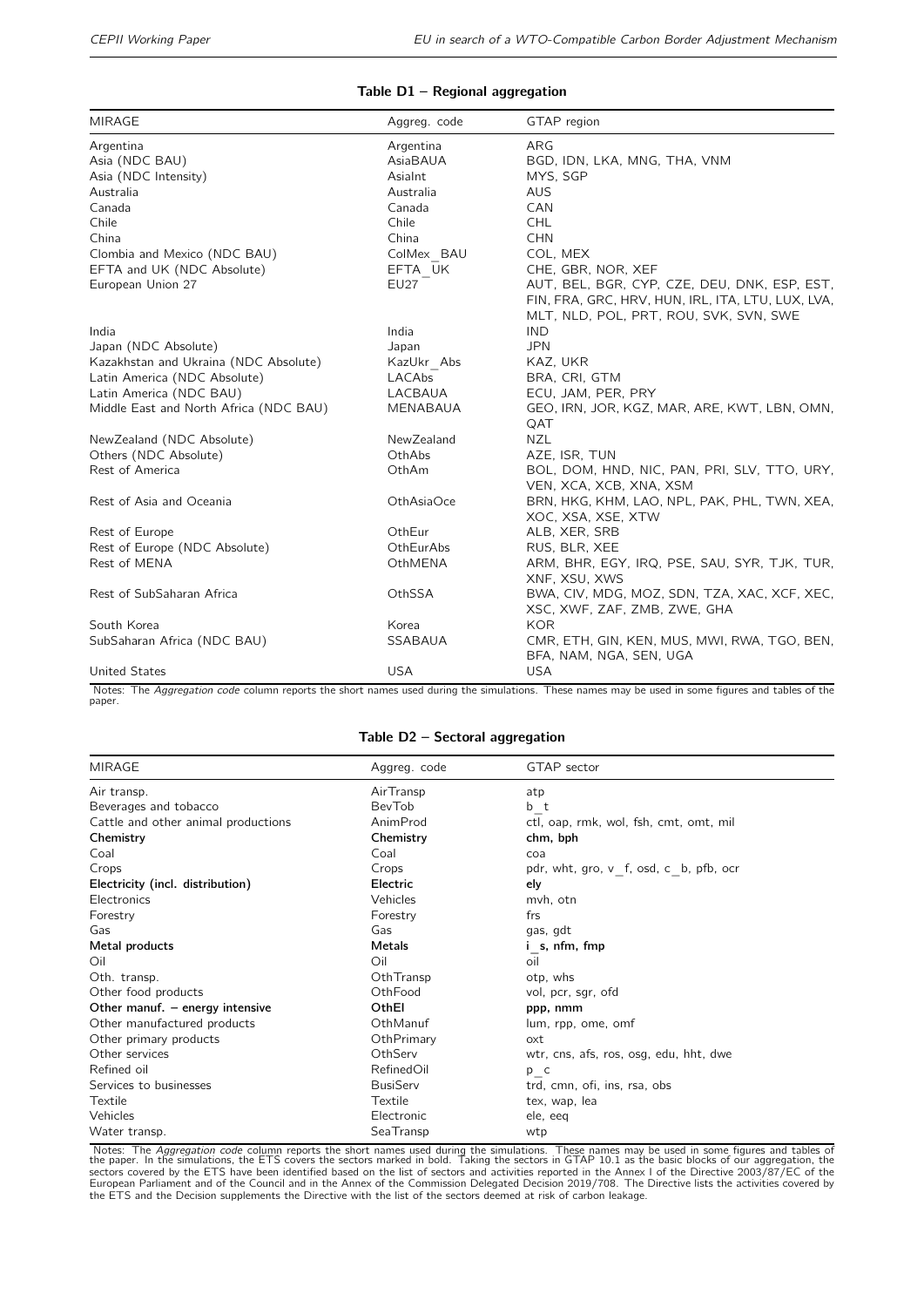**Table D1 – Regional aggregation**

| MIRAGE | Aggreg. code | GTAP region |
|---|---|---|
| Argentina | Argentina | ARG |
| Asia (NDC BAU) | AsiaBAUA | BGD, IDN, LKA, MNG, THA, VNM |
| Asia (NDC Intensity) | AsiaInt | MYS, SGP |
| Australia | Australia | AUS |
| Canada | Canada | CAN |
| Chile | Chile | CHL |
| China | China | CHN |
| Clombia and Mexico (NDC BAU) | ColMex_BAU | COL, MEX |
| EFTA and UK (NDC Absolute) | EFTA_UK | CHE, GBR, NOR, XEF |
| European Union 27 | EU27 | AUT, BEL, BGR, CYP, CZE, DEU, DNK, ESP, EST, FIN, FRA, GRC, HRV, HUN, IRL, ITA, LTU, LUX, LVA, MLT, NLD, POL, PRT, ROU, SVK, SVN, SWE |
| India | India | IND |
| Japan (NDC Absolute) | Japan | JPN |
| Kazakhstan and Ukraina (NDC Absolute) | KazUkr_Abs | KAZ, UKR |
| Latin America (NDC Absolute) | LACAbs | BRA, CRI, GTM |
| Latin America (NDC BAU) | LACBAUA | ECU, JAM, PER, PRY |
| Middle East and North Africa (NDC BAU) | MENABAUA | GEO, IRN, JOR, KGZ, MAR, ARE, KWT, LBN, OMN, QAT |
| NewZealand (NDC Absolute) | NewZealand | NZL |
| Others (NDC Absolute) | OthAbs | AZE, ISR, TUN |
| Rest of America | OthAm | BOL, DOM, HND, NIC, PAN, PRI, SLV, TTO, URY, VEN, XCA, XCB, XNA, XSM |
| Rest of Asia and Oceania | OthAsiaOce | BRN, HKG, KHM, LAO, NPL, PAK, PHL, TWN, XEA, XOC, XSA, XSE, XTW |
| Rest of Europe | OthEur | ALB, XER, SRB |
| Rest of Europe (NDC Absolute) | OthEurAbs | RUS, BLR, XEE |
| Rest of MENA | OthMENA | ARM, BHR, EGY, IRQ, PSE, SAU, SYR, TJK, TUR, XNF, XSU, XWS |
| Rest of SubSaharan Africa | OthSSA | BWA, CIV, MDG, MOZ, SDN, TZA, XAC, XCF, XEC, XSC, XWF, ZAF, ZMB, ZWE, GHA |
| South Korea | Korea | KOR |
| SubSaharan Africa (NDC BAU) | SSABAUA | CMR, ETH, GIN, KEN, MUS, MWI, RWA, TGO, BEN, BFA, NAM, NGA, SEN, UGA |
| United States | USA | USA |

Notes: The *Aggregation code* column reports the short names used during the simulations. These names may be used in some figures and tables of the paper.

**Table D2 – Sectoral aggregation**

| MIRAGE | Aggreg. code | GTAP sector |
|---|---|---|
| Air transp. | AirTransp | atp |
| Beverages and tobacco | BevTob | b_t |
| Cattle and other animal productions | AnimProd | ctl, oap, rmk, wol, fsh, cmt, omt, mil |
| **Chemistry** | **Chemistry** | **chm, bph** |
| Coal | Coal | coa |
| Crops | Crops | pdr, wht, gro, v_f, osd, c_b, pfb, ocr |
| **Electricity (incl. distribution)** | **Electric** | **ely** |
| Electronics | Vehicles | mvh, otn |
| Forestry | Forestry | frs |
| Gas | Gas | gas, gdt |
| **Metal products** | **Metals** | **i_s, nfm, fmp** |
| Oil | Oil | oil |
| Oth. transp. | OthTransp | otp, whs |
| Other food products | OthFood | vol, pcr, sgr, ofd |
| **Other manuf. – energy intensive** | **OthEI** | **ppp, nmm** |
| Other manufactured products | OthManuf | lum, rpp, ome, omf |
| Other primary products | OthPrimary | oxt |
| Other services | OthServ | wtr, cns, afs, ros, osg, edu, hht, dwe |
| Refined oil | RefinedOil | p_c |
| Services to businesses | BusiServ | trd, cmn, ofi, ins, rsa, obs |
| Textile | Textile | tex, wap, lea |
| Vehicles | Electronic | ele, eeq |
| Water transp. | SeaTransp | wtp |

Notes: The *Aggregation code* column reports the short names used during the simulations. These names may be used in some figures and tables of the paper. In the simulations, the ETS covers the sectors marked in bold. Taking the sectors in GTAP 10.1 as the basic blocks of our aggregation, the sectors covered by the ETS have been identified based on the list of sectors and activities reported in the Annex I of the Directive 2003/87/EC of the European Parliament and of the Council and in the Annex of the Commission Delegated Decision 2019/708. The Directive lists the activities covered by the ETS and the Decision supplements the Directive with the list of the sectors deemed at risk of carbon leakage.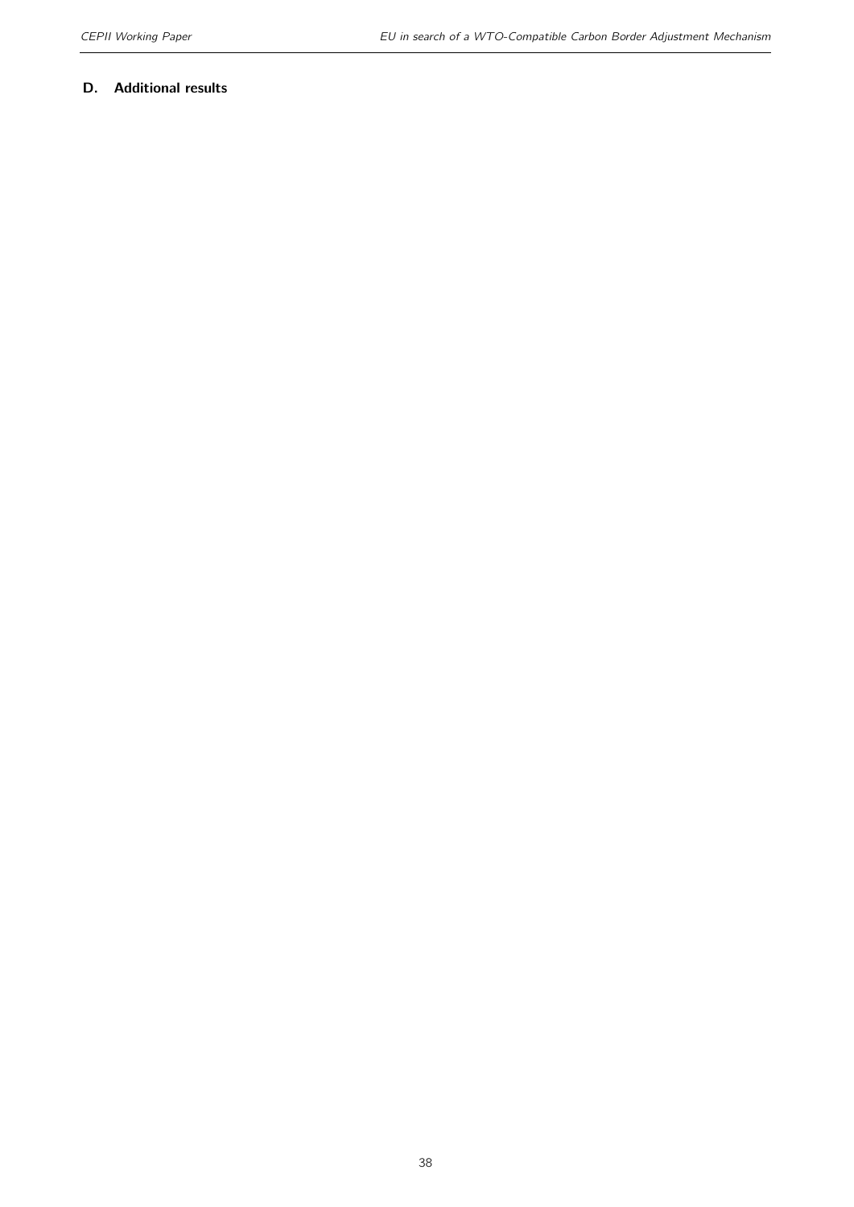## D. Additional results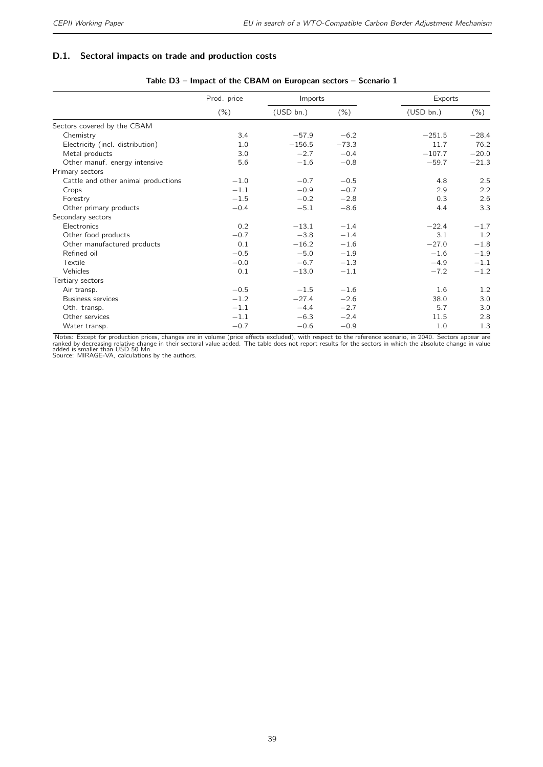### D.1. Sectoral impacts on trade and production costs

**Table D3 – Impact of the CBAM on European sectors – Scenario 1**

| | Prod. price | Imports | | Exports | |
|---|---|---|---|---|---|
| | (%) | (USD bn.) | (%) | (USD bn.) | (%) |
| Sectors covered by the CBAM | | | | | |
| Chemistry | 3.4 | −57.9 | −6.2 | −251.5 | −28.4 |
| Electricity (incl. distribution) | 1.0 | −156.5 | −73.3 | 11.7 | 76.2 |
| Metal products | 3.0 | −2.7 | −0.4 | −107.7 | −20.0 |
| Other manuf. energy intensive | 5.6 | −1.6 | −0.8 | −59.7 | −21.3 |
| Primary sectors | | | | | |
| Cattle and other animal productions | −1.0 | −0.7 | −0.5 | 4.8 | 2.5 |
| Crops | −1.1 | −0.9 | −0.7 | 2.9 | 2.2 |
| Forestry | −1.5 | −0.2 | −2.8 | 0.3 | 2.6 |
| Other primary products | −0.4 | −5.1 | −8.6 | 4.4 | 3.3 |
| Secondary sectors | | | | | |
| Electronics | 0.2 | −13.1 | −1.4 | −22.4 | −1.7 |
| Other food products | −0.7 | −3.8 | −1.4 | 3.1 | 1.2 |
| Other manufactured products | 0.1 | −16.2 | −1.6 | −27.0 | −1.8 |
| Refined oil | −0.5 | −5.0 | −1.9 | −1.6 | −1.9 |
| Textile | −0.0 | −6.7 | −1.3 | −4.9 | −1.1 |
| Vehicles | 0.1 | −13.0 | −1.1 | −7.2 | −1.2 |
| Tertiary sectors | | | | | |
| Air transp. | −0.5 | −1.5 | −1.6 | 1.6 | 1.2 |
| Business services | −1.2 | −27.4 | −2.6 | 38.0 | 3.0 |
| Oth. transp. | −1.1 | −4.4 | −2.7 | 5.7 | 3.0 |
| Other services | −1.1 | −6.3 | −2.4 | 11.5 | 2.8 |
| Water transp. | −0.7 | −0.6 | −0.9 | 1.0 | 1.3 |

Notes: Except for production prices, changes are in volume (price effects excluded), with respect to the reference scenario, in 2040. Sectors appear are ranked by decreasing relative change in their sectoral value added. The table does not report results for the sectors in which the absolute change in value added is smaller than USD 50 Mn.
Source: MIRAGE-VA, calculations by the authors.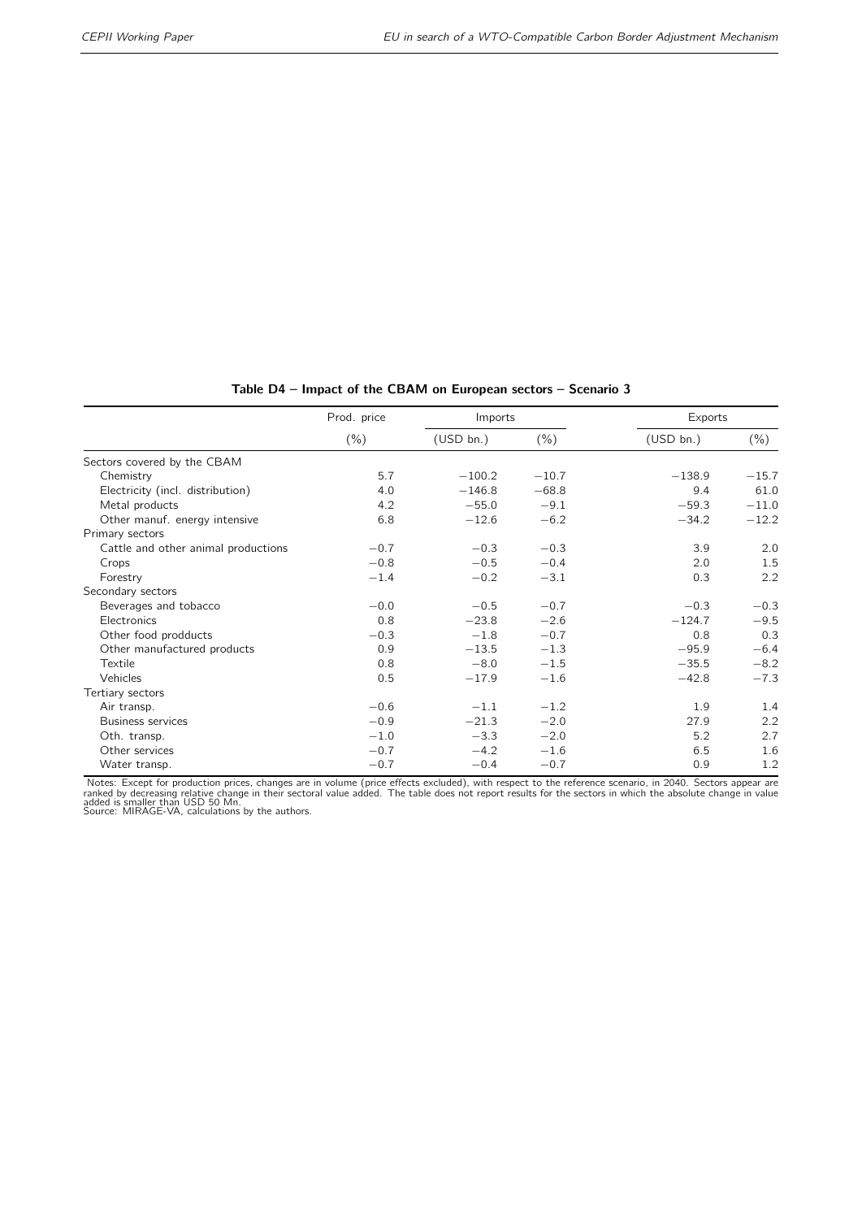**Table D4 – Impact of the CBAM on European sectors – Scenario 3**

| | Prod. price | Imports | | Exports | |
|---|---|---|---|---|---|
| | (%) | (USD bn.) | (%) | (USD bn.) | (%) |
| Sectors covered by the CBAM | | | | | |
| Chemistry | 5.7 | −100.2 | −10.7 | −138.9 | −15.7 |
| Electricity (incl. distribution) | 4.0 | −146.8 | −68.8 | 9.4 | 61.0 |
| Metal products | 4.2 | −55.0 | −9.1 | −59.3 | −11.0 |
| Other manuf. energy intensive | 6.8 | −12.6 | −6.2 | −34.2 | −12.2 |
| Primary sectors | | | | | |
| Cattle and other animal productions | −0.7 | −0.3 | −0.3 | 3.9 | 2.0 |
| Crops | −0.8 | −0.5 | −0.4 | 2.0 | 1.5 |
| Forestry | −1.4 | −0.2 | −3.1 | 0.3 | 2.2 |
| Secondary sectors | | | | | |
| Beverages and tobacco | −0.0 | −0.5 | −0.7 | −0.3 | −0.3 |
| Electronics | 0.8 | −23.8 | −2.6 | −124.7 | −9.5 |
| Other food prodducts | −0.3 | −1.8 | −0.7 | 0.8 | 0.3 |
| Other manufactured products | 0.9 | −13.5 | −1.3 | −95.9 | −6.4 |
| Textile | 0.8 | −8.0 | −1.5 | −35.5 | −8.2 |
| Vehicles | 0.5 | −17.9 | −1.6 | −42.8 | −7.3 |
| Tertiary sectors | | | | | |
| Air transp. | −0.6 | −1.1 | −1.2 | 1.9 | 1.4 |
| Business services | −0.9 | −21.3 | −2.0 | 27.9 | 2.2 |
| Oth. transp. | −1.0 | −3.3 | −2.0 | 5.2 | 2.7 |
| Other services | −0.7 | −4.2 | −1.6 | 6.5 | 1.6 |
| Water transp. | −0.7 | −0.4 | −0.7 | 0.9 | 1.2 |

Notes: Except for production prices, changes are in volume (price effects excluded), with respect to the reference scenario, in 2040. Sectors appear are ranked by decreasing relative change in their sectoral value added. The table does not report results for the sectors in which the absolute change in value added is smaller than USD 50 Mn.
Source: MIRAGE-VA, calculations by the authors.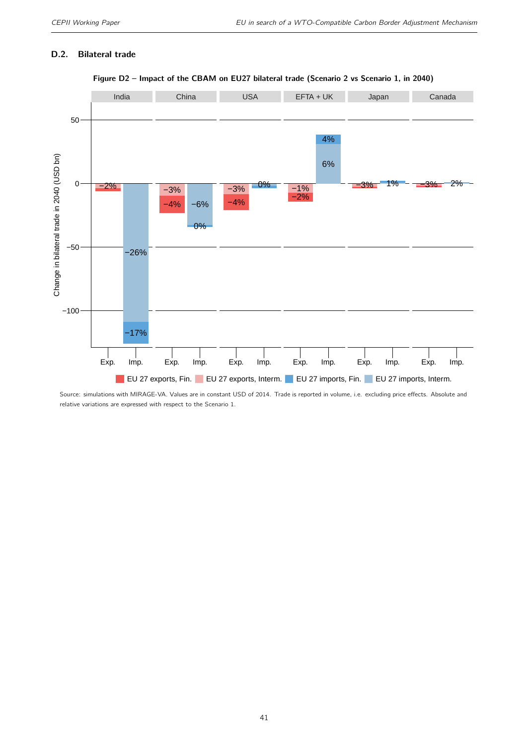## D.2. Bilateral trade

**Figure D2 – Impact of the CBAM on EU27 bilateral trade (Scenario 2 vs Scenario 1, in 2040)**

Source: simulations with MIRAGE-VA. Values are in constant USD of 2014. Trade is reported in volume, i.e. excluding price effects. Absolute and relative variations are expressed with respect to the Scenario 1.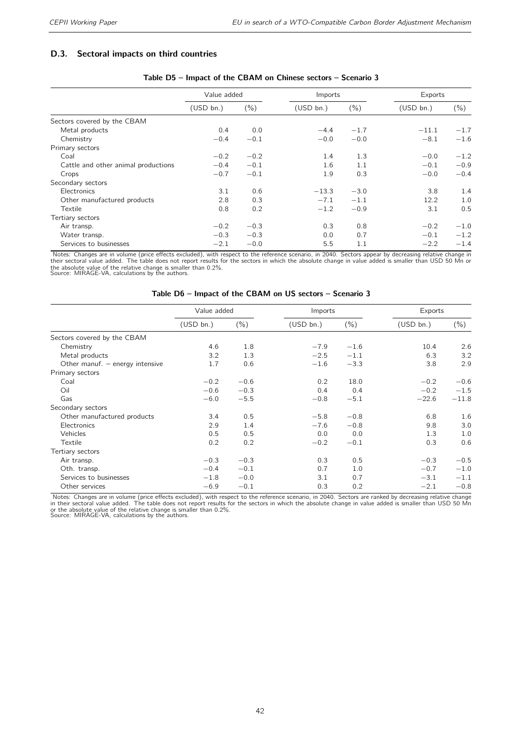### D.3. Sectoral impacts on third countries

**Table D5 – Impact of the CBAM on Chinese sectors – Scenario 3**

| | Value added | | Imports | | Exports | |
|---|---|---|---|---|---|---|
| | (USD bn.) | (%) | (USD bn.) | (%) | (USD bn.) | (%) |
| Sectors covered by the CBAM | | | | | | |
| Metal products | 0.4 | 0.0 | −4.4 | −1.7 | −11.1 | −1.7 |
| Chemistry | −0.4 | −0.1 | −0.0 | −0.0 | −8.1 | −1.6 |
| Primary sectors | | | | | | |
| Coal | −0.2 | −0.2 | 1.4 | 1.3 | −0.0 | −1.2 |
| Cattle and other animal productions | −0.4 | −0.1 | 1.6 | 1.1 | −0.1 | −0.9 |
| Crops | −0.7 | −0.1 | 1.9 | 0.3 | −0.0 | −0.4 |
| Secondary sectors | | | | | | |
| Electronics | 3.1 | 0.6 | −13.3 | −3.0 | 3.8 | 1.4 |
| Other manufactured products | 2.8 | 0.3 | −7.1 | −1.1 | 12.2 | 1.0 |
| Textile | 0.8 | 0.2 | −1.2 | −0.9 | 3.1 | 0.5 |
| Tertiary sectors | | | | | | |
| Air transp. | −0.2 | −0.3 | 0.3 | 0.8 | −0.2 | −1.0 |
| Water transp. | −0.3 | −0.3 | 0.0 | 0.7 | −0.1 | −1.2 |
| Services to businesses | −2.1 | −0.0 | 5.5 | 1.1 | −2.2 | −1.4 |

Notes: Changes are in volume (price effects excluded), with respect to the reference scenario, in 2040. Sectors appear by decreasing relative change in their sectoral value added. The table does not report results for the sectors in which the absolute change in value added is smaller than USD 50 Mn or the absolute value of the relative change is smaller than 0.2%.
Source: MIRAGE-VA, calculations by the authors.

**Table D6 – Impact of the CBAM on US sectors – Scenario 3**

| | Value added | | Imports | | Exports | |
|---|---|---|---|---|---|---|
| | (USD bn.) | (%) | (USD bn.) | (%) | (USD bn.) | (%) |
| Sectors covered by the CBAM | | | | | | |
| Chemistry | 4.6 | 1.8 | −7.9 | −1.6 | 10.4 | 2.6 |
| Metal products | 3.2 | 1.3 | −2.5 | −1.1 | 6.3 | 3.2 |
| Other manuf. − energy intensive | 1.7 | 0.6 | −1.6 | −3.3 | 3.8 | 2.9 |
| Primary sectors | | | | | | |
| Coal | −0.2 | −0.6 | 0.2 | 18.0 | −0.2 | −0.6 |
| Oil | −0.6 | −0.3 | 0.4 | 0.4 | −0.2 | −1.5 |
| Gas | −6.0 | −5.5 | −0.8 | −5.1 | −22.6 | −11.8 |
| Secondary sectors | | | | | | |
| Other manufactured products | 3.4 | 0.5 | −5.8 | −0.8 | 6.8 | 1.6 |
| Electronics | 2.9 | 1.4 | −7.6 | −0.8 | 9.8 | 3.0 |
| Vehicles | 0.5 | 0.5 | 0.0 | 0.0 | 1.3 | 1.0 |
| Textile | 0.2 | 0.2 | −0.2 | −0.1 | 0.3 | 0.6 |
| Tertiary sectors | | | | | | |
| Air transp. | −0.3 | −0.3 | 0.3 | 0.5 | −0.3 | −0.5 |
| Oth. transp. | −0.4 | −0.1 | 0.7 | 1.0 | −0.7 | −1.0 |
| Services to businesses | −1.8 | −0.0 | 3.1 | 0.7 | −3.1 | −1.1 |
| Other services | −6.9 | −0.1 | 0.3 | 0.2 | −2.1 | −0.8 |

Notes: Changes are in volume (price effects excluded), with respect to the reference scenario, in 2040. Sectors are ranked by decreasing relative change in their sectoral value added. The table does not report results for the sectors in which the absolute change in value added is smaller than USD 50 Mn or the absolute value of the relative change is smaller than 0.2%.
Source: MIRAGE-VA, calculations by the authors.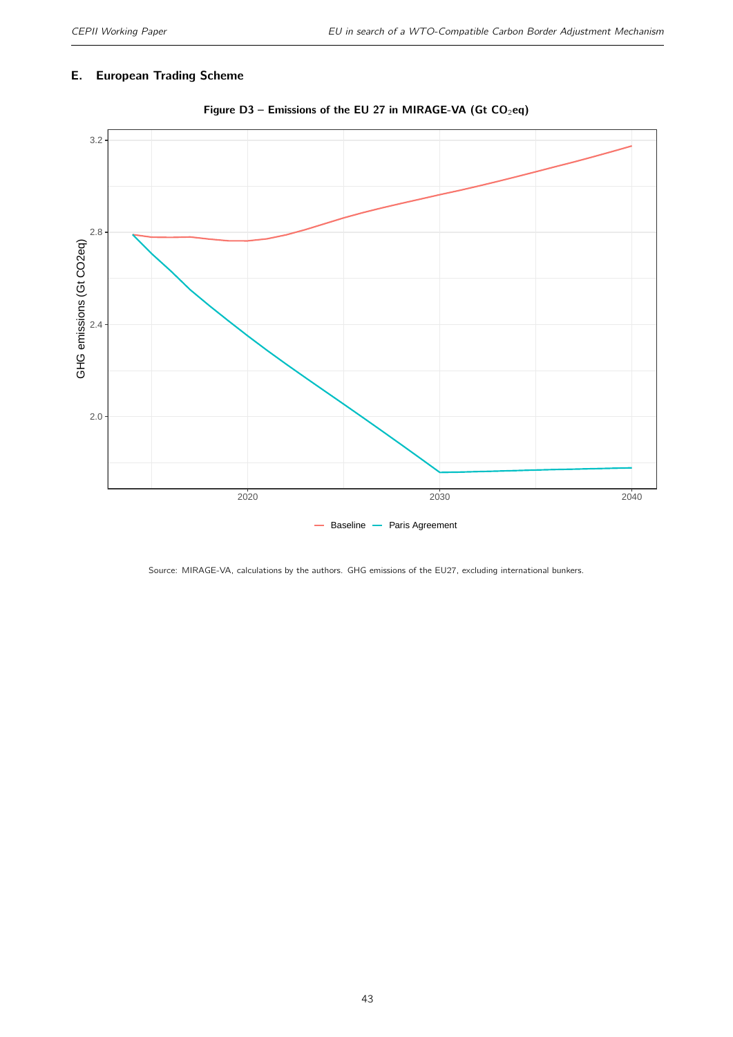## E. European Trading Scheme

**Figure D3 – Emissions of the EU 27 in MIRAGE-VA (Gt $CO_2$eq)**

Source: MIRAGE-VA, calculations by the authors. GHG emissions of the EU27, excluding international bunkers.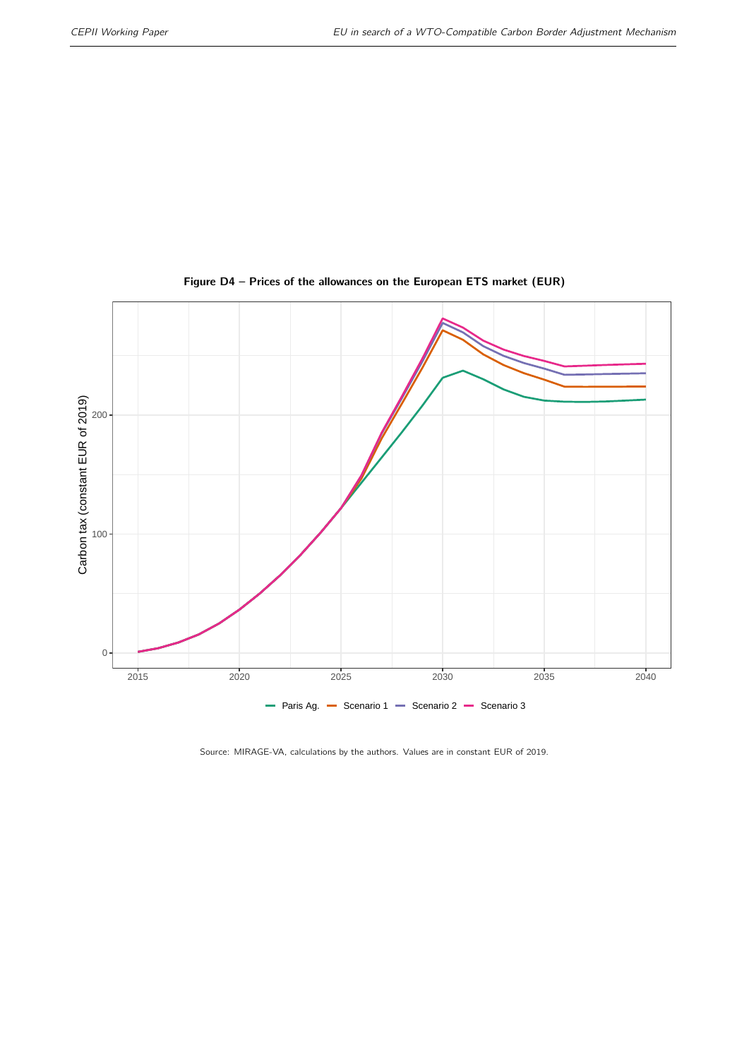**Figure D4 – Prices of the allowances on the European ETS market (EUR)**

Carbon tax (constant EUR of 2019)

0
100
200

2015
2020
2025
2030
2035
2040

Paris Ag.
Scenario 1
Scenario 2
Scenario 3

Source: MIRAGE-VA, calculations by the authors. Values are in constant EUR of 2019.